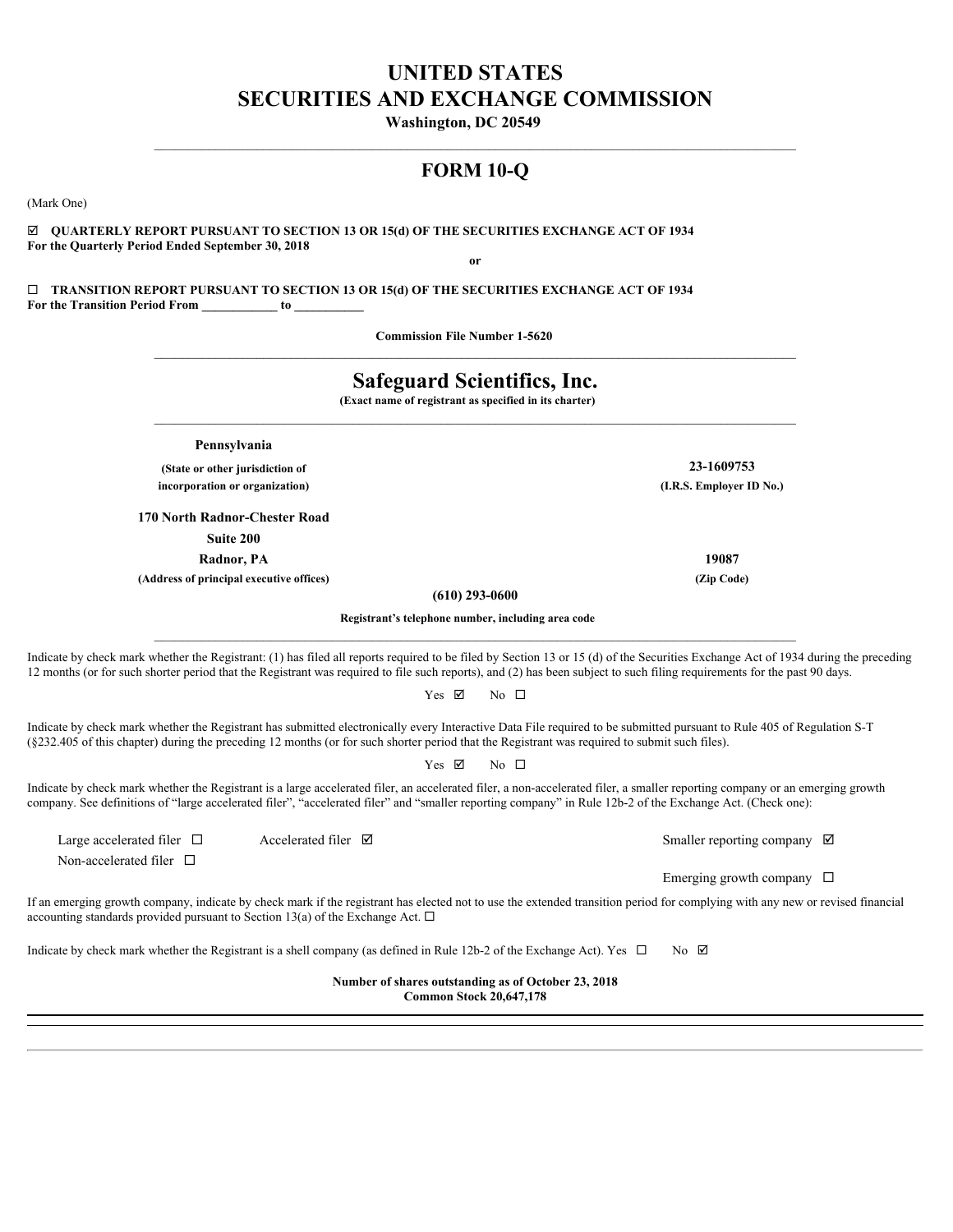# UNITED STATES
# SECURITIES AND EXCHANGE COMMISSION

**Washington, DC 20549**

## FORM 10-Q

(Mark One)

☑ **QUARTERLY REPORT PURSUANT TO SECTION 13 OR 15(d) OF THE SECURITIES EXCHANGE ACT OF 1934**
**For the Quarterly Period Ended September 30, 2018**

**or**

☐ **TRANSITION REPORT PURSUANT TO SECTION 13 OR 15(d) OF THE SECURITIES EXCHANGE ACT OF 1934**
**For the Transition Period From ____________ to ___________**

**Commission File Number 1-5620**

## Safeguard Scientifics, Inc.

**(Exact name of registrant as specified in its charter)**

| | |
|---|---|
| **Pennsylvania** | **23-1609753** |
| **(State or other jurisdiction of incorporation or organization)** | **(I.R.S. Employer ID No.)** |
| **170 North Radnor-Chester Road** | |
| **Suite 200** | |
| **Radnor, PA** | **19087** |
| **(Address of principal executive offices)** | **(Zip Code)** |

**(610) 293-0600**

**Registrant's telephone number, including area code**

Indicate by check mark whether the Registrant: (1) has filed all reports required to be filed by Section 13 or 15 (d) of the Securities Exchange Act of 1934 during the preceding 12 months (or for such shorter period that the Registrant was required to file such reports), and (2) has been subject to such filing requirements for the past 90 days.

Yes ☑ No ☐

Indicate by check mark whether the Registrant has submitted electronically every Interactive Data File required to be submitted pursuant to Rule 405 of Regulation S-T (§232.405 of this chapter) during the preceding 12 months (or for such shorter period that the Registrant was required to submit such files).

Yes ☑ No ☐

Indicate by check mark whether the Registrant is a large accelerated filer, an accelerated filer, a non-accelerated filer, a smaller reporting company or an emerging growth company. See definitions of "large accelerated filer", "accelerated filer" and "smaller reporting company" in Rule 12b-2 of the Exchange Act. (Check one):

| | | |
|---|---|---|
| Large accelerated filer ☐ | Accelerated filer ☑ | Smaller reporting company ☑ |
| Non-accelerated filer ☐ | | |
| | | Emerging growth company ☐ |

If an emerging growth company, indicate by check mark if the registrant has elected not to use the extended transition period for complying with any new or revised financial accounting standards provided pursuant to Section 13(a) of the Exchange Act. ☐

Indicate by check mark whether the Registrant is a shell company (as defined in Rule 12b-2 of the Exchange Act). Yes ☐ No ☑

**Number of shares outstanding as of October 23, 2018**
**Common Stock 20,647,178**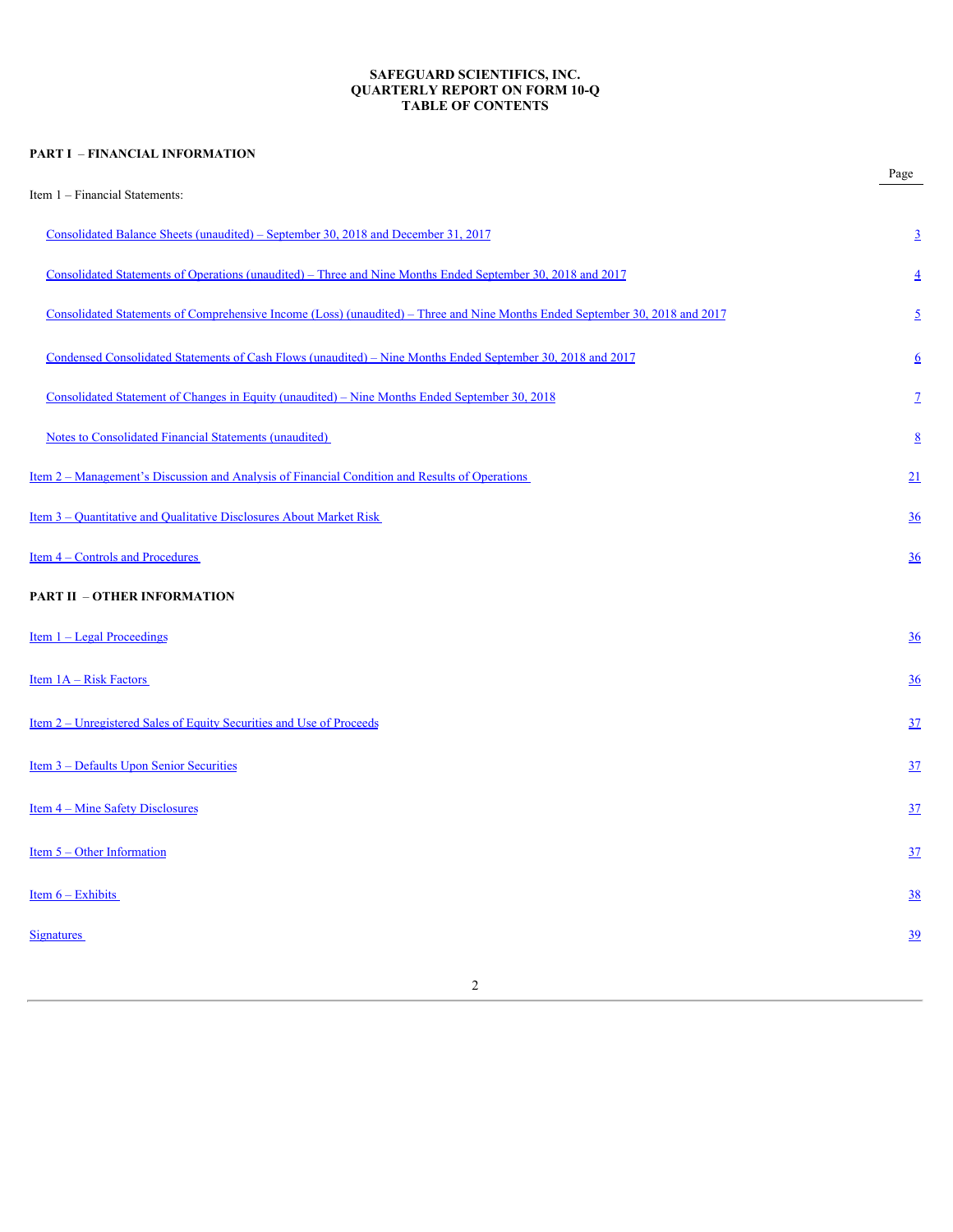# SAFEGUARD SCIENTIFICS, INC.
## QUARTERLY REPORT ON FORM 10-Q
## TABLE OF CONTENTS

**PART I – FINANCIAL INFORMATION**

| | Page |
|---|---|
| Item 1 – Financial Statements: | |
| Consolidated Balance Sheets (unaudited) – September 30, 2018 and December 31, 2017 | 3 |
| Consolidated Statements of Operations (unaudited) – Three and Nine Months Ended September 30, 2018 and 2017 | 4 |
| Consolidated Statements of Comprehensive Income (Loss) (unaudited) – Three and Nine Months Ended September 30, 2018 and 2017 | 5 |
| Condensed Consolidated Statements of Cash Flows (unaudited) – Nine Months Ended September 30, 2018 and 2017 | 6 |
| Consolidated Statement of Changes in Equity (unaudited) – Nine Months Ended September 30, 2018 | 7 |
| Notes to Consolidated Financial Statements (unaudited) | 8 |
| Item 2 – Management's Discussion and Analysis of Financial Condition and Results of Operations | 21 |
| Item 3 – Quantitative and Qualitative Disclosures About Market Risk | 36 |
| Item 4 – Controls and Procedures | 36 |

**PART II – OTHER INFORMATION**

| | |
|---|---|
| Item 1 – Legal Proceedings | 36 |
| Item 1A – Risk Factors | 36 |
| Item 2 – Unregistered Sales of Equity Securities and Use of Proceeds | 37 |
| Item 3 – Defaults Upon Senior Securities | 37 |
| Item 4 – Mine Safety Disclosures | 37 |
| Item 5 – Other Information | 37 |
| Item 6 – Exhibits | 38 |
| Signatures | 39 |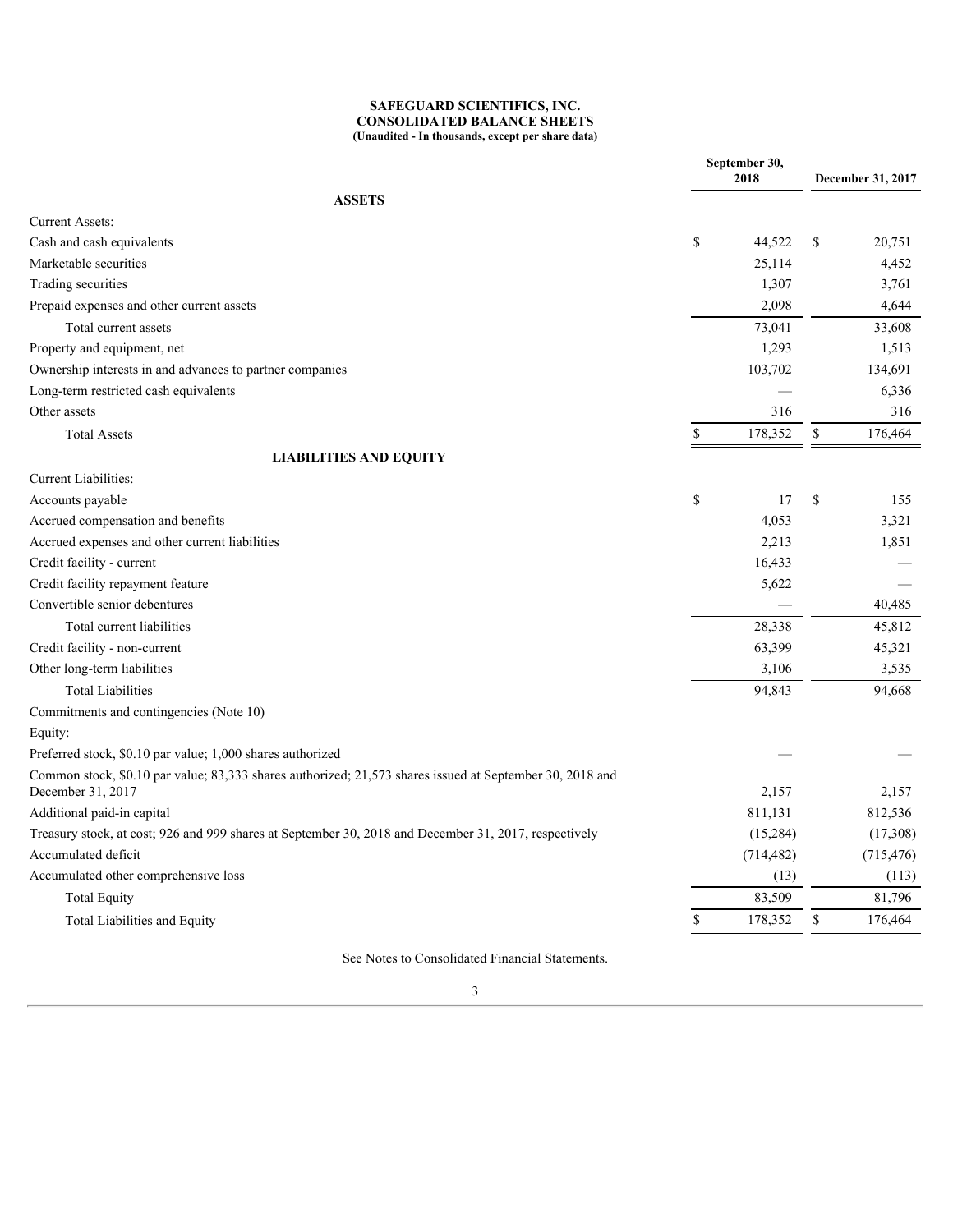**SAFEGUARD SCIENTIFICS, INC.**
**CONSOLIDATED BALANCE SHEETS**
**(Unaudited - In thousands, except per share data)**

| | September 30, 2018 | December 31, 2017 |
|---|---|---|
| **ASSETS** | | |
| Current Assets: | | |
| Cash and cash equivalents | $ 44,522 | $ 20,751 |
| Marketable securities | 25,114 | 4,452 |
| Trading securities | 1,307 | 3,761 |
| Prepaid expenses and other current assets | 2,098 | 4,644 |
| Total current assets | 73,041 | 33,608 |
| Property and equipment, net | 1,293 | 1,513 |
| Ownership interests in and advances to partner companies | 103,702 | 134,691 |
| Long-term restricted cash equivalents | — | 6,336 |
| Other assets | 316 | 316 |
| Total Assets | $ 178,352 | $ 176,464 |
| **LIABILITIES AND EQUITY** | | |
| Current Liabilities: | | |
| Accounts payable | $ 17 | $ 155 |
| Accrued compensation and benefits | 4,053 | 3,321 |
| Accrued expenses and other current liabilities | 2,213 | 1,851 |
| Credit facility - current | 16,433 | — |
| Credit facility repayment feature | 5,622 | — |
| Convertible senior debentures | — | 40,485 |
| Total current liabilities | 28,338 | 45,812 |
| Credit facility - non-current | 63,399 | 45,321 |
| Other long-term liabilities | 3,106 | 3,535 |
| Total Liabilities | 94,843 | 94,668 |
| Commitments and contingencies (Note 10) | | |
| Equity: | | |
| Preferred stock, $0.10 par value; 1,000 shares authorized | — | — |
| Common stock, $0.10 par value; 83,333 shares authorized; 21,573 shares issued at September 30, 2018 and December 31, 2017 | 2,157 | 2,157 |
| Additional paid-in capital | 811,131 | 812,536 |
| Treasury stock, at cost; 926 and 999 shares at September 30, 2018 and December 31, 2017, respectively | (15,284) | (17,308) |
| Accumulated deficit | (714,482) | (715,476) |
| Accumulated other comprehensive loss | (13) | (113) |
| Total Equity | 83,509 | 81,796 |
| Total Liabilities and Equity | $ 178,352 | $ 176,464 |

See Notes to Consolidated Financial Statements.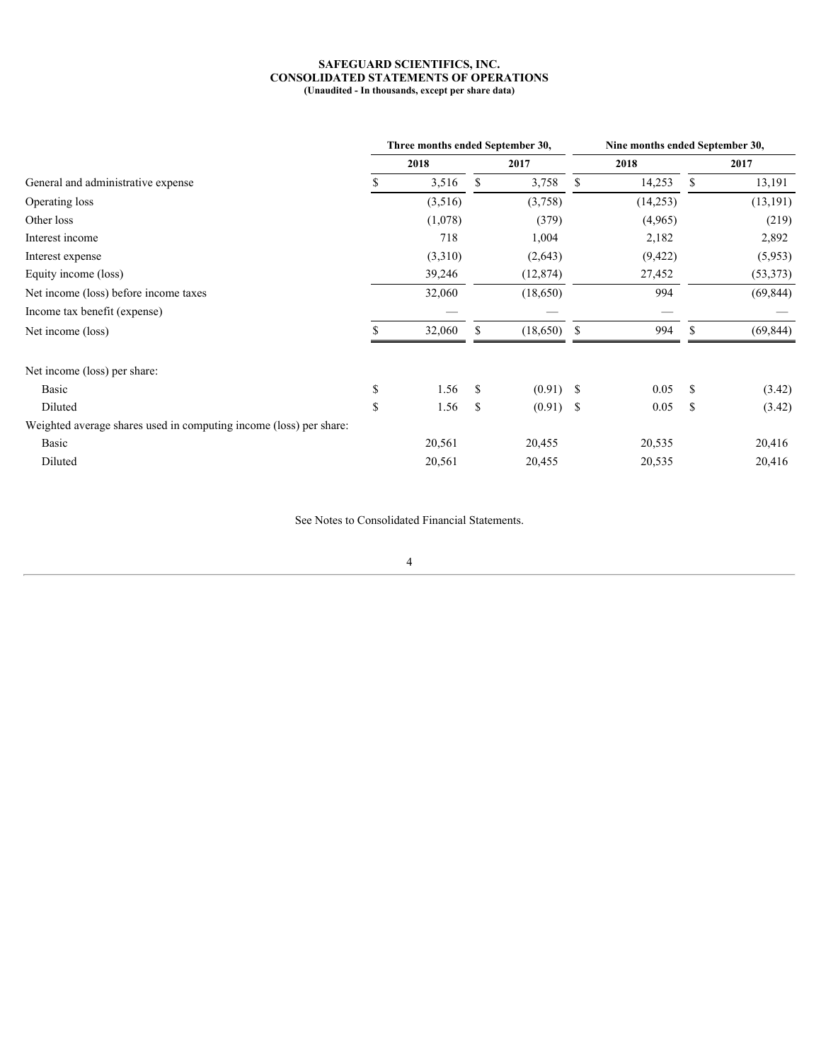**SAFEGUARD SCIENTIFICS, INC.**
**CONSOLIDATED STATEMENTS OF OPERATIONS**
**(Unaudited - In thousands, except per share data)**

| | Three months ended September 30, | | Nine months ended September 30, | |
|---|---|---|---|---|
| | 2018 | 2017 | 2018 | 2017 |
| General and administrative expense | $ 3,516 | $ 3,758 | $ 14,253 | $ 13,191 |
| Operating loss | (3,516) | (3,758) | (14,253) | (13,191) |
| Other loss | (1,078) | (379) | (4,965) | (219) |
| Interest income | 718 | 1,004 | 2,182 | 2,892 |
| Interest expense | (3,310) | (2,643) | (9,422) | (5,953) |
| Equity income (loss) | 39,246 | (12,874) | 27,452 | (53,373) |
| Net income (loss) before income taxes | 32,060 | (18,650) | 994 | (69,844) |
| Income tax benefit (expense) | — | — | — | — |
| Net income (loss) | $ 32,060 | $ (18,650) | $ 994 | $ (69,844) |
| | | | | |
| Net income (loss) per share: | | | | |
| Basic | $ 1.56 | $ (0.91) | $ 0.05 | $ (3.42) |
| Diluted | $ 1.56 | $ (0.91) | $ 0.05 | $ (3.42) |
| Weighted average shares used in computing income (loss) per share: | | | | |
| Basic | 20,561 | 20,455 | 20,535 | 20,416 |
| Diluted | 20,561 | 20,455 | 20,535 | 20,416 |

See Notes to Consolidated Financial Statements.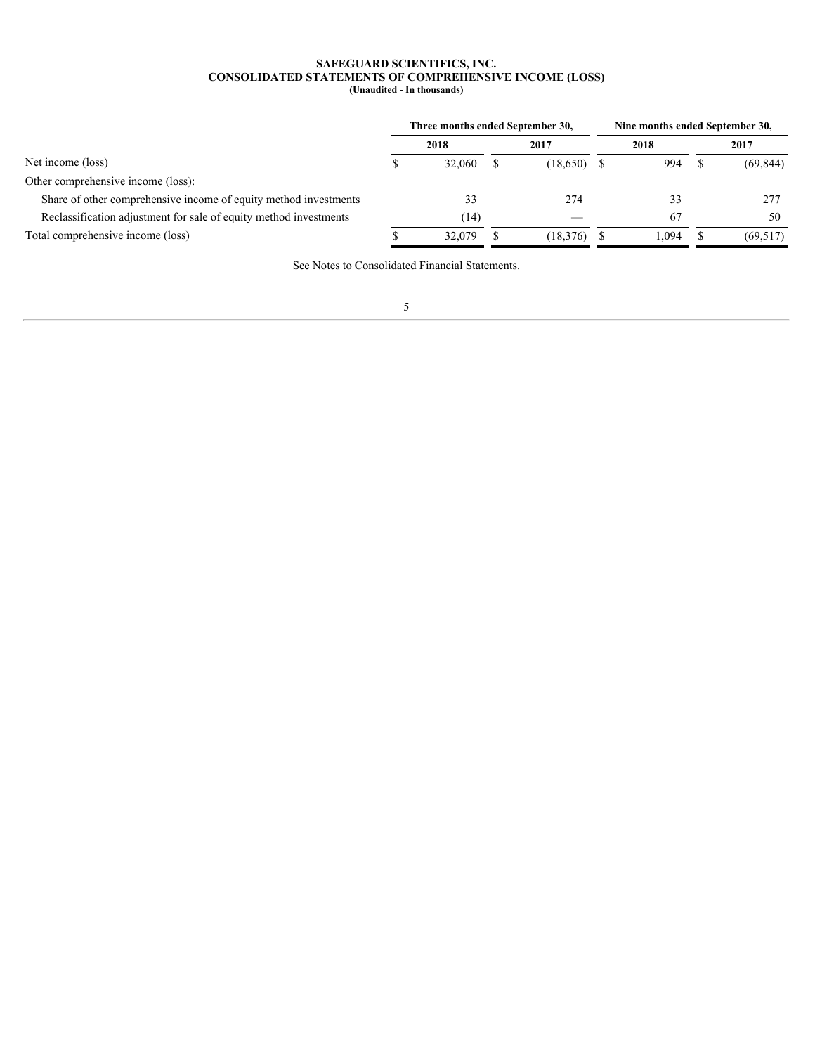# SAFEGUARD SCIENTIFICS, INC.
## CONSOLIDATED STATEMENTS OF COMPREHENSIVE INCOME (LOSS)
**(Unaudited - In thousands)**

| | Three months ended September 30, | | Nine months ended September 30, | |
|---|---|---|---|---|
| | 2018 | 2017 | 2018 | 2017 |
| Net income (loss) | $ 32,060 | $ (18,650) | $ 994 | $ (69,844) |
| Other comprehensive income (loss): | | | | |
| Share of other comprehensive income of equity method investments | 33 | 274 | 33 | 277 |
| Reclassification adjustment for sale of equity method investments | (14) | — | 67 | 50 |
| Total comprehensive income (loss) | $ 32,079 | $ (18,376) | $ 1,094 | $ (69,517) |

See Notes to Consolidated Financial Statements.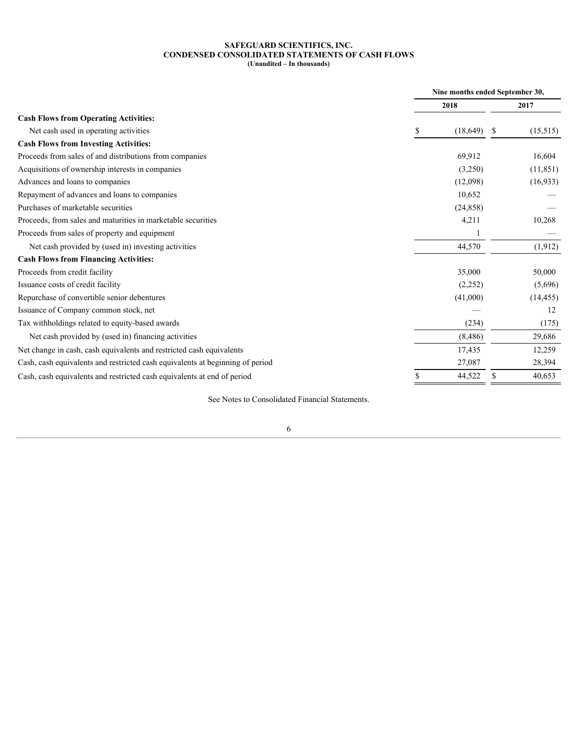**SAFEGUARD SCIENTIFICS, INC.**
**CONDENSED CONSOLIDATED STATEMENTS OF CASH FLOWS**
**(Unaudited – In thousands)**

| | Nine months ended September 30, | |
|---|---|---|
| | 2018 | 2017 |
| **Cash Flows from Operating Activities:** | | |
| Net cash used in operating activities | $ (18,649) | $ (15,515) |
| **Cash Flows from Investing Activities:** | | |
| Proceeds from sales of and distributions from companies | 69,912 | 16,604 |
| Acquisitions of ownership interests in companies | (3,250) | (11,851) |
| Advances and loans to companies | (12,098) | (16,933) |
| Repayment of advances and loans to companies | 10,652 | — |
| Purchases of marketable securities | (24,858) | — |
| Proceeds, from sales and maturities in marketable securities | 4,211 | 10,268 |
| Proceeds from sales of property and equipment | 1 | — |
| Net cash provided by (used in) investing activities | 44,570 | (1,912) |
| **Cash Flows from Financing Activities:** | | |
| Proceeds from credit facility | 35,000 | 50,000 |
| Issuance costs of credit facility | (2,252) | (5,696) |
| Repurchase of convertible senior debentures | (41,000) | (14,455) |
| Issuance of Company common stock, net | — | 12 |
| Tax withholdings related to equity-based awards | (234) | (175) |
| Net cash provided by (used in) financing activities | (8,486) | 29,686 |
| Net change in cash, cash equivalents and restricted cash equivalents | 17,435 | 12,259 |
| Cash, cash equivalents and restricted cash equivalents at beginning of period | 27,087 | 28,394 |
| Cash, cash equivalents and restricted cash equivalents at end of period | $ 44,522 | $ 40,653 |

See Notes to Consolidated Financial Statements.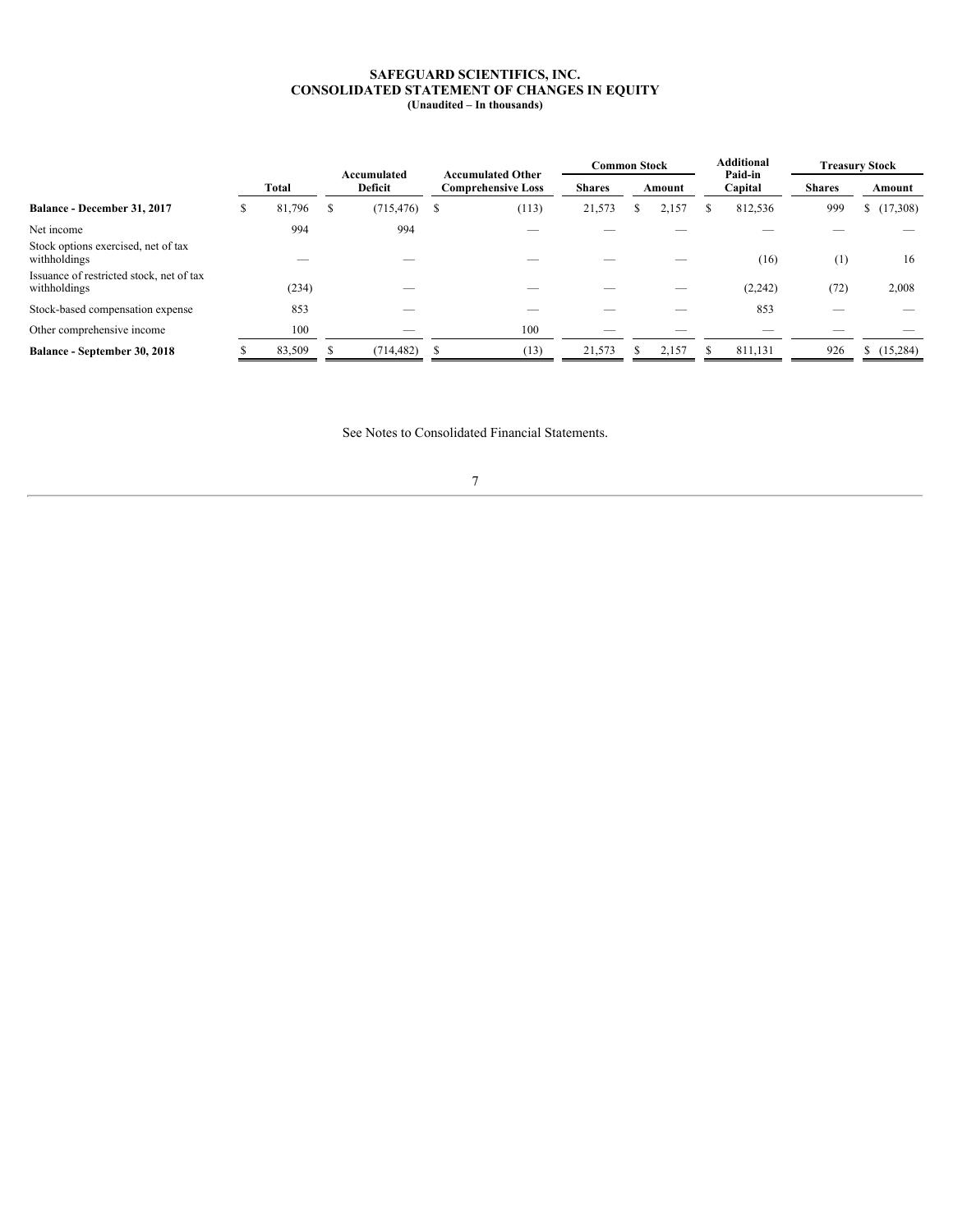# SAFEGUARD SCIENTIFICS, INC.
## CONSOLIDATED STATEMENT OF CHANGES IN EQUITY
### (Unaudited – In thousands)

| | Total | Accumulated Deficit | Accumulated Other Comprehensive Loss | Common Stock | | Additional Paid-in Capital | Treasury Stock | |
|---|---|---|---|---|---|---|---|---|
| | | | | Shares | Amount | | Shares | Amount |
| **Balance - December 31, 2017** | $ 81,796 | $ (715,476) | $ (113) | 21,573 | $ 2,157 | $ 812,536 | 999 | $ (17,308) |
| Net income | 994 | 994 | — | — | — | — | — | — |
| Stock options exercised, net of tax withholdings | — | — | — | — | — | (16) | (1) | 16 |
| Issuance of restricted stock, net of tax withholdings | (234) | — | — | — | — | (2,242) | (72) | 2,008 |
| Stock-based compensation expense | 853 | — | — | — | — | 853 | — | — |
| Other comprehensive income | 100 | — | 100 | — | — | — | — | — |
| **Balance - September 30, 2018** | $ 83,509 | $ (714,482) | $ (13) | 21,573 | $ 2,157 | $ 811,131 | 926 | $ (15,284) |

See Notes to Consolidated Financial Statements.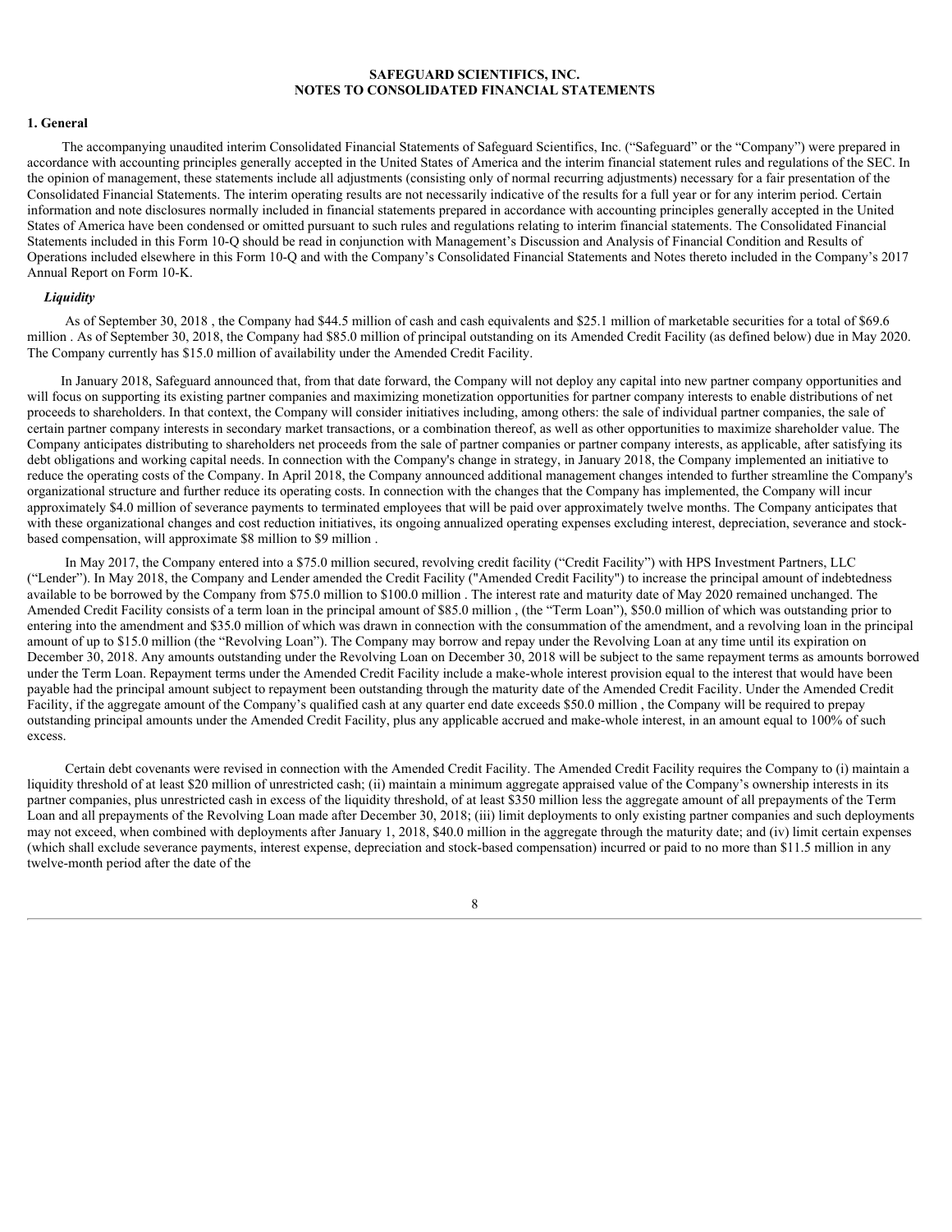**SAFEGUARD SCIENTIFICS, INC.**
**NOTES TO CONSOLIDATED FINANCIAL STATEMENTS**

## 1. General

The accompanying unaudited interim Consolidated Financial Statements of Safeguard Scientifics, Inc. ("Safeguard" or the "Company") were prepared in accordance with accounting principles generally accepted in the United States of America and the interim financial statement rules and regulations of the SEC. In the opinion of management, these statements include all adjustments (consisting only of normal recurring adjustments) necessary for a fair presentation of the Consolidated Financial Statements. The interim operating results are not necessarily indicative of the results for a full year or for any interim period. Certain information and note disclosures normally included in financial statements prepared in accordance with accounting principles generally accepted in the United States of America have been condensed or omitted pursuant to such rules and regulations relating to interim financial statements. The Consolidated Financial Statements included in this Form 10-Q should be read in conjunction with Management's Discussion and Analysis of Financial Condition and Results of Operations included elsewhere in this Form 10-Q and with the Company's Consolidated Financial Statements and Notes thereto included in the Company's 2017 Annual Report on Form 10-K.

### *Liquidity*

As of September 30, 2018 , the Company had $44.5 million of cash and cash equivalents and $25.1 million of marketable securities for a total of $69.6 million . As of September 30, 2018, the Company had $85.0 million of principal outstanding on its Amended Credit Facility (as defined below) due in May 2020. The Company currently has $15.0 million of availability under the Amended Credit Facility.

In January 2018, Safeguard announced that, from that date forward, the Company will not deploy any capital into new partner company opportunities and will focus on supporting its existing partner companies and maximizing monetization opportunities for partner company interests to enable distributions of net proceeds to shareholders. In that context, the Company will consider initiatives including, among others: the sale of individual partner companies, the sale of certain partner company interests in secondary market transactions, or a combination thereof, as well as other opportunities to maximize shareholder value. The Company anticipates distributing to shareholders net proceeds from the sale of partner companies or partner company interests, as applicable, after satisfying its debt obligations and working capital needs. In connection with the Company's change in strategy, in January 2018, the Company implemented an initiative to reduce the operating costs of the Company. In April 2018, the Company announced additional management changes intended to further streamline the Company's organizational structure and further reduce its operating costs. In connection with the changes that the Company has implemented, the Company will incur approximately $4.0 million of severance payments to terminated employees that will be paid over approximately twelve months. The Company anticipates that with these organizational changes and cost reduction initiatives, its ongoing annualized operating expenses excluding interest, depreciation, severance and stock-based compensation, will approximate $8 million to $9 million .

In May 2017, the Company entered into a $75.0 million secured, revolving credit facility ("Credit Facility") with HPS Investment Partners, LLC ("Lender"). In May 2018, the Company and Lender amended the Credit Facility ("Amended Credit Facility") to increase the principal amount of indebtedness available to be borrowed by the Company from $75.0 million to $100.0 million . The interest rate and maturity date of May 2020 remained unchanged. The Amended Credit Facility consists of a term loan in the principal amount of $85.0 million , (the "Term Loan"), $50.0 million of which was outstanding prior to entering into the amendment and $35.0 million of which was drawn in connection with the consummation of the amendment, and a revolving loan in the principal amount of up to $15.0 million (the "Revolving Loan"). The Company may borrow and repay under the Revolving Loan at any time until its expiration on December 30, 2018. Any amounts outstanding under the Revolving Loan on December 30, 2018 will be subject to the same repayment terms as amounts borrowed under the Term Loan. Repayment terms under the Amended Credit Facility include a make-whole interest provision equal to the interest that would have been payable had the principal amount subject to repayment been outstanding through the maturity date of the Amended Credit Facility. Under the Amended Credit Facility, if the aggregate amount of the Company's qualified cash at any quarter end date exceeds $50.0 million , the Company will be required to prepay outstanding principal amounts under the Amended Credit Facility, plus any applicable accrued and make-whole interest, in an amount equal to 100% of such excess.

Certain debt covenants were revised in connection with the Amended Credit Facility. The Amended Credit Facility requires the Company to (i) maintain a liquidity threshold of at least $20 million of unrestricted cash; (ii) maintain a minimum aggregate appraised value of the Company's ownership interests in its partner companies, plus unrestricted cash in excess of the liquidity threshold, of at least $350 million less the aggregate amount of all prepayments of the Term Loan and all prepayments of the Revolving Loan made after December 30, 2018; (iii) limit deployments to only existing partner companies and such deployments may not exceed, when combined with deployments after January 1, 2018, $40.0 million in the aggregate through the maturity date; and (iv) limit certain expenses (which shall exclude severance payments, interest expense, depreciation and stock-based compensation) incurred or paid to no more than $11.5 million in any twelve-month period after the date of the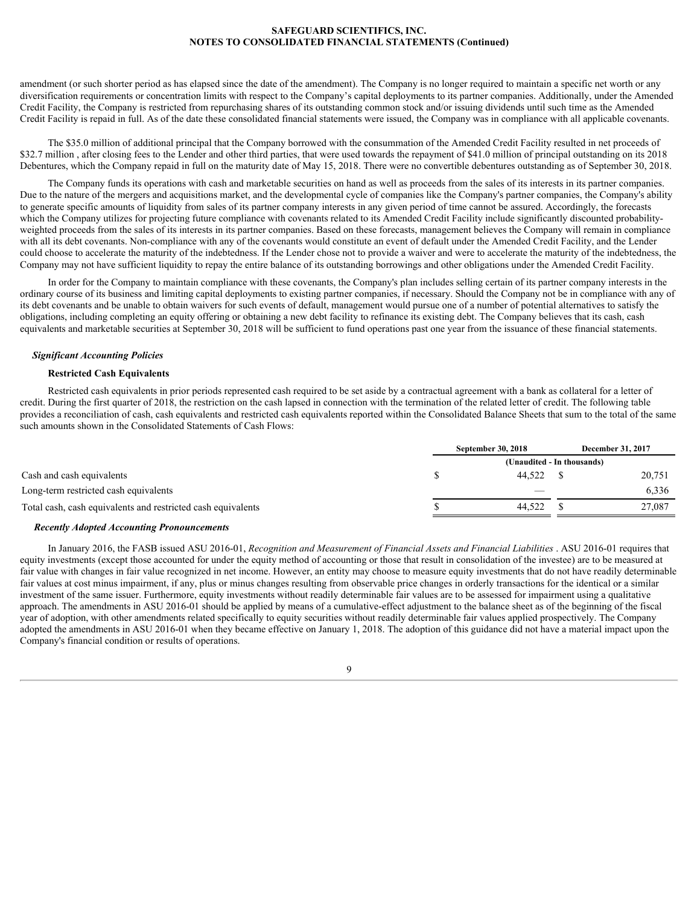amendment (or such shorter period as has elapsed since the date of the amendment). The Company is no longer required to maintain a specific net worth or any diversification requirements or concentration limits with respect to the Company's capital deployments to its partner companies. Additionally, under the Amended Credit Facility, the Company is restricted from repurchasing shares of its outstanding common stock and/or issuing dividends until such time as the Amended Credit Facility is repaid in full. As of the date these consolidated financial statements were issued, the Company was in compliance with all applicable covenants.

The $35.0 million of additional principal that the Company borrowed with the consummation of the Amended Credit Facility resulted in net proceeds of $32.7 million , after closing fees to the Lender and other third parties, that were used towards the repayment of $41.0 million of principal outstanding on its 2018 Debentures, which the Company repaid in full on the maturity date of May 15, 2018. There were no convertible debentures outstanding as of September 30, 2018.

The Company funds its operations with cash and marketable securities on hand as well as proceeds from the sales of its interests in its partner companies. Due to the nature of the mergers and acquisitions market, and the developmental cycle of companies like the Company's partner companies, the Company's ability to generate specific amounts of liquidity from sales of its partner company interests in any given period of time cannot be assured. Accordingly, the forecasts which the Company utilizes for projecting future compliance with covenants related to its Amended Credit Facility include significantly discounted probability-weighted proceeds from the sales of its interests in its partner companies. Based on these forecasts, management believes the Company will remain in compliance with all its debt covenants. Non-compliance with any of the covenants would constitute an event of default under the Amended Credit Facility, and the Lender could choose to accelerate the maturity of the indebtedness. If the Lender chose not to provide a waiver and were to accelerate the maturity of the indebtedness, the Company may not have sufficient liquidity to repay the entire balance of its outstanding borrowings and other obligations under the Amended Credit Facility.

In order for the Company to maintain compliance with these covenants, the Company's plan includes selling certain of its partner company interests in the ordinary course of its business and limiting capital deployments to existing partner companies, if necessary. Should the Company not be in compliance with any of its debt covenants and be unable to obtain waivers for such events of default, management would pursue one of a number of potential alternatives to satisfy the obligations, including completing an equity offering or obtaining a new debt facility to refinance its existing debt. The Company believes that its cash, cash equivalents and marketable securities at September 30, 2018 will be sufficient to fund operations past one year from the issuance of these financial statements.

### *Significant Accounting Policies*

#### Restricted Cash Equivalents

Restricted cash equivalents in prior periods represented cash required to be set aside by a contractual agreement with a bank as collateral for a letter of credit. During the first quarter of 2018, the restriction on the cash lapsed in connection with the termination of the related letter of credit. The following table provides a reconciliation of cash, cash equivalents and restricted cash equivalents reported within the Consolidated Balance Sheets that sum to the total of the same such amounts shown in the Consolidated Statements of Cash Flows:

| | September 30, 2018 | December 31, 2017 |
|---|---|---|
| | (Unaudited - In thousands) | |
| Cash and cash equivalents | $ 44,522 | $ 20,751 |
| Long-term restricted cash equivalents | — | 6,336 |
| Total cash, cash equivalents and restricted cash equivalents | $ 44,522 | $ 27,087 |

### *Recently Adopted Accounting Pronouncements*

In January 2016, the FASB issued ASU 2016-01, *Recognition and Measurement of Financial Assets and Financial Liabilities* . ASU 2016-01 requires that equity investments (except those accounted for under the equity method of accounting or those that result in consolidation of the investee) are to be measured at fair value with changes in fair value recognized in net income. However, an entity may choose to measure equity investments that do not have readily determinable fair values at cost minus impairment, if any, plus or minus changes resulting from observable price changes in orderly transactions for the identical or a similar investment of the same issuer. Furthermore, equity investments without readily determinable fair values are to be assessed for impairment using a qualitative approach. The amendments in ASU 2016-01 should be applied by means of a cumulative-effect adjustment to the balance sheet as of the beginning of the fiscal year of adoption, with other amendments related specifically to equity securities without readily determinable fair values applied prospectively. The Company adopted the amendments in ASU 2016-01 when they became effective on January 1, 2018. The adoption of this guidance did not have a material impact upon the Company's financial condition or results of operations.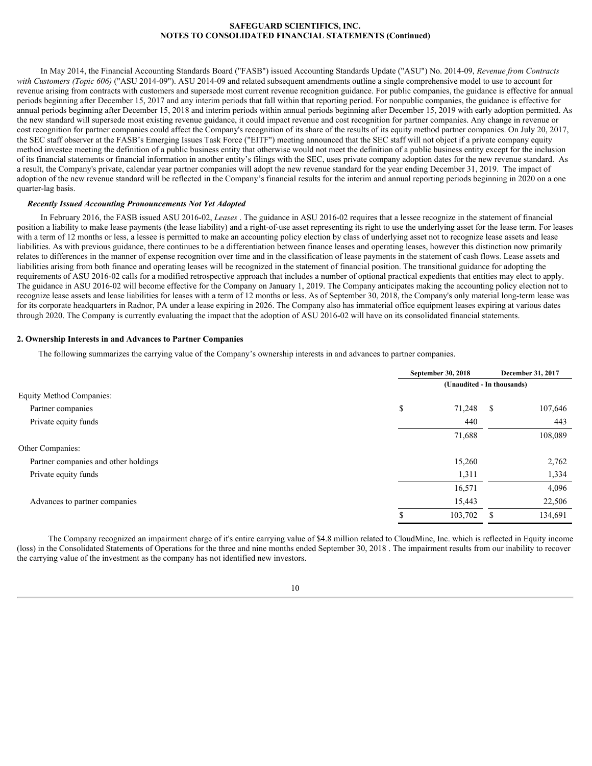In May 2014, the Financial Accounting Standards Board ("FASB") issued Accounting Standards Update ("ASU") No. 2014-09, *Revenue from Contracts with Customers (Topic 606)* ("ASU 2014-09"). ASU 2014-09 and related subsequent amendments outline a single comprehensive model to use to account for revenue arising from contracts with customers and supersede most current revenue recognition guidance. For public companies, the guidance is effective for annual periods beginning after December 15, 2017 and any interim periods that fall within that reporting period. For nonpublic companies, the guidance is effective for annual periods beginning after December 15, 2018 and interim periods within annual periods beginning after December 15, 2019 with early adoption permitted. As the new standard will supersede most existing revenue guidance, it could impact revenue and cost recognition for partner companies. Any change in revenue or cost recognition for partner companies could affect the Company's recognition of its share of the results of its equity method partner companies. On July 20, 2017, the SEC staff observer at the FASB's Emerging Issues Task Force ("EITF") meeting announced that the SEC staff will not object if a private company equity method investee meeting the definition of a public business entity that otherwise would not meet the definition of a public business entity except for the inclusion of its financial statements or financial information in another entity's filings with the SEC, uses private company adoption dates for the new revenue standard. As a result, the Company's private, calendar year partner companies will adopt the new revenue standard for the year ending December 31, 2019. The impact of adoption of the new revenue standard will be reflected in the Company's financial results for the interim and annual reporting periods beginning in 2020 on a one quarter-lag basis.

***Recently Issued Accounting Pronouncements Not Yet Adopted***

In February 2016, the FASB issued ASU 2016-02, *Leases* . The guidance in ASU 2016-02 requires that a lessee recognize in the statement of financial position a liability to make lease payments (the lease liability) and a right-of-use asset representing its right to use the underlying asset for the lease term. For leases with a term of 12 months or less, a lessee is permitted to make an accounting policy election by class of underlying asset not to recognize lease assets and lease liabilities. As with previous guidance, there continues to be a differentiation between finance leases and operating leases, however this distinction now primarily relates to differences in the manner of expense recognition over time and in the classification of lease payments in the statement of cash flows. Lease assets and liabilities arising from both finance and operating leases will be recognized in the statement of financial position. The transitional guidance for adopting the requirements of ASU 2016-02 calls for a modified retrospective approach that includes a number of optional practical expedients that entities may elect to apply. The guidance in ASU 2016-02 will become effective for the Company on January 1, 2019. The Company anticipates making the accounting policy election not to recognize lease assets and lease liabilities for leases with a term of 12 months or less. As of September 30, 2018, the Company's only material long-term lease was for its corporate headquarters in Radnor, PA under a lease expiring in 2026. The Company also has immaterial office equipment leases expiring at various dates through 2020. The Company is currently evaluating the impact that the adoption of ASU 2016-02 will have on its consolidated financial statements.

## 2. Ownership Interests in and Advances to Partner Companies

The following summarizes the carrying value of the Company's ownership interests in and advances to partner companies.

| | September 30, 2018 | December 31, 2017 |
|---|---|---|
| | (Unaudited - In thousands) | |
| Equity Method Companies: | | |
| Partner companies | $ 71,248 | $ 107,646 |
| Private equity funds | 440 | 443 |
| | 71,688 | 108,089 |
| Other Companies: | | |
| Partner companies and other holdings | 15,260 | 2,762 |
| Private equity funds | 1,311 | 1,334 |
| | 16,571 | 4,096 |
| Advances to partner companies | 15,443 | 22,506 |
| | $ 103,702 | $ 134,691 |

The Company recognized an impairment charge of it's entire carrying value of $4.8 million related to CloudMine, Inc. which is reflected in Equity income (loss) in the Consolidated Statements of Operations for the three and nine months ended September 30, 2018 . The impairment results from our inability to recover the carrying value of the investment as the company has not identified new investors.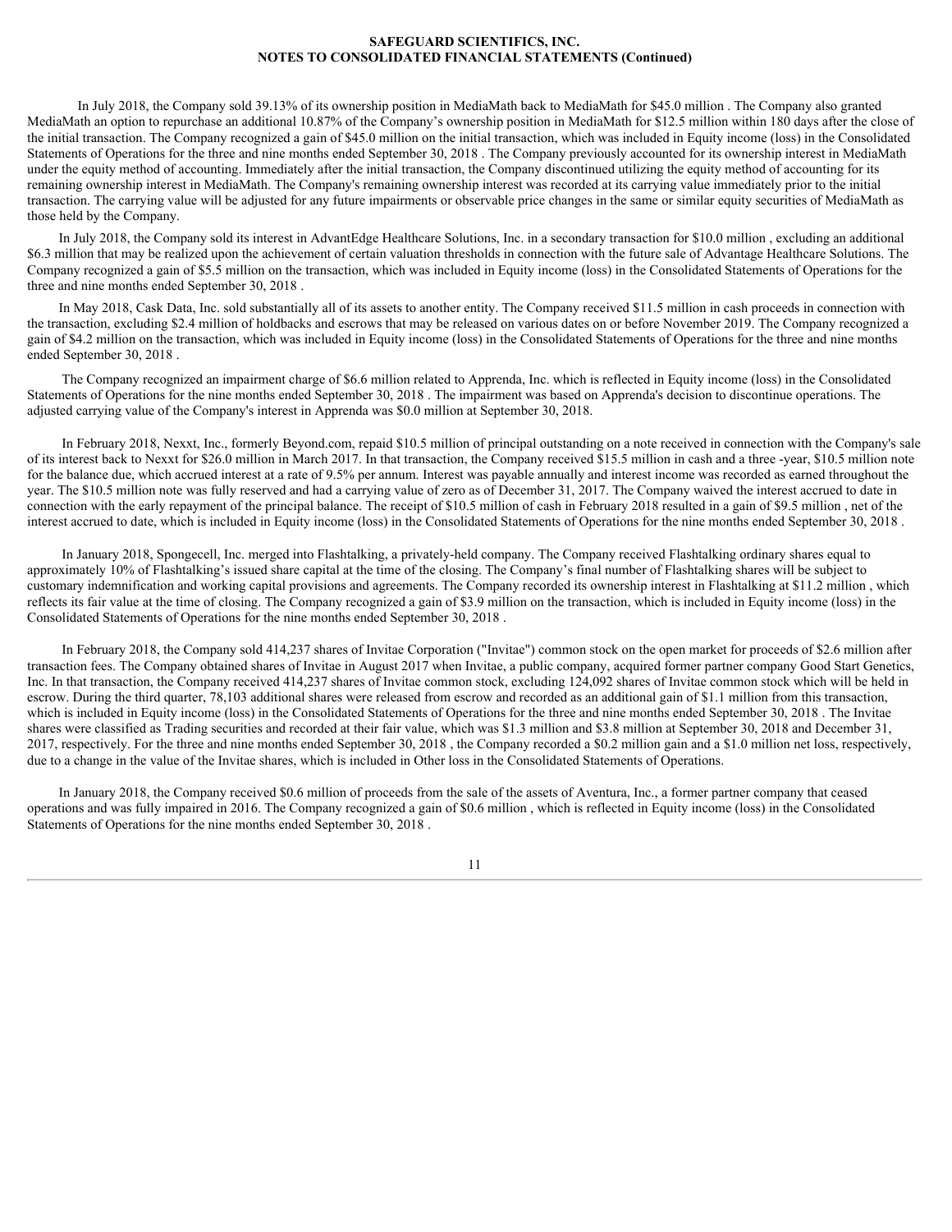In July 2018, the Company sold 39.13% of its ownership position in MediaMath back to MediaMath for $45.0 million . The Company also granted MediaMath an option to repurchase an additional 10.87% of the Company's ownership position in MediaMath for $12.5 million within 180 days after the close of the initial transaction. The Company recognized a gain of $45.0 million on the initial transaction, which was included in Equity income (loss) in the Consolidated Statements of Operations for the three and nine months ended September 30, 2018 . The Company previously accounted for its ownership interest in MediaMath under the equity method of accounting. Immediately after the initial transaction, the Company discontinued utilizing the equity method of accounting for its remaining ownership interest in MediaMath. The Company's remaining ownership interest was recorded at its carrying value immediately prior to the initial transaction. The carrying value will be adjusted for any future impairments or observable price changes in the same or similar equity securities of MediaMath as those held by the Company.

In July 2018, the Company sold its interest in AdvantEdge Healthcare Solutions, Inc. in a secondary transaction for $10.0 million , excluding an additional $6.3 million that may be realized upon the achievement of certain valuation thresholds in connection with the future sale of Advantage Healthcare Solutions. The Company recognized a gain of $5.5 million on the transaction, which was included in Equity income (loss) in the Consolidated Statements of Operations for the three and nine months ended September 30, 2018 .

In May 2018, Cask Data, Inc. sold substantially all of its assets to another entity. The Company received $11.5 million in cash proceeds in connection with the transaction, excluding $2.4 million of holdbacks and escrows that may be released on various dates on or before November 2019. The Company recognized a gain of $4.2 million on the transaction, which was included in Equity income (loss) in the Consolidated Statements of Operations for the three and nine months ended September 30, 2018 .

The Company recognized an impairment charge of $6.6 million related to Apprenda, Inc. which is reflected in Equity income (loss) in the Consolidated Statements of Operations for the nine months ended September 30, 2018 . The impairment was based on Apprenda's decision to discontinue operations. The adjusted carrying value of the Company's interest in Apprenda was $0.0 million at September 30, 2018.

In February 2018, Nexxt, Inc., formerly Beyond.com, repaid $10.5 million of principal outstanding on a note received in connection with the Company's sale of its interest back to Nexxt for $26.0 million in March 2017. In that transaction, the Company received $15.5 million in cash and a three -year, $10.5 million note for the balance due, which accrued interest at a rate of 9.5% per annum. Interest was payable annually and interest income was recorded as earned throughout the year. The $10.5 million note was fully reserved and had a carrying value of zero as of December 31, 2017. The Company waived the interest accrued to date in connection with the early repayment of the principal balance. The receipt of $10.5 million of cash in February 2018 resulted in a gain of $9.5 million , net of the interest accrued to date, which is included in Equity income (loss) in the Consolidated Statements of Operations for the nine months ended September 30, 2018 .

In January 2018, Spongecell, Inc. merged into Flashtalking, a privately-held company. The Company received Flashtalking ordinary shares equal to approximately 10% of Flashtalking's issued share capital at the time of the closing. The Company's final number of Flashtalking shares will be subject to customary indemnification and working capital provisions and agreements. The Company recorded its ownership interest in Flashtalking at $11.2 million , which reflects its fair value at the time of closing. The Company recognized a gain of $3.9 million on the transaction, which is included in Equity income (loss) in the Consolidated Statements of Operations for the nine months ended September 30, 2018 .

In February 2018, the Company sold 414,237 shares of Invitae Corporation ("Invitae") common stock on the open market for proceeds of $2.6 million after transaction fees. The Company obtained shares of Invitae in August 2017 when Invitae, a public company, acquired former partner company Good Start Genetics, Inc. In that transaction, the Company received 414,237 shares of Invitae common stock, excluding 124,092 shares of Invitae common stock which will be held in escrow. During the third quarter, 78,103 additional shares were released from escrow and recorded as an additional gain of $1.1 million from this transaction, which is included in Equity income (loss) in the Consolidated Statements of Operations for the three and nine months ended September 30, 2018 . The Invitae shares were classified as Trading securities and recorded at their fair value, which was $1.3 million and $3.8 million at September 30, 2018 and December 31, 2017, respectively. For the three and nine months ended September 30, 2018 , the Company recorded a $0.2 million gain and a $1.0 million net loss, respectively, due to a change in the value of the Invitae shares, which is included in Other loss in the Consolidated Statements of Operations.

In January 2018, the Company received $0.6 million of proceeds from the sale of the assets of Aventura, Inc., a former partner company that ceased operations and was fully impaired in 2016. The Company recognized a gain of $0.6 million , which is reflected in Equity income (loss) in the Consolidated Statements of Operations for the nine months ended September 30, 2018 .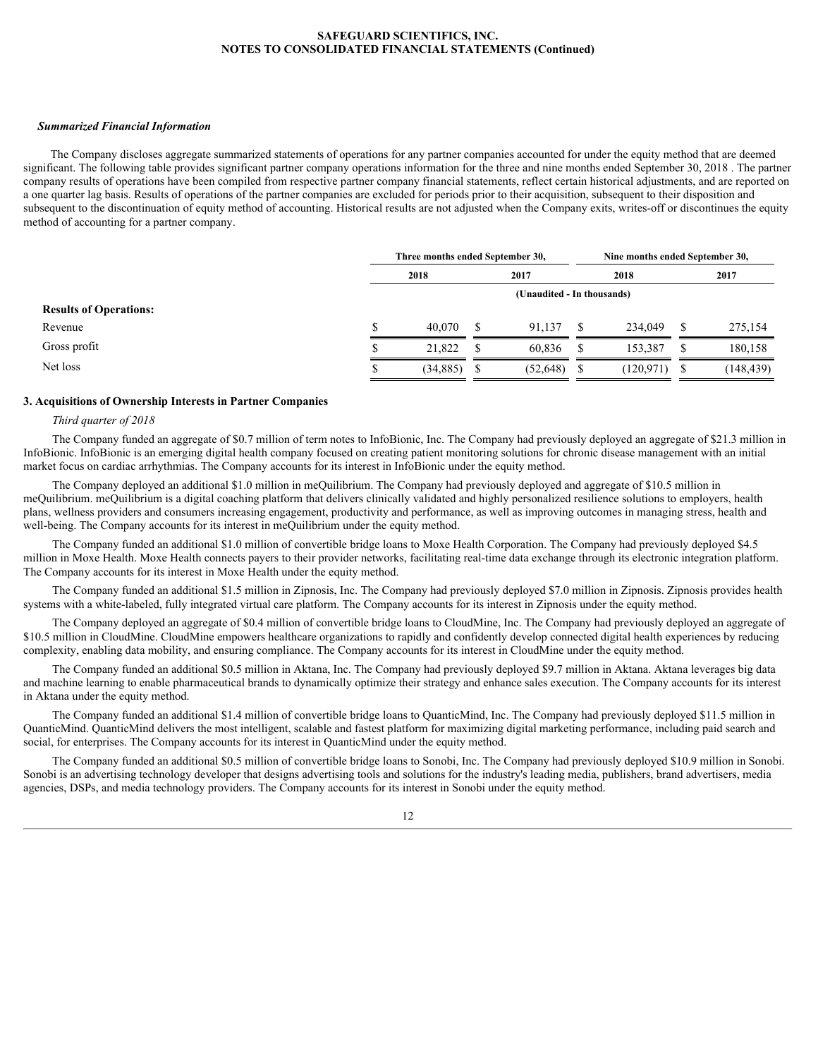### *Summarized Financial Information*

The Company discloses aggregate summarized statements of operations for any partner companies accounted for under the equity method that are deemed significant. The following table provides significant partner company operations information for the three and nine months ended September 30, 2018 . The partner company results of operations have been compiled from respective partner company financial statements, reflect certain historical adjustments, and are reported on a one quarter lag basis. Results of operations of the partner companies are excluded for periods prior to their acquisition, subsequent to their disposition and subsequent to the discontinuation of equity method of accounting. Historical results are not adjusted when the Company exits, writes-off or discontinues the equity method of accounting for a partner company.

| | Three months ended September 30, | | Nine months ended September 30, | |
|---|---|---|---|---|
| | 2018 | 2017 | 2018 | 2017 |
| | (Unaudited - In thousands) | | | |
| **Results of Operations:** | | | | |
| Revenue | $ 40,070 | $ 91,137 | $ 234,049 | $ 275,154 |
| Gross profit | $ 21,822 | $ 60,836 | $ 153,387 | $ 180,158 |
| Net loss | $ (34,885) | $ (52,648) | $ (120,971) | $ (148,439) |

### 3. Acquisitions of Ownership Interests in Partner Companies

*Third quarter of 2018*

The Company funded an aggregate of $0.7 million of term notes to InfoBionic, Inc. The Company had previously deployed an aggregate of $21.3 million in InfoBionic. InfoBionic is an emerging digital health company focused on creating patient monitoring solutions for chronic disease management with an initial market focus on cardiac arrhythmias. The Company accounts for its interest in InfoBionic under the equity method.

The Company deployed an additional $1.0 million in meQuilibrium. The Company had previously deployed and aggregate of $10.5 million in meQuilibrium. meQuilibrium is a digital coaching platform that delivers clinically validated and highly personalized resilience solutions to employers, health plans, wellness providers and consumers increasing engagement, productivity and performance, as well as improving outcomes in managing stress, health and well-being. The Company accounts for its interest in meQuilibrium under the equity method.

The Company funded an additional $1.0 million of convertible bridge loans to Moxe Health Corporation. The Company had previously deployed $4.5 million in Moxe Health. Moxe Health connects payers to their provider networks, facilitating real-time data exchange through its electronic integration platform. The Company accounts for its interest in Moxe Health under the equity method.

The Company funded an additional $1.5 million in Zipnosis, Inc. The Company had previously deployed $7.0 million in Zipnosis. Zipnosis provides health systems with a white-labeled, fully integrated virtual care platform. The Company accounts for its interest in Zipnosis under the equity method.

The Company deployed an aggregate of $0.4 million of convertible bridge loans to CloudMine, Inc. The Company had previously deployed an aggregate of $10.5 million in CloudMine. CloudMine empowers healthcare organizations to rapidly and confidently develop connected digital health experiences by reducing complexity, enabling data mobility, and ensuring compliance. The Company accounts for its interest in CloudMine under the equity method.

The Company funded an additional $0.5 million in Aktana, Inc. The Company had previously deployed $9.7 million in Aktana. Aktana leverages big data and machine learning to enable pharmaceutical brands to dynamically optimize their strategy and enhance sales execution. The Company accounts for its interest in Aktana under the equity method.

The Company funded an additional $1.4 million of convertible bridge loans to QuanticMind, Inc. The Company had previously deployed $11.5 million in QuanticMind. QuanticMind delivers the most intelligent, scalable and fastest platform for maximizing digital marketing performance, including paid search and social, for enterprises. The Company accounts for its interest in QuanticMind under the equity method.

The Company funded an additional $0.5 million of convertible bridge loans to Sonobi, Inc. The Company had previously deployed $10.9 million in Sonobi. Sonobi is an advertising technology developer that designs advertising tools and solutions for the industry's leading media, publishers, brand advertisers, media agencies, DSPs, and media technology providers. The Company accounts for its interest in Sonobi under the equity method.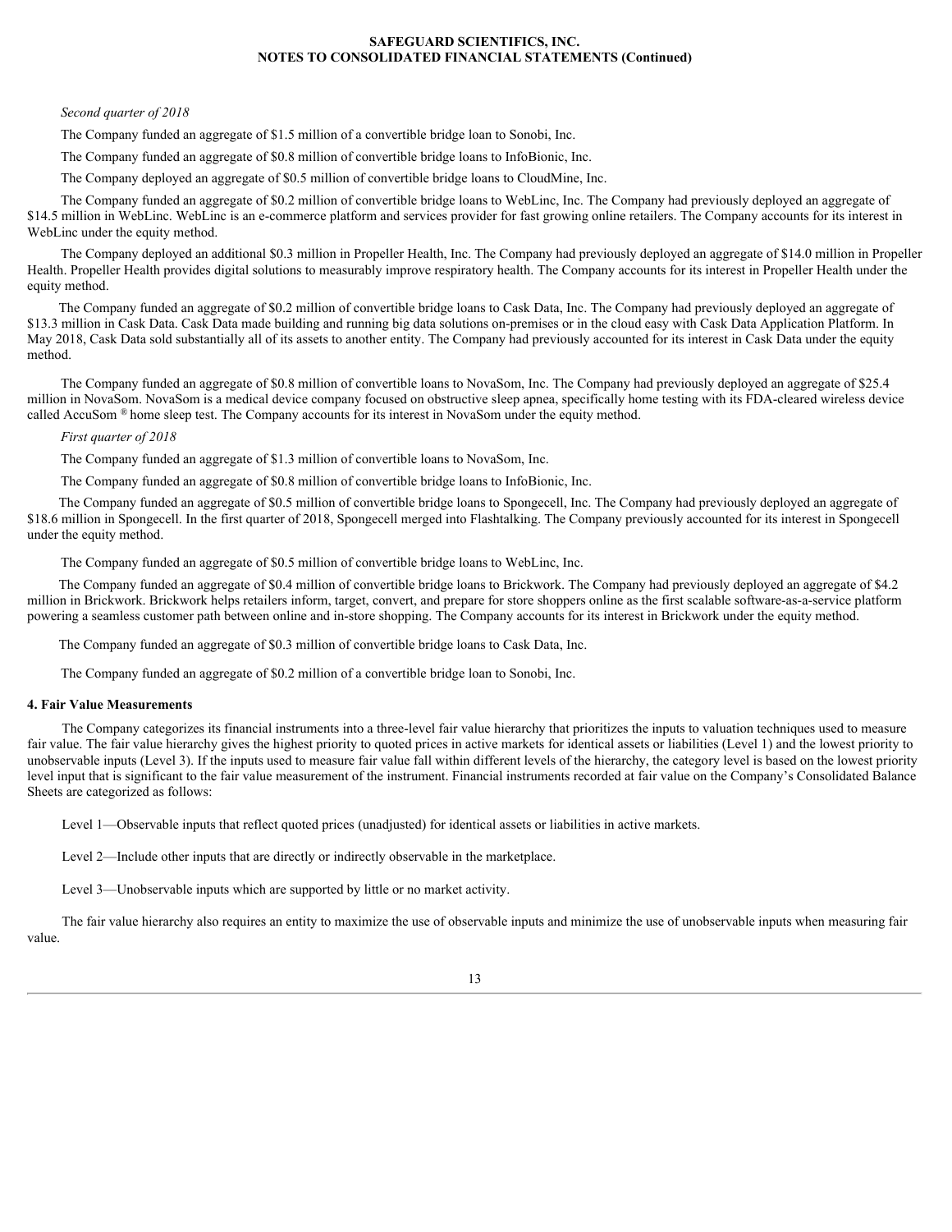*Second quarter of 2018*

The Company funded an aggregate of $1.5 million of a convertible bridge loan to Sonobi, Inc.

The Company funded an aggregate of $0.8 million of convertible bridge loans to InfoBionic, Inc.

The Company deployed an aggregate of $0.5 million of convertible bridge loans to CloudMine, Inc.

The Company funded an aggregate of $0.2 million of convertible bridge loans to WebLinc, Inc. The Company had previously deployed an aggregate of $14.5 million in WebLinc. WebLinc is an e-commerce platform and services provider for fast growing online retailers. The Company accounts for its interest in WebLinc under the equity method.

The Company deployed an additional $0.3 million in Propeller Health, Inc. The Company had previously deployed an aggregate of $14.0 million in Propeller Health. Propeller Health provides digital solutions to measurably improve respiratory health. The Company accounts for its interest in Propeller Health under the equity method.

The Company funded an aggregate of $0.2 million of convertible bridge loans to Cask Data, Inc. The Company had previously deployed an aggregate of $13.3 million in Cask Data. Cask Data made building and running big data solutions on-premises or in the cloud easy with Cask Data Application Platform. In May 2018, Cask Data sold substantially all of its assets to another entity. The Company had previously accounted for its interest in Cask Data under the equity method.

The Company funded an aggregate of $0.8 million of convertible loans to NovaSom, Inc. The Company had previously deployed an aggregate of $25.4 million in NovaSom. NovaSom is a medical device company focused on obstructive sleep apnea, specifically home testing with its FDA-cleared wireless device called AccuSom ® home sleep test. The Company accounts for its interest in NovaSom under the equity method.

*First quarter of 2018*

The Company funded an aggregate of $1.3 million of convertible loans to NovaSom, Inc.

The Company funded an aggregate of $0.8 million of convertible bridge loans to InfoBionic, Inc.

The Company funded an aggregate of $0.5 million of convertible bridge loans to Spongecell, Inc. The Company had previously deployed an aggregate of $18.6 million in Spongecell. In the first quarter of 2018, Spongecell merged into Flashtalking. The Company previously accounted for its interest in Spongecell under the equity method.

The Company funded an aggregate of $0.5 million of convertible bridge loans to WebLinc, Inc.

The Company funded an aggregate of $0.4 million of convertible bridge loans to Brickwork. The Company had previously deployed an aggregate of $4.2 million in Brickwork. Brickwork helps retailers inform, target, convert, and prepare for store shoppers online as the first scalable software-as-a-service platform powering a seamless customer path between online and in-store shopping. The Company accounts for its interest in Brickwork under the equity method.

The Company funded an aggregate of $0.3 million of convertible bridge loans to Cask Data, Inc.

The Company funded an aggregate of $0.2 million of a convertible bridge loan to Sonobi, Inc.

**4. Fair Value Measurements**

The Company categorizes its financial instruments into a three-level fair value hierarchy that prioritizes the inputs to valuation techniques used to measure fair value. The fair value hierarchy gives the highest priority to quoted prices in active markets for identical assets or liabilities (Level 1) and the lowest priority to unobservable inputs (Level 3). If the inputs used to measure fair value fall within different levels of the hierarchy, the category level is based on the lowest priority level input that is significant to the fair value measurement of the instrument. Financial instruments recorded at fair value on the Company's Consolidated Balance Sheets are categorized as follows:

Level 1—Observable inputs that reflect quoted prices (unadjusted) for identical assets or liabilities in active markets.

Level 2—Include other inputs that are directly or indirectly observable in the marketplace.

Level 3—Unobservable inputs which are supported by little or no market activity.

The fair value hierarchy also requires an entity to maximize the use of observable inputs and minimize the use of unobservable inputs when measuring fair value.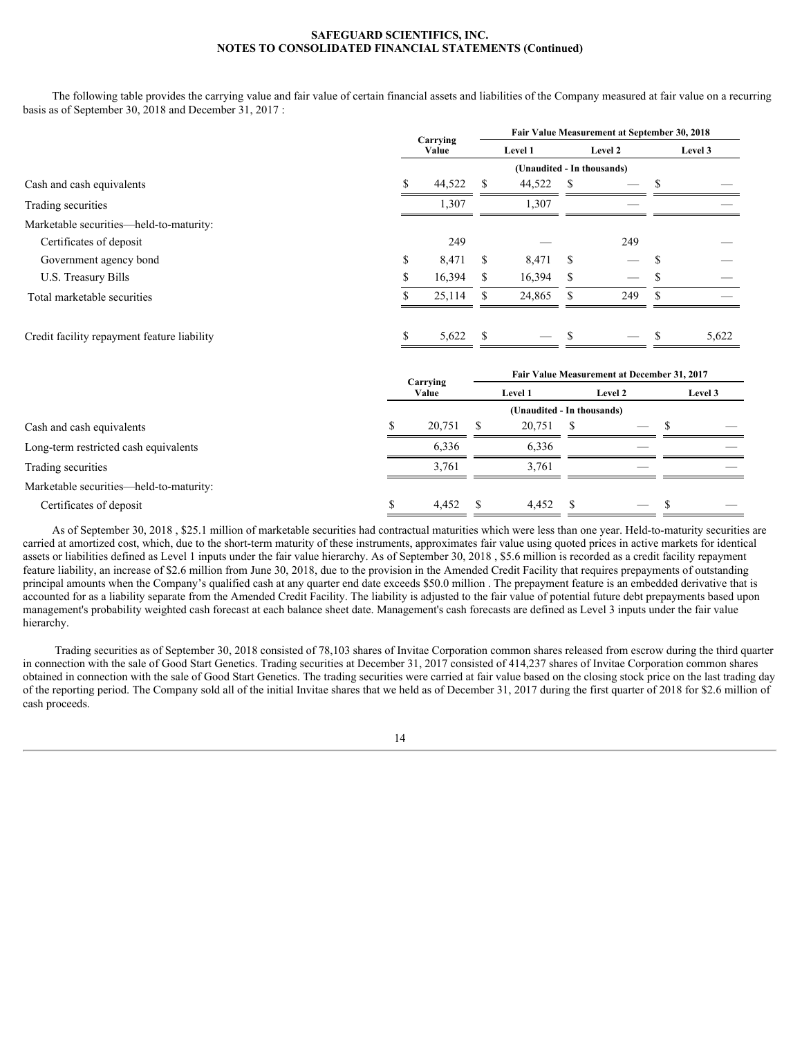The following table provides the carrying value and fair value of certain financial assets and liabilities of the Company measured at fair value on a recurring basis as of September 30, 2018 and December 31, 2017 :

| | Carrying Value | Fair Value Measurement at September 30, 2018 | | |
|---|---|---|---|---|
| | | Level 1 | Level 2 | Level 3 |
| | (Unaudited - In thousands) | | | |
| Cash and cash equivalents | $ 44,522 | $ 44,522 | $ — | $ — |
| Trading securities | 1,307 | 1,307 | — | — |
| Marketable securities—held-to-maturity: | | | | |
| Certificates of deposit | 249 | — | 249 | — |
| Government agency bond | $ 8,471 | $ 8,471 | $ — | $ — |
| U.S. Treasury Bills | $ 16,394 | $ 16,394 | $ — | $ — |
| Total marketable securities | $ 25,114 | $ 24,865 | $ 249 | $ — |
| Credit facility repayment feature liability | $ 5,622 | $ — | $ — | $ 5,622 |

| | Carrying Value | Fair Value Measurement at December 31, 2017 | | |
|---|---|---|---|---|
| | | Level 1 | Level 2 | Level 3 |
| | (Unaudited - In thousands) | | | |
| Cash and cash equivalents | $ 20,751 | $ 20,751 | $ — | $ — |
| Long-term restricted cash equivalents | 6,336 | 6,336 | — | — |
| Trading securities | 3,761 | 3,761 | — | — |
| Marketable securities—held-to-maturity: | | | | |
| Certificates of deposit | $ 4,452 | $ 4,452 | $ — | $ — |

As of September 30, 2018 , $25.1 million of marketable securities had contractual maturities which were less than one year. Held-to-maturity securities are carried at amortized cost, which, due to the short-term maturity of these instruments, approximates fair value using quoted prices in active markets for identical assets or liabilities defined as Level 1 inputs under the fair value hierarchy. As of September 30, 2018 , $5.6 million is recorded as a credit facility repayment feature liability, an increase of $2.6 million from June 30, 2018, due to the provision in the Amended Credit Facility that requires prepayments of outstanding principal amounts when the Company's qualified cash at any quarter end date exceeds $50.0 million . The prepayment feature is an embedded derivative that is accounted for as a liability separate from the Amended Credit Facility. The liability is adjusted to the fair value of potential future debt prepayments based upon management's probability weighted cash forecast at each balance sheet date. Management's cash forecasts are defined as Level 3 inputs under the fair value hierarchy.

Trading securities as of September 30, 2018 consisted of 78,103 shares of Invitae Corporation common shares released from escrow during the third quarter in connection with the sale of Good Start Genetics. Trading securities at December 31, 2017 consisted of 414,237 shares of Invitae Corporation common shares obtained in connection with the sale of Good Start Genetics. The trading securities were carried at fair value based on the closing stock price on the last trading day of the reporting period. The Company sold all of the initial Invitae shares that we held as of December 31, 2017 during the first quarter of 2018 for $2.6 million of cash proceeds.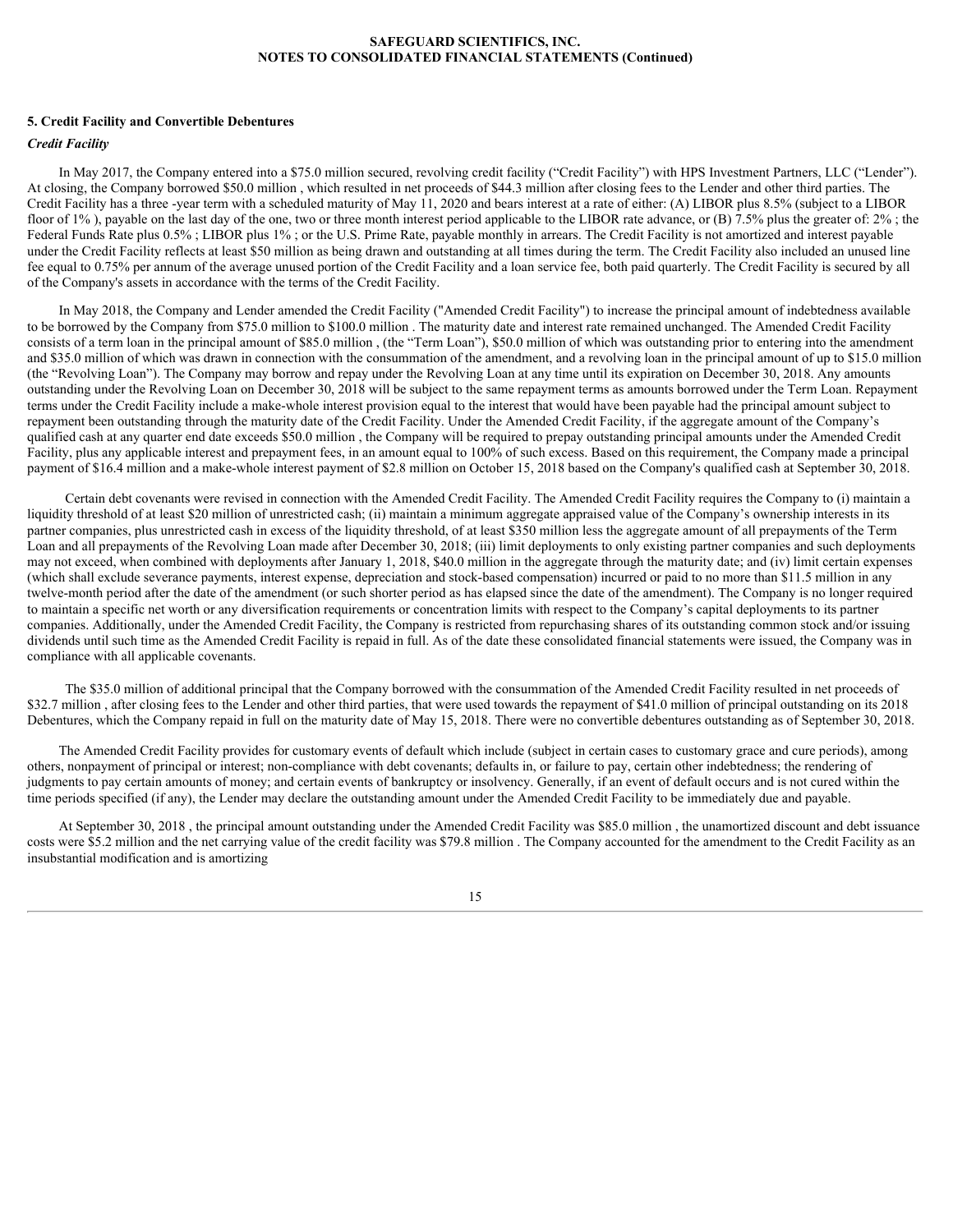## 5. Credit Facility and Convertible Debentures

### *Credit Facility*

In May 2017, the Company entered into a $75.0 million secured, revolving credit facility ("Credit Facility") with HPS Investment Partners, LLC ("Lender"). At closing, the Company borrowed $50.0 million , which resulted in net proceeds of $44.3 million after closing fees to the Lender and other third parties. The Credit Facility has a three -year term with a scheduled maturity of May 11, 2020 and bears interest at a rate of either: (A) LIBOR plus 8.5% (subject to a LIBOR floor of 1% ), payable on the last day of the one, two or three month interest period applicable to the LIBOR rate advance, or (B) 7.5% plus the greater of: 2% ; the Federal Funds Rate plus 0.5% ; LIBOR plus 1% ; or the U.S. Prime Rate, payable monthly in arrears. The Credit Facility is not amortized and interest payable under the Credit Facility reflects at least $50 million as being drawn and outstanding at all times during the term. The Credit Facility also included an unused line fee equal to 0.75% per annum of the average unused portion of the Credit Facility and a loan service fee, both paid quarterly. The Credit Facility is secured by all of the Company's assets in accordance with the terms of the Credit Facility.

In May 2018, the Company and Lender amended the Credit Facility ("Amended Credit Facility") to increase the principal amount of indebtedness available to be borrowed by the Company from $75.0 million to $100.0 million . The maturity date and interest rate remained unchanged. The Amended Credit Facility consists of a term loan in the principal amount of $85.0 million , (the "Term Loan"), $50.0 million of which was outstanding prior to entering into the amendment and $35.0 million of which was drawn in connection with the consummation of the amendment, and a revolving loan in the principal amount of up to $15.0 million (the "Revolving Loan"). The Company may borrow and repay under the Revolving Loan at any time until its expiration on December 30, 2018. Any amounts outstanding under the Revolving Loan on December 30, 2018 will be subject to the same repayment terms as amounts borrowed under the Term Loan. Repayment terms under the Credit Facility include a make-whole interest provision equal to the interest that would have been payable had the principal amount subject to repayment been outstanding through the maturity date of the Credit Facility. Under the Amended Credit Facility, if the aggregate amount of the Company's qualified cash at any quarter end date exceeds $50.0 million , the Company will be required to prepay outstanding principal amounts under the Amended Credit Facility, plus any applicable interest and prepayment fees, in an amount equal to 100% of such excess. Based on this requirement, the Company made a principal payment of $16.4 million and a make-whole interest payment of $2.8 million on October 15, 2018 based on the Company's qualified cash at September 30, 2018.

Certain debt covenants were revised in connection with the Amended Credit Facility. The Amended Credit Facility requires the Company to (i) maintain a liquidity threshold of at least $20 million of unrestricted cash; (ii) maintain a minimum aggregate appraised value of the Company's ownership interests in its partner companies, plus unrestricted cash in excess of the liquidity threshold, of at least $350 million less the aggregate amount of all prepayments of the Term Loan and all prepayments of the Revolving Loan made after December 30, 2018; (iii) limit deployments to only existing partner companies and such deployments may not exceed, when combined with deployments after January 1, 2018, $40.0 million in the aggregate through the maturity date; and (iv) limit certain expenses (which shall exclude severance payments, interest expense, depreciation and stock-based compensation) incurred or paid to no more than $11.5 million in any twelve-month period after the date of the amendment (or such shorter period as has elapsed since the date of the amendment). The Company is no longer required to maintain a specific net worth or any diversification requirements or concentration limits with respect to the Company's capital deployments to its partner companies. Additionally, under the Amended Credit Facility, the Company is restricted from repurchasing shares of its outstanding common stock and/or issuing dividends until such time as the Amended Credit Facility is repaid in full. As of the date these consolidated financial statements were issued, the Company was in compliance with all applicable covenants.

The $35.0 million of additional principal that the Company borrowed with the consummation of the Amended Credit Facility resulted in net proceeds of $32.7 million , after closing fees to the Lender and other third parties, that were used towards the repayment of $41.0 million of principal outstanding on its 2018 Debentures, which the Company repaid in full on the maturity date of May 15, 2018. There were no convertible debentures outstanding as of September 30, 2018.

The Amended Credit Facility provides for customary events of default which include (subject in certain cases to customary grace and cure periods), among others, nonpayment of principal or interest; non-compliance with debt covenants; defaults in, or failure to pay, certain other indebtedness; the rendering of judgments to pay certain amounts of money; and certain events of bankruptcy or insolvency. Generally, if an event of default occurs and is not cured within the time periods specified (if any), the Lender may declare the outstanding amount under the Amended Credit Facility to be immediately due and payable.

At September 30, 2018 , the principal amount outstanding under the Amended Credit Facility was $85.0 million , the unamortized discount and debt issuance costs were $5.2 million and the net carrying value of the credit facility was $79.8 million . The Company accounted for the amendment to the Credit Facility as an insubstantial modification and is amortizing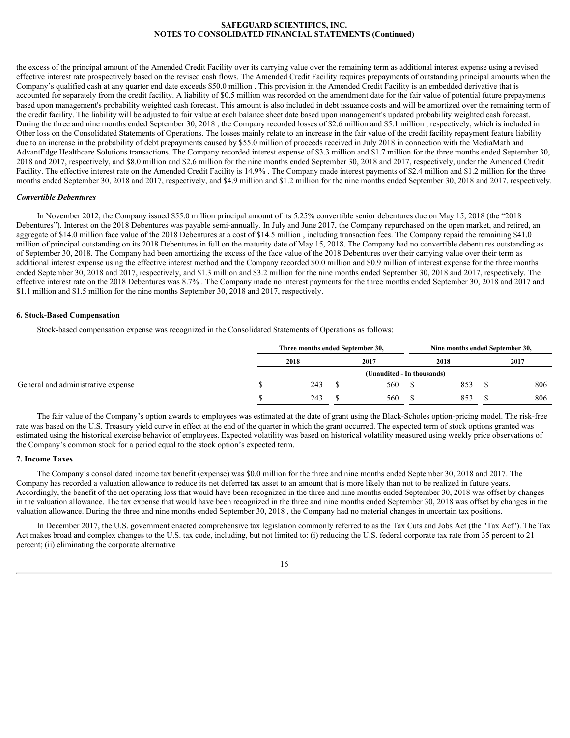the excess of the principal amount of the Amended Credit Facility over its carrying value over the remaining term as additional interest expense using a revised effective interest rate prospectively based on the revised cash flows. The Amended Credit Facility requires prepayments of outstanding principal amounts when the Company's qualified cash at any quarter end date exceeds $50.0 million . This provision in the Amended Credit Facility is an embedded derivative that is accounted for separately from the credit facility. A liability of $0.5 million was recorded on the amendment date for the fair value of potential future prepayments based upon management's probability weighted cash forecast. This amount is also included in debt issuance costs and will be amortized over the remaining term of the credit facility. The liability will be adjusted to fair value at each balance sheet date based upon management's updated probability weighted cash forecast. During the three and nine months ended September 30, 2018 , the Company recorded losses of $2.6 million and $5.1 million , respectively, which is included in Other loss on the Consolidated Statements of Operations. The losses mainly relate to an increase in the fair value of the credit facility repayment feature liability due to an increase in the probability of debt prepayments caused by $55.0 million of proceeds received in July 2018 in connection with the MediaMath and AdvantEdge Healthcare Solutions transactions. The Company recorded interest expense of $3.3 million and $1.7 million for the three months ended September 30, 2018 and 2017, respectively, and $8.0 million and $2.6 million for the nine months ended September 30, 2018 and 2017, respectively, under the Amended Credit Facility. The effective interest rate on the Amended Credit Facility is 14.9% . The Company made interest payments of $2.4 million and $1.2 million for the three months ended September 30, 2018 and 2017, respectively, and $4.9 million and $1.2 million for the nine months ended September 30, 2018 and 2017, respectively.

***Convertible Debentures***

In November 2012, the Company issued $55.0 million principal amount of its 5.25% convertible senior debentures due on May 15, 2018 (the "2018 Debentures"). Interest on the 2018 Debentures was payable semi-annually. In July and June 2017, the Company repurchased on the open market, and retired, an aggregate of $14.0 million face value of the 2018 Debentures at a cost of $14.5 million , including transaction fees. The Company repaid the remaining $41.0 million of principal outstanding on its 2018 Debentures in full on the maturity date of May 15, 2018. The Company had no convertible debentures outstanding as of September 30, 2018. The Company had been amortizing the excess of the face value of the 2018 Debentures over their carrying value over their term as additional interest expense using the effective interest method and the Company recorded $0.0 million and $0.9 million of interest expense for the three months ended September 30, 2018 and 2017, respectively, and $1.3 million and $3.2 million for the nine months ended September 30, 2018 and 2017, respectively. The effective interest rate on the 2018 Debentures was 8.7% . The Company made no interest payments for the three months ended September 30, 2018 and 2017 and $1.1 million and $1.5 million for the nine months September 30, 2018 and 2017, respectively.

**6. Stock-Based Compensation**

Stock-based compensation expense was recognized in the Consolidated Statements of Operations as follows:

| | Three months ended September 30, | | Nine months ended September 30, | |
|---|---|---|---|---|
| | 2018 | 2017 | 2018 | 2017 |
| | (Unaudited - In thousands) | | | |
| General and administrative expense | $ 243 | $ 560 | $ 853 | $ 806 |
| | $ 243 | $ 560 | $ 853 | $ 806 |

The fair value of the Company's option awards to employees was estimated at the date of grant using the Black-Scholes option-pricing model. The risk-free rate was based on the U.S. Treasury yield curve in effect at the end of the quarter in which the grant occurred. The expected term of stock options granted was estimated using the historical exercise behavior of employees. Expected volatility was based on historical volatility measured using weekly price observations of the Company's common stock for a period equal to the stock option's expected term.

**7. Income Taxes**

The Company's consolidated income tax benefit (expense) was $0.0 million for the three and nine months ended September 30, 2018 and 2017. The Company has recorded a valuation allowance to reduce its net deferred tax asset to an amount that is more likely than not to be realized in future years. Accordingly, the benefit of the net operating loss that would have been recognized in the three and nine months ended September 30, 2018 was offset by changes in the valuation allowance. The tax expense that would have been recognized in the three and nine months ended September 30, 2018 was offset by changes in the valuation allowance. During the three and nine months ended September 30, 2018 , the Company had no material changes in uncertain tax positions.

In December 2017, the U.S. government enacted comprehensive tax legislation commonly referred to as the Tax Cuts and Jobs Act (the "Tax Act"). The Tax Act makes broad and complex changes to the U.S. tax code, including, but not limited to: (i) reducing the U.S. federal corporate tax rate from 35 percent to 21 percent; (ii) eliminating the corporate alternative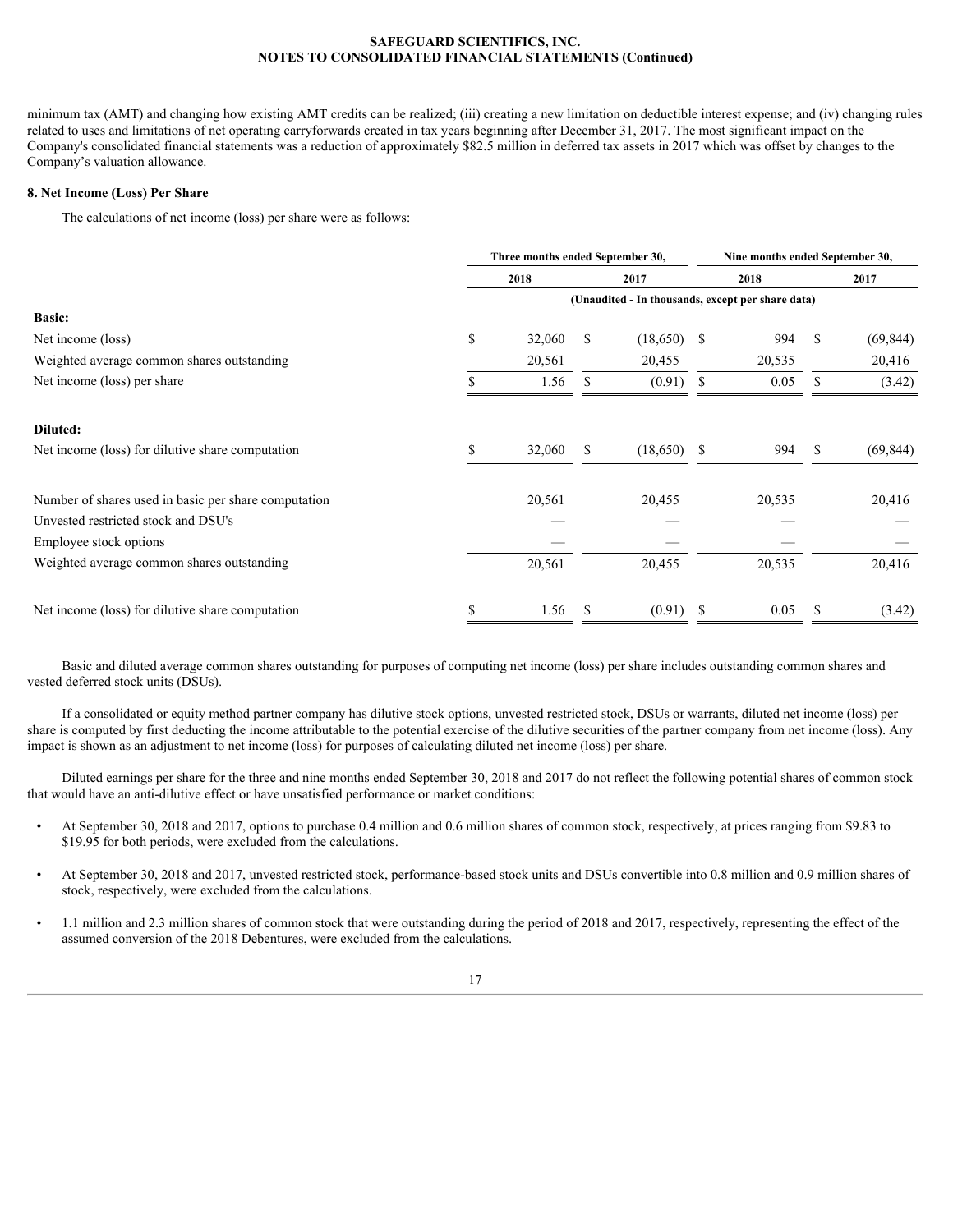minimum tax (AMT) and changing how existing AMT credits can be realized; (iii) creating a new limitation on deductible interest expense; and (iv) changing rules related to uses and limitations of net operating carryforwards created in tax years beginning after December 31, 2017. The most significant impact on the Company's consolidated financial statements was a reduction of approximately $82.5 million in deferred tax assets in 2017 which was offset by changes to the Company's valuation allowance.

**8. Net Income (Loss) Per Share**

The calculations of net income (loss) per share were as follows:

| | Three months ended September 30, | | Nine months ended September 30, | |
|---|---|---|---|---|
| | 2018 | 2017 | 2018 | 2017 |
| | (Unaudited - In thousands, except per share data) | | | |
| **Basic:** | | | | |
| Net income (loss) | $ 32,060 | $ (18,650) | $ 994 | $ (69,844) |
| Weighted average common shares outstanding | 20,561 | 20,455 | 20,535 | 20,416 |
| Net income (loss) per share | $ 1.56 | $ (0.91) | $ 0.05 | $ (3.42) |
| **Diluted:** | | | | |
| Net income (loss) for dilutive share computation | $ 32,060 | $ (18,650) | $ 994 | $ (69,844) |
| Number of shares used in basic per share computation | 20,561 | 20,455 | 20,535 | 20,416 |
| Unvested restricted stock and DSU's | — | — | — | — |
| Employee stock options | — | — | — | — |
| Weighted average common shares outstanding | 20,561 | 20,455 | 20,535 | 20,416 |
| Net income (loss) for dilutive share computation | $ 1.56 | $ (0.91) | $ 0.05 | $ (3.42) |

Basic and diluted average common shares outstanding for purposes of computing net income (loss) per share includes outstanding common shares and vested deferred stock units (DSUs).

If a consolidated or equity method partner company has dilutive stock options, unvested restricted stock, DSUs or warrants, diluted net income (loss) per share is computed by first deducting the income attributable to the potential exercise of the dilutive securities of the partner company from net income (loss). Any impact is shown as an adjustment to net income (loss) for purposes of calculating diluted net income (loss) per share.

Diluted earnings per share for the three and nine months ended September 30, 2018 and 2017 do not reflect the following potential shares of common stock that would have an anti-dilutive effect or have unsatisfied performance or market conditions:

- At September 30, 2018 and 2017, options to purchase 0.4 million and 0.6 million shares of common stock, respectively, at prices ranging from $9.83 to $19.95 for both periods, were excluded from the calculations.
- At September 30, 2018 and 2017, unvested restricted stock, performance-based stock units and DSUs convertible into 0.8 million and 0.9 million shares of stock, respectively, were excluded from the calculations.
- 1.1 million and 2.3 million shares of common stock that were outstanding during the period of 2018 and 2017, respectively, representing the effect of the assumed conversion of the 2018 Debentures, were excluded from the calculations.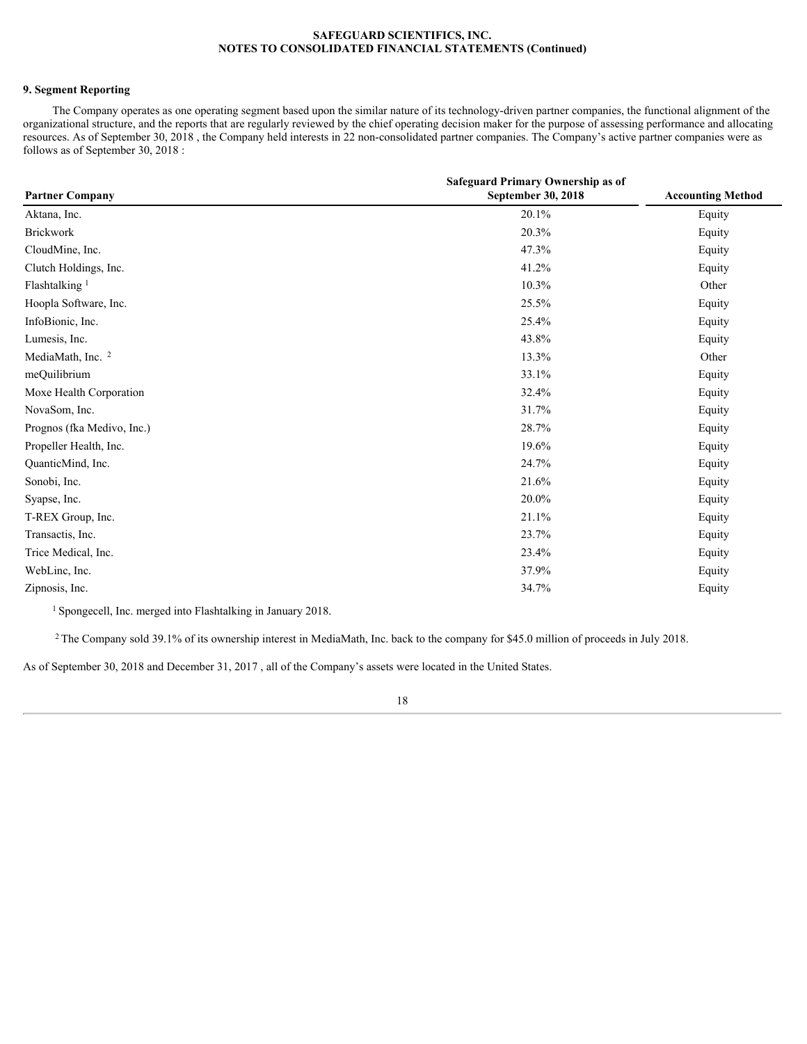## 9. Segment Reporting

The Company operates as one operating segment based upon the similar nature of its technology-driven partner companies, the functional alignment of the organizational structure, and the reports that are regularly reviewed by the chief operating decision maker for the purpose of assessing performance and allocating resources. As of September 30, 2018 , the Company held interests in 22 non-consolidated partner companies. The Company's active partner companies were as follows as of September 30, 2018 :

| Partner Company | Safeguard Primary Ownership as of September 30, 2018 | Accounting Method |
|---|---|---|
| Aktana, Inc. | 20.1% | Equity |
| Brickwork | 20.3% | Equity |
| CloudMine, Inc. | 47.3% | Equity |
| Clutch Holdings, Inc. | 41.2% | Equity |
| Flashtalking [1] | 10.3% | Other |
| Hoopla Software, Inc. | 25.5% | Equity |
| InfoBionic, Inc. | 25.4% | Equity |
| Lumesis, Inc. | 43.8% | Equity |
| MediaMath, Inc. [2] | 13.3% | Other |
| meQuilibrium | 33.1% | Equity |
| Moxe Health Corporation | 32.4% | Equity |
| NovaSom, Inc. | 31.7% | Equity |
| Prognos (fka Medivo, Inc.) | 28.7% | Equity |
| Propeller Health, Inc. | 19.6% | Equity |
| QuanticMind, Inc. | 24.7% | Equity |
| Sonobi, Inc. | 21.6% | Equity |
| Syapse, Inc. | 20.0% | Equity |
| T-REX Group, Inc. | 21.1% | Equity |
| Transactis, Inc. | 23.7% | Equity |
| Trice Medical, Inc. | 23.4% | Equity |
| WebLinc, Inc. | 37.9% | Equity |
| Zipnosis, Inc. | 34.7% | Equity |

[1] Spongecell, Inc. merged into Flashtalking in January 2018.

[2] The Company sold 39.1% of its ownership interest in MediaMath, Inc. back to the company for $45.0 million of proceeds in July 2018.

As of September 30, 2018 and December 31, 2017 , all of the Company's assets were located in the United States.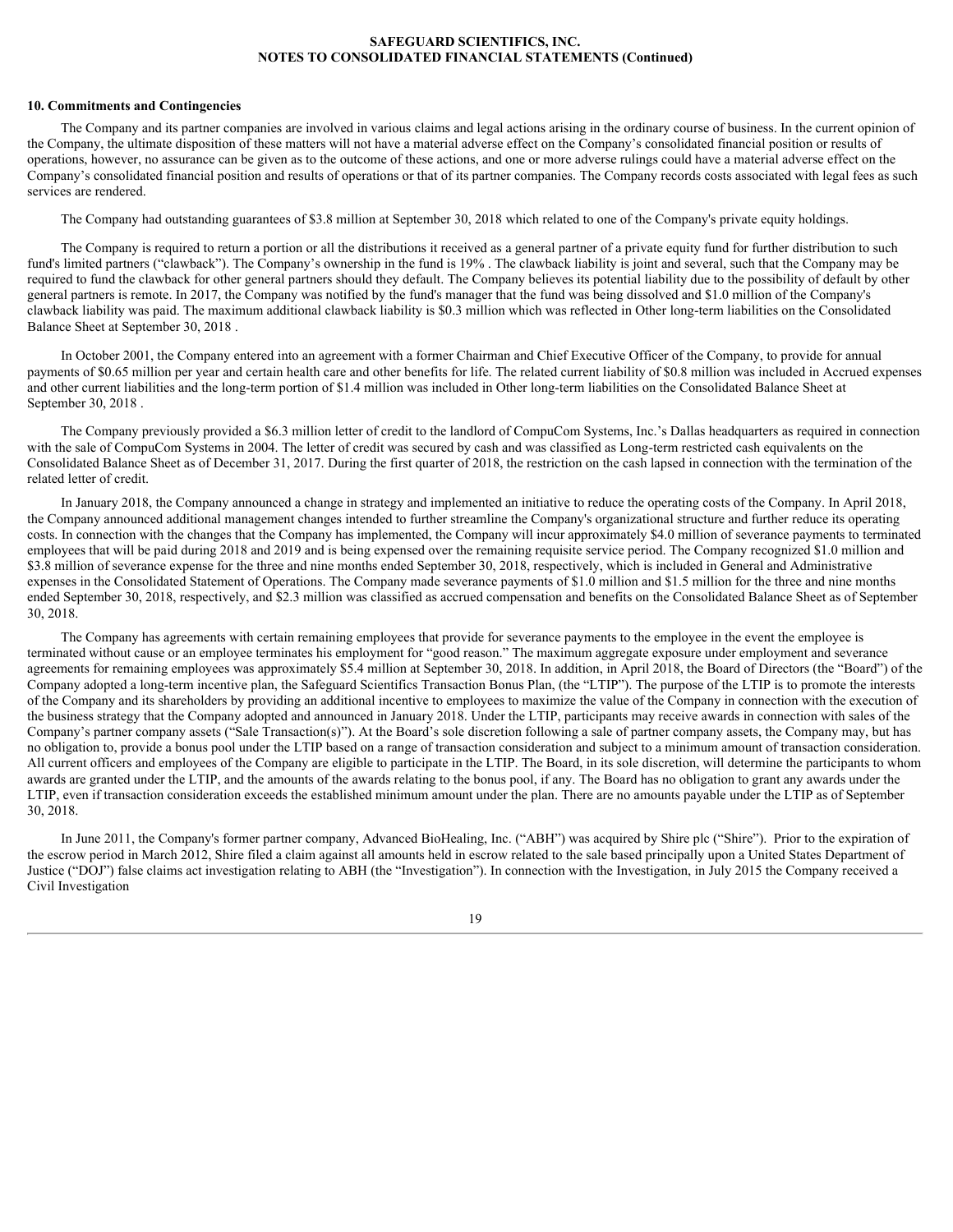## 10. Commitments and Contingencies

The Company and its partner companies are involved in various claims and legal actions arising in the ordinary course of business. In the current opinion of the Company, the ultimate disposition of these matters will not have a material adverse effect on the Company's consolidated financial position or results of operations, however, no assurance can be given as to the outcome of these actions, and one or more adverse rulings could have a material adverse effect on the Company's consolidated financial position and results of operations or that of its partner companies. The Company records costs associated with legal fees as such services are rendered.

The Company had outstanding guarantees of $3.8 million at September 30, 2018 which related to one of the Company's private equity holdings.

The Company is required to return a portion or all the distributions it received as a general partner of a private equity fund for further distribution to such fund's limited partners ("clawback"). The Company's ownership in the fund is 19% . The clawback liability is joint and several, such that the Company may be required to fund the clawback for other general partners should they default. The Company believes its potential liability due to the possibility of default by other general partners is remote. In 2017, the Company was notified by the fund's manager that the fund was being dissolved and $1.0 million of the Company's clawback liability was paid. The maximum additional clawback liability is $0.3 million which was reflected in Other long-term liabilities on the Consolidated Balance Sheet at September 30, 2018 .

In October 2001, the Company entered into an agreement with a former Chairman and Chief Executive Officer of the Company, to provide for annual payments of $0.65 million per year and certain health care and other benefits for life. The related current liability of $0.8 million was included in Accrued expenses and other current liabilities and the long-term portion of $1.4 million was included in Other long-term liabilities on the Consolidated Balance Sheet at September 30, 2018 .

The Company previously provided a $6.3 million letter of credit to the landlord of CompuCom Systems, Inc.'s Dallas headquarters as required in connection with the sale of CompuCom Systems in 2004. The letter of credit was secured by cash and was classified as Long-term restricted cash equivalents on the Consolidated Balance Sheet as of December 31, 2017. During the first quarter of 2018, the restriction on the cash lapsed in connection with the termination of the related letter of credit.

In January 2018, the Company announced a change in strategy and implemented an initiative to reduce the operating costs of the Company. In April 2018, the Company announced additional management changes intended to further streamline the Company's organizational structure and further reduce its operating costs. In connection with the changes that the Company has implemented, the Company will incur approximately $4.0 million of severance payments to terminated employees that will be paid during 2018 and 2019 and is being expensed over the remaining requisite service period. The Company recognized $1.0 million and $3.8 million of severance expense for the three and nine months ended September 30, 2018, respectively, which is included in General and Administrative expenses in the Consolidated Statement of Operations. The Company made severance payments of $1.0 million and $1.5 million for the three and nine months ended September 30, 2018, respectively, and $2.3 million was classified as accrued compensation and benefits on the Consolidated Balance Sheet as of September 30, 2018.

The Company has agreements with certain remaining employees that provide for severance payments to the employee in the event the employee is terminated without cause or an employee terminates his employment for "good reason." The maximum aggregate exposure under employment and severance agreements for remaining employees was approximately $5.4 million at September 30, 2018. In addition, in April 2018, the Board of Directors (the "Board") of the Company adopted a long-term incentive plan, the Safeguard Scientifics Transaction Bonus Plan, (the "LTIP"). The purpose of the LTIP is to promote the interests of the Company and its shareholders by providing an additional incentive to employees to maximize the value of the Company in connection with the execution of the business strategy that the Company adopted and announced in January 2018. Under the LTIP, participants may receive awards in connection with sales of the Company's partner company assets ("Sale Transaction(s)"). At the Board's sole discretion following a sale of partner company assets, the Company may, but has no obligation to, provide a bonus pool under the LTIP based on a range of transaction consideration and subject to a minimum amount of transaction consideration. All current officers and employees of the Company are eligible to participate in the LTIP. The Board, in its sole discretion, will determine the participants to whom awards are granted under the LTIP, and the amounts of the awards relating to the bonus pool, if any. The Board has no obligation to grant any awards under the LTIP, even if transaction consideration exceeds the established minimum amount under the plan. There are no amounts payable under the LTIP as of September 30, 2018.

In June 2011, the Company's former partner company, Advanced BioHealing, Inc. ("ABH") was acquired by Shire plc ("Shire"). Prior to the expiration of the escrow period in March 2012, Shire filed a claim against all amounts held in escrow related to the sale based principally upon a United States Department of Justice ("DOJ") false claims act investigation relating to ABH (the "Investigation"). In connection with the Investigation, in July 2015 the Company received a Civil Investigation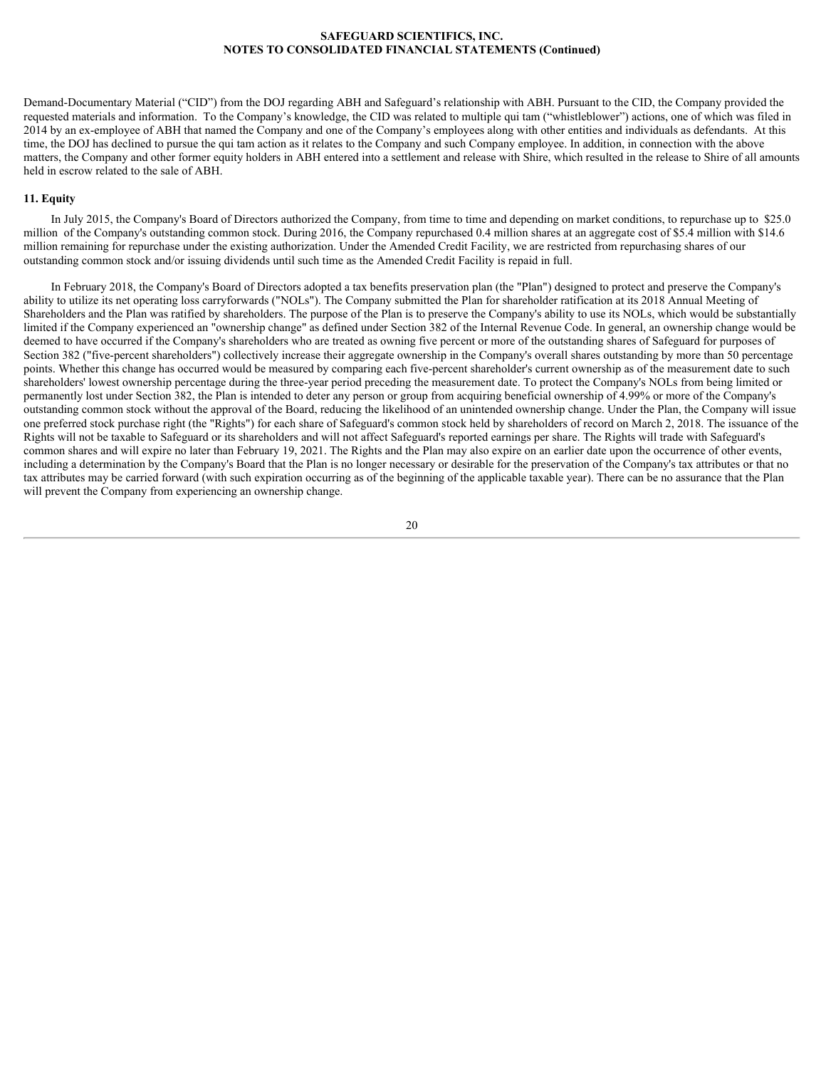Demand-Documentary Material (“CID”) from the DOJ regarding ABH and Safeguard’s relationship with ABH. Pursuant to the CID, the Company provided the requested materials and information. To the Company’s knowledge, the CID was related to multiple qui tam (“whistleblower”) actions, one of which was filed in 2014 by an ex-employee of ABH that named the Company and one of the Company’s employees along with other entities and individuals as defendants. At this time, the DOJ has declined to pursue the qui tam action as it relates to the Company and such Company employee. In addition, in connection with the above matters, the Company and other former equity holders in ABH entered into a settlement and release with Shire, which resulted in the release to Shire of all amounts held in escrow related to the sale of ABH.

## 11. Equity

In July 2015, the Company's Board of Directors authorized the Company, from time to time and depending on market conditions, to repurchase up to $25.0 million of the Company's outstanding common stock. During 2016, the Company repurchased 0.4 million shares at an aggregate cost of $5.4 million with $14.6 million remaining for repurchase under the existing authorization. Under the Amended Credit Facility, we are restricted from repurchasing shares of our outstanding common stock and/or issuing dividends until such time as the Amended Credit Facility is repaid in full.

In February 2018, the Company's Board of Directors adopted a tax benefits preservation plan (the "Plan") designed to protect and preserve the Company's ability to utilize its net operating loss carryforwards ("NOLs"). The Company submitted the Plan for shareholder ratification at its 2018 Annual Meeting of Shareholders and the Plan was ratified by shareholders. The purpose of the Plan is to preserve the Company's ability to use its NOLs, which would be substantially limited if the Company experienced an "ownership change" as defined under Section 382 of the Internal Revenue Code. In general, an ownership change would be deemed to have occurred if the Company's shareholders who are treated as owning five percent or more of the outstanding shares of Safeguard for purposes of Section 382 ("five-percent shareholders") collectively increase their aggregate ownership in the Company's overall shares outstanding by more than 50 percentage points. Whether this change has occurred would be measured by comparing each five-percent shareholder's current ownership as of the measurement date to such shareholders' lowest ownership percentage during the three-year period preceding the measurement date. To protect the Company's NOLs from being limited or permanently lost under Section 382, the Plan is intended to deter any person or group from acquiring beneficial ownership of 4.99% or more of the Company's outstanding common stock without the approval of the Board, reducing the likelihood of an unintended ownership change. Under the Plan, the Company will issue one preferred stock purchase right (the "Rights") for each share of Safeguard's common stock held by shareholders of record on March 2, 2018. The issuance of the Rights will not be taxable to Safeguard or its shareholders and will not affect Safeguard's reported earnings per share. The Rights will trade with Safeguard's common shares and will expire no later than February 19, 2021. The Rights and the Plan may also expire on an earlier date upon the occurrence of other events, including a determination by the Company's Board that the Plan is no longer necessary or desirable for the preservation of the Company's tax attributes or that no tax attributes may be carried forward (with such expiration occurring as of the beginning of the applicable taxable year). There can be no assurance that the Plan will prevent the Company from experiencing an ownership change.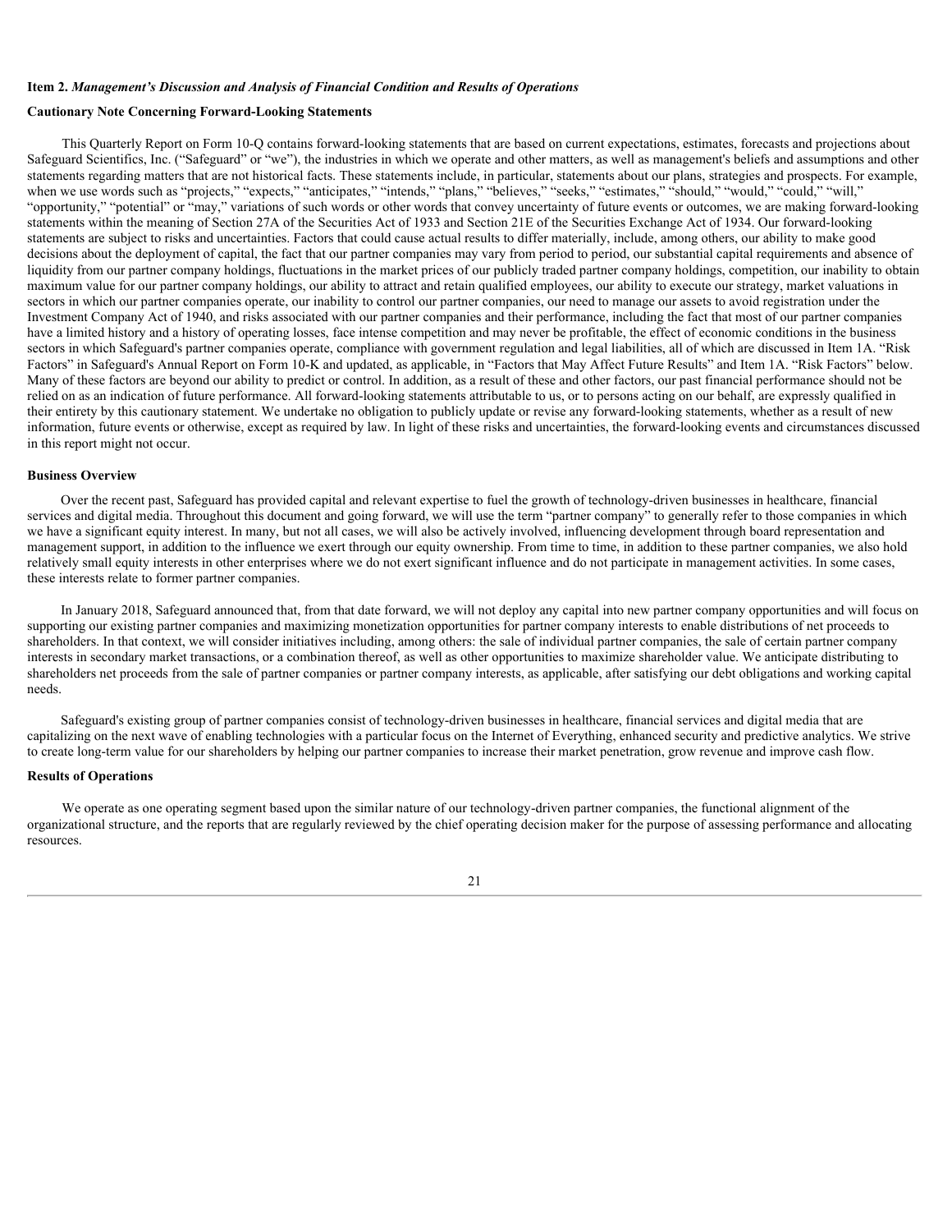**Item 2.** ***Management's Discussion and Analysis of Financial Condition and Results of Operations***

**Cautionary Note Concerning Forward-Looking Statements**

This Quarterly Report on Form 10-Q contains forward-looking statements that are based on current expectations, estimates, forecasts and projections about Safeguard Scientifics, Inc. ("Safeguard" or "we"), the industries in which we operate and other matters, as well as management's beliefs and assumptions and other statements regarding matters that are not historical facts. These statements include, in particular, statements about our plans, strategies and prospects. For example, when we use words such as "projects," "expects," "anticipates," "intends," "plans," "believes," "seeks," "estimates," "should," "would," "could," "will," "opportunity," "potential" or "may," variations of such words or other words that convey uncertainty of future events or outcomes, we are making forward-looking statements within the meaning of Section 27A of the Securities Act of 1933 and Section 21E of the Securities Exchange Act of 1934. Our forward-looking statements are subject to risks and uncertainties. Factors that could cause actual results to differ materially, include, among others, our ability to make good decisions about the deployment of capital, the fact that our partner companies may vary from period to period, our substantial capital requirements and absence of liquidity from our partner company holdings, fluctuations in the market prices of our publicly traded partner company holdings, competition, our inability to obtain maximum value for our partner company holdings, our ability to attract and retain qualified employees, our ability to execute our strategy, market valuations in sectors in which our partner companies operate, our inability to control our partner companies, our need to manage our assets to avoid registration under the Investment Company Act of 1940, and risks associated with our partner companies and their performance, including the fact that most of our partner companies have a limited history and a history of operating losses, face intense competition and may never be profitable, the effect of economic conditions in the business sectors in which Safeguard's partner companies operate, compliance with government regulation and legal liabilities, all of which are discussed in Item 1A. "Risk Factors" in Safeguard's Annual Report on Form 10-K and updated, as applicable, in "Factors that May Affect Future Results" and Item 1A. "Risk Factors" below. Many of these factors are beyond our ability to predict or control. In addition, as a result of these and other factors, our past financial performance should not be relied on as an indication of future performance. All forward-looking statements attributable to us, or to persons acting on our behalf, are expressly qualified in their entirety by this cautionary statement. We undertake no obligation to publicly update or revise any forward-looking statements, whether as a result of new information, future events or otherwise, except as required by law. In light of these risks and uncertainties, the forward-looking events and circumstances discussed in this report might not occur.

**Business Overview**

Over the recent past, Safeguard has provided capital and relevant expertise to fuel the growth of technology-driven businesses in healthcare, financial services and digital media. Throughout this document and going forward, we will use the term "partner company" to generally refer to those companies in which we have a significant equity interest. In many, but not all cases, we will also be actively involved, influencing development through board representation and management support, in addition to the influence we exert through our equity ownership. From time to time, in addition to these partner companies, we also hold relatively small equity interests in other enterprises where we do not exert significant influence and do not participate in management activities. In some cases, these interests relate to former partner companies.

In January 2018, Safeguard announced that, from that date forward, we will not deploy any capital into new partner company opportunities and will focus on supporting our existing partner companies and maximizing monetization opportunities for partner company interests to enable distributions of net proceeds to shareholders. In that context, we will consider initiatives including, among others: the sale of individual partner companies, the sale of certain partner company interests in secondary market transactions, or a combination thereof, as well as other opportunities to maximize shareholder value. We anticipate distributing to shareholders net proceeds from the sale of partner companies or partner company interests, as applicable, after satisfying our debt obligations and working capital needs.

Safeguard's existing group of partner companies consist of technology-driven businesses in healthcare, financial services and digital media that are capitalizing on the next wave of enabling technologies with a particular focus on the Internet of Everything, enhanced security and predictive analytics. We strive to create long-term value for our shareholders by helping our partner companies to increase their market penetration, grow revenue and improve cash flow.

**Results of Operations**

We operate as one operating segment based upon the similar nature of our technology-driven partner companies, the functional alignment of the organizational structure, and the reports that are regularly reviewed by the chief operating decision maker for the purpose of assessing performance and allocating resources.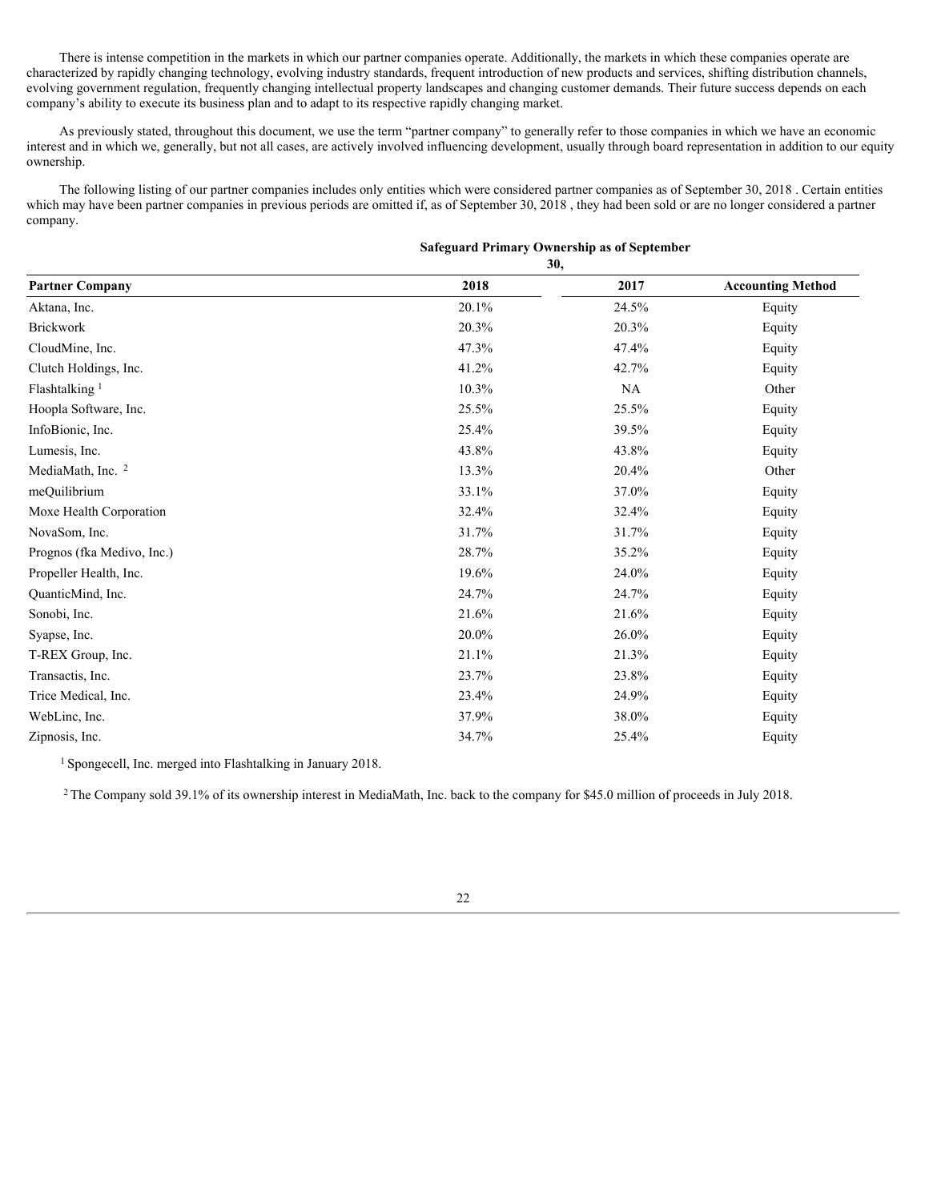There is intense competition in the markets in which our partner companies operate. Additionally, the markets in which these companies operate are characterized by rapidly changing technology, evolving industry standards, frequent introduction of new products and services, shifting distribution channels, evolving government regulation, frequently changing intellectual property landscapes and changing customer demands. Their future success depends on each company's ability to execute its business plan and to adapt to its respective rapidly changing market.

As previously stated, throughout this document, we use the term "partner company" to generally refer to those companies in which we have an economic interest and in which we, generally, but not all cases, are actively involved influencing development, usually through board representation in addition to our equity ownership.

The following listing of our partner companies includes only entities which were considered partner companies as of September 30, 2018 . Certain entities which may have been partner companies in previous periods are omitted if, as of September 30, 2018 , they had been sold or are no longer considered a partner company.

| | Safeguard Primary Ownership as of September 30, | | |
|---|---|---|---|
| **Partner Company** | **2018** | **2017** | **Accounting Method** |
| Aktana, Inc. | 20.1% | 24.5% | Equity |
| Brickwork | 20.3% | 20.3% | Equity |
| CloudMine, Inc. | 47.3% | 47.4% | Equity |
| Clutch Holdings, Inc. | 41.2% | 42.7% | Equity |
| Flashtalking [1] | 10.3% | NA | Other |
| Hoopla Software, Inc. | 25.5% | 25.5% | Equity |
| InfoBionic, Inc. | 25.4% | 39.5% | Equity |
| Lumesis, Inc. | 43.8% | 43.8% | Equity |
| MediaMath, Inc. [2] | 13.3% | 20.4% | Other |
| meQuilibrium | 33.1% | 37.0% | Equity |
| Moxe Health Corporation | 32.4% | 32.4% | Equity |
| NovaSom, Inc. | 31.7% | 31.7% | Equity |
| Prognos (fka Medivo, Inc.) | 28.7% | 35.2% | Equity |
| Propeller Health, Inc. | 19.6% | 24.0% | Equity |
| QuanticMind, Inc. | 24.7% | 24.7% | Equity |
| Sonobi, Inc. | 21.6% | 21.6% | Equity |
| Syapse, Inc. | 20.0% | 26.0% | Equity |
| T-REX Group, Inc. | 21.1% | 21.3% | Equity |
| Transactis, Inc. | 23.7% | 23.8% | Equity |
| Trice Medical, Inc. | 23.4% | 24.9% | Equity |
| WebLinc, Inc. | 37.9% | 38.0% | Equity |
| Zipnosis, Inc. | 34.7% | 25.4% | Equity |

[1] Spongecell, Inc. merged into Flashtalking in January 2018.

[2] The Company sold 39.1% of its ownership interest in MediaMath, Inc. back to the company for $45.0 million of proceeds in July 2018.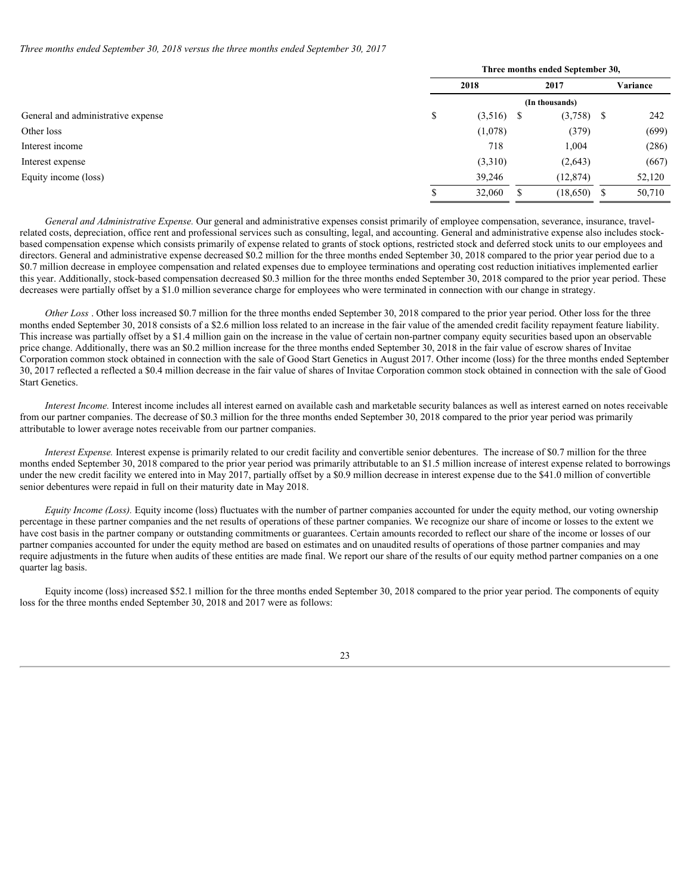*Three months ended September 30, 2018 versus the three months ended September 30, 2017*

| | Three months ended September 30, | | |
|---|---|---|---|
| | 2018 | 2017 | Variance |
| | (In thousands) | | |
| General and administrative expense | $ (3,516) | $ (3,758) | $ 242 |
| Other loss | (1,078) | (379) | (699) |
| Interest income | 718 | 1,004 | (286) |
| Interest expense | (3,310) | (2,643) | (667) |
| Equity income (loss) | 39,246 | (12,874) | 52,120 |
| | $ 32,060 | $ (18,650) | $ 50,710 |

*General and Administrative Expense.* Our general and administrative expenses consist primarily of employee compensation, severance, insurance, travel-related costs, depreciation, office rent and professional services such as consulting, legal, and accounting. General and administrative expense also includes stock-based compensation expense which consists primarily of expense related to grants of stock options, restricted stock and deferred stock units to our employees and directors. General and administrative expense decreased $0.2 million for the three months ended September 30, 2018 compared to the prior year period due to a $0.7 million decrease in employee compensation and related expenses due to employee terminations and operating cost reduction initiatives implemented earlier this year. Additionally, stock-based compensation decreased $0.3 million for the three months ended September 30, 2018 compared to the prior year period. These decreases were partially offset by a $1.0 million severance charge for employees who were terminated in connection with our change in strategy.

*Other Loss* . Other loss increased $0.7 million for the three months ended September 30, 2018 compared to the prior year period. Other loss for the three months ended September 30, 2018 consists of a $2.6 million loss related to an increase in the fair value of the amended credit facility repayment feature liability. This increase was partially offset by a $1.4 million gain on the increase in the value of certain non-partner company equity securities based upon an observable price change. Additionally, there was an $0.2 million increase for the three months ended September 30, 2018 in the fair value of escrow shares of Invitae Corporation common stock obtained in connection with the sale of Good Start Genetics in August 2017. Other income (loss) for the three months ended September 30, 2017 reflected a reflected a $0.4 million decrease in the fair value of shares of Invitae Corporation common stock obtained in connection with the sale of Good Start Genetics.

*Interest Income.* Interest income includes all interest earned on available cash and marketable security balances as well as interest earned on notes receivable from our partner companies. The decrease of $0.3 million for the three months ended September 30, 2018 compared to the prior year period was primarily attributable to lower average notes receivable from our partner companies.

*Interest Expense.* Interest expense is primarily related to our credit facility and convertible senior debentures. The increase of $0.7 million for the three months ended September 30, 2018 compared to the prior year period was primarily attributable to an $1.5 million increase of interest expense related to borrowings under the new credit facility we entered into in May 2017, partially offset by a $0.9 million decrease in interest expense due to the $41.0 million of convertible senior debentures were repaid in full on their maturity date in May 2018.

*Equity Income (Loss).* Equity income (loss) fluctuates with the number of partner companies accounted for under the equity method, our voting ownership percentage in these partner companies and the net results of operations of these partner companies. We recognize our share of income or losses to the extent we have cost basis in the partner company or outstanding commitments or guarantees. Certain amounts recorded to reflect our share of the income or losses of our partner companies accounted for under the equity method are based on estimates and on unaudited results of operations of those partner companies and may require adjustments in the future when audits of these entities are made final. We report our share of the results of our equity method partner companies on a one quarter lag basis.

Equity income (loss) increased $52.1 million for the three months ended September 30, 2018 compared to the prior year period. The components of equity loss for the three months ended September 30, 2018 and 2017 were as follows: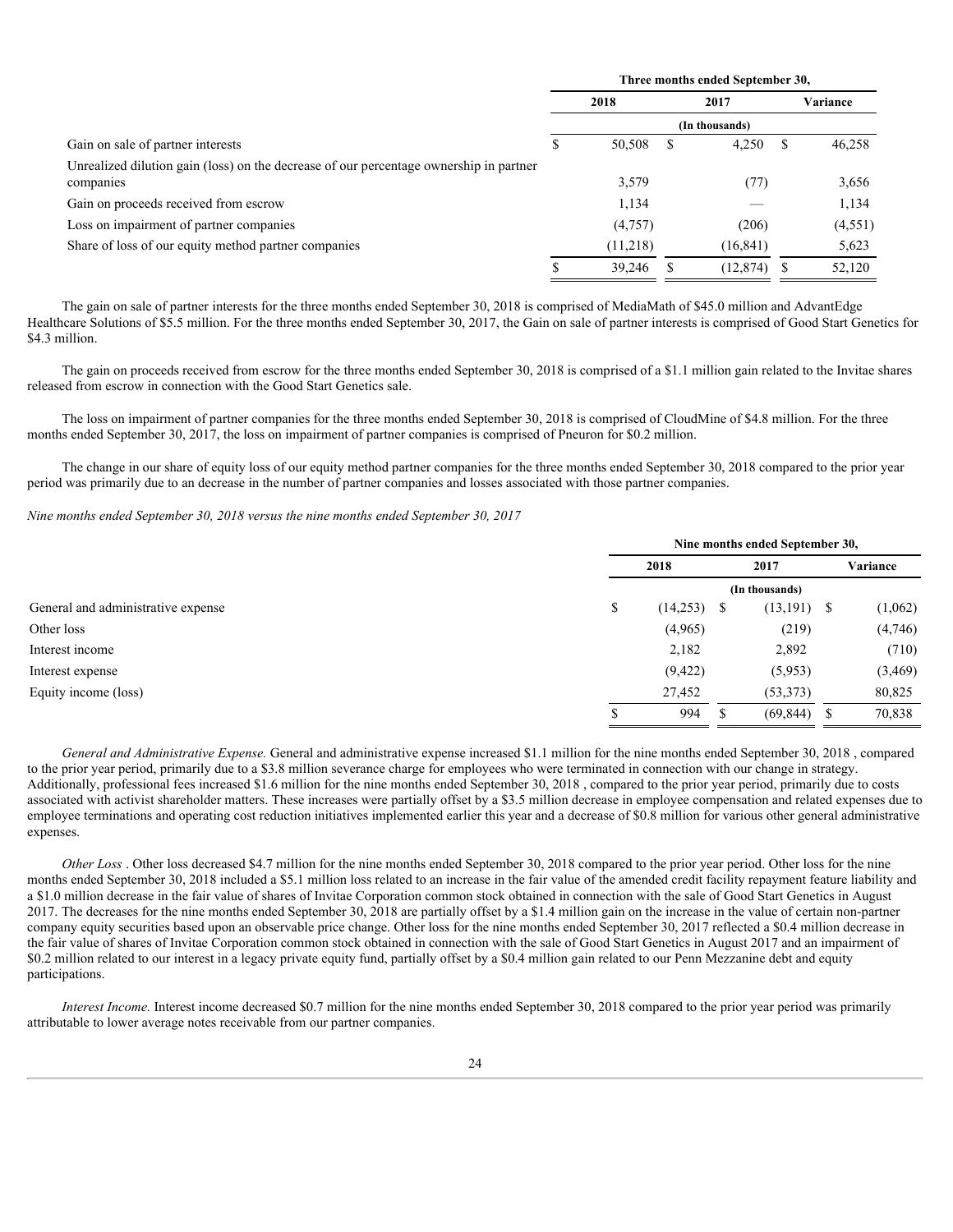| | Three months ended September 30, | | |
|---|---|---|---|
| | 2018 | 2017 | Variance |
| | (In thousands) | | |
| Gain on sale of partner interests | $ 50,508 | $ 4,250 | $ 46,258 |
| Unrealized dilution gain (loss) on the decrease of our percentage ownership in partner companies | 3,579 | (77) | 3,656 |
| Gain on proceeds received from escrow | 1,134 | — | 1,134 |
| Loss on impairment of partner companies | (4,757) | (206) | (4,551) |
| Share of loss of our equity method partner companies | (11,218) | (16,841) | 5,623 |
| | $ 39,246 | $ (12,874) | $ 52,120 |

The gain on sale of partner interests for the three months ended September 30, 2018 is comprised of MediaMath of $45.0 million and AdvantEdge Healthcare Solutions of $5.5 million. For the three months ended September 30, 2017, the Gain on sale of partner interests is comprised of Good Start Genetics for $4.3 million.

The gain on proceeds received from escrow for the three months ended September 30, 2018 is comprised of a $1.1 million gain related to the Invitae shares released from escrow in connection with the Good Start Genetics sale.

The loss on impairment of partner companies for the three months ended September 30, 2018 is comprised of CloudMine of $4.8 million. For the three months ended September 30, 2017, the loss on impairment of partner companies is comprised of Pneuron for $0.2 million.

The change in our share of equity loss of our equity method partner companies for the three months ended September 30, 2018 compared to the prior year period was primarily due to an decrease in the number of partner companies and losses associated with those partner companies.

*Nine months ended September 30, 2018 versus the nine months ended September 30, 2017*

| | Nine months ended September 30, | | |
|---|---|---|---|
| | 2018 | 2017 | Variance |
| | (In thousands) | | |
| General and administrative expense | $ (14,253) | $ (13,191) | $ (1,062) |
| Other loss | (4,965) | (219) | (4,746) |
| Interest income | 2,182 | 2,892 | (710) |
| Interest expense | (9,422) | (5,953) | (3,469) |
| Equity income (loss) | 27,452 | (53,373) | 80,825 |
| | $ 994 | $ (69,844) | $ 70,838 |

*General and Administrative Expense.* General and administrative expense increased $1.1 million for the nine months ended September 30, 2018 , compared to the prior year period, primarily due to a $3.8 million severance charge for employees who were terminated in connection with our change in strategy. Additionally, professional fees increased $1.6 million for the nine months ended September 30, 2018 , compared to the prior year period, primarily due to costs associated with activist shareholder matters. These increases were partially offset by a $3.5 million decrease in employee compensation and related expenses due to employee terminations and operating cost reduction initiatives implemented earlier this year and a decrease of $0.8 million for various other general administrative expenses.

*Other Loss* . Other loss decreased $4.7 million for the nine months ended September 30, 2018 compared to the prior year period. Other loss for the nine months ended September 30, 2018 included a $5.1 million loss related to an increase in the fair value of the amended credit facility repayment feature liability and a $1.0 million decrease in the fair value of shares of Invitae Corporation common stock obtained in connection with the sale of Good Start Genetics in August 2017. The decreases for the nine months ended September 30, 2018 are partially offset by a $1.4 million gain on the increase in the value of certain non-partner company equity securities based upon an observable price change. Other loss for the nine months ended September 30, 2017 reflected a $0.4 million decrease in the fair value of shares of Invitae Corporation common stock obtained in connection with the sale of Good Start Genetics in August 2017 and an impairment of $0.2 million related to our interest in a legacy private equity fund, partially offset by a $0.4 million gain related to our Penn Mezzanine debt and equity participations.

*Interest Income.* Interest income decreased $0.7 million for the nine months ended September 30, 2018 compared to the prior year period was primarily attributable to lower average notes receivable from our partner companies.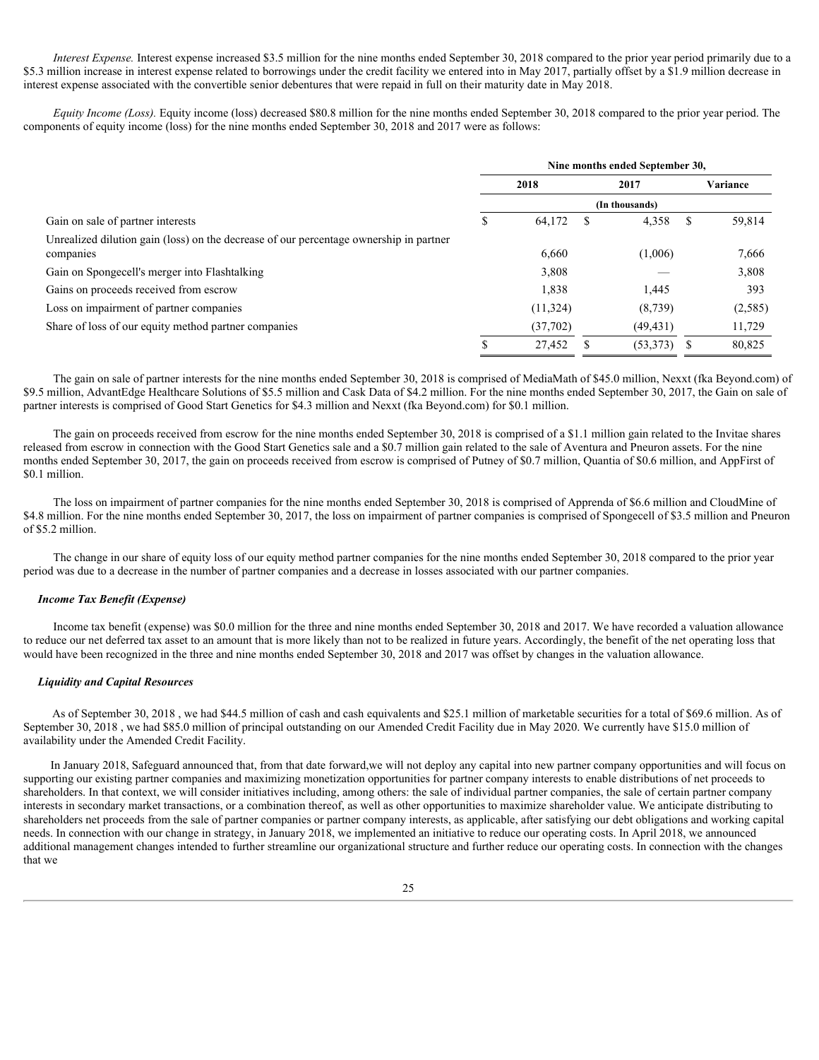*Interest Expense.* Interest expense increased $3.5 million for the nine months ended September 30, 2018 compared to the prior year period primarily due to a $5.3 million increase in interest expense related to borrowings under the credit facility we entered into in May 2017, partially offset by a $1.9 million decrease in interest expense associated with the convertible senior debentures that were repaid in full on their maturity date in May 2018.

*Equity Income (Loss).* Equity income (loss) decreased $80.8 million for the nine months ended September 30, 2018 compared to the prior year period. The components of equity income (loss) for the nine months ended September 30, 2018 and 2017 were as follows:

| | Nine months ended September 30, | | |
|---|---|---|---|
| | 2018 | 2017 | Variance |
| | (In thousands) | | |
| Gain on sale of partner interests | $ 64,172 | $ 4,358 | $ 59,814 |
| Unrealized dilution gain (loss) on the decrease of our percentage ownership in partner companies | 6,660 | (1,006) | 7,666 |
| Gain on Spongecell's merger into Flashtalking | 3,808 | — | 3,808 |
| Gains on proceeds received from escrow | 1,838 | 1,445 | 393 |
| Loss on impairment of partner companies | (11,324) | (8,739) | (2,585) |
| Share of loss of our equity method partner companies | (37,702) | (49,431) | 11,729 |
| | $ 27,452 | $ (53,373) | $ 80,825 |

The gain on sale of partner interests for the nine months ended September 30, 2018 is comprised of MediaMath of $45.0 million, Nexxt (fka Beyond.com) of $9.5 million, AdvantEdge Healthcare Solutions of $5.5 million and Cask Data of $4.2 million. For the nine months ended September 30, 2017, the Gain on sale of partner interests is comprised of Good Start Genetics for $4.3 million and Nexxt (fka Beyond.com) for $0.1 million.

The gain on proceeds received from escrow for the nine months ended September 30, 2018 is comprised of a $1.1 million gain related to the Invitae shares released from escrow in connection with the Good Start Genetics sale and a $0.7 million gain related to the sale of Aventura and Pneuron assets. For the nine months ended September 30, 2017, the gain on proceeds received from escrow is comprised of Putney of $0.7 million, Quantia of $0.6 million, and AppFirst of $0.1 million.

The loss on impairment of partner companies for the nine months ended September 30, 2018 is comprised of Apprenda of $6.6 million and CloudMine of $4.8 million. For the nine months ended September 30, 2017, the loss on impairment of partner companies is comprised of Spongecell of $3.5 million and Pneuron of $5.2 million.

The change in our share of equity loss of our equity method partner companies for the nine months ended September 30, 2018 compared to the prior year period was due to a decrease in the number of partner companies and a decrease in losses associated with our partner companies.

***Income Tax Benefit (Expense)***

Income tax benefit (expense) was $0.0 million for the three and nine months ended September 30, 2018 and 2017. We have recorded a valuation allowance to reduce our net deferred tax asset to an amount that is more likely than not to be realized in future years. Accordingly, the benefit of the net operating loss that would have been recognized in the three and nine months ended September 30, 2018 and 2017 was offset by changes in the valuation allowance.

***Liquidity and Capital Resources***

As of September 30, 2018 , we had $44.5 million of cash and cash equivalents and $25.1 million of marketable securities for a total of $69.6 million. As of September 30, 2018 , we had $85.0 million of principal outstanding on our Amended Credit Facility due in May 2020. We currently have $15.0 million of availability under the Amended Credit Facility.

In January 2018, Safeguard announced that, from that date forward,we will not deploy any capital into new partner company opportunities and will focus on supporting our existing partner companies and maximizing monetization opportunities for partner company interests to enable distributions of net proceeds to shareholders. In that context, we will consider initiatives including, among others: the sale of individual partner companies, the sale of certain partner company interests in secondary market transactions, or a combination thereof, as well as other opportunities to maximize shareholder value. We anticipate distributing to shareholders net proceeds from the sale of partner companies or partner company interests, as applicable, after satisfying our debt obligations and working capital needs. In connection with our change in strategy, in January 2018, we implemented an initiative to reduce our operating costs. In April 2018, we announced additional management changes intended to further streamline our organizational structure and further reduce our operating costs. In connection with the changes that we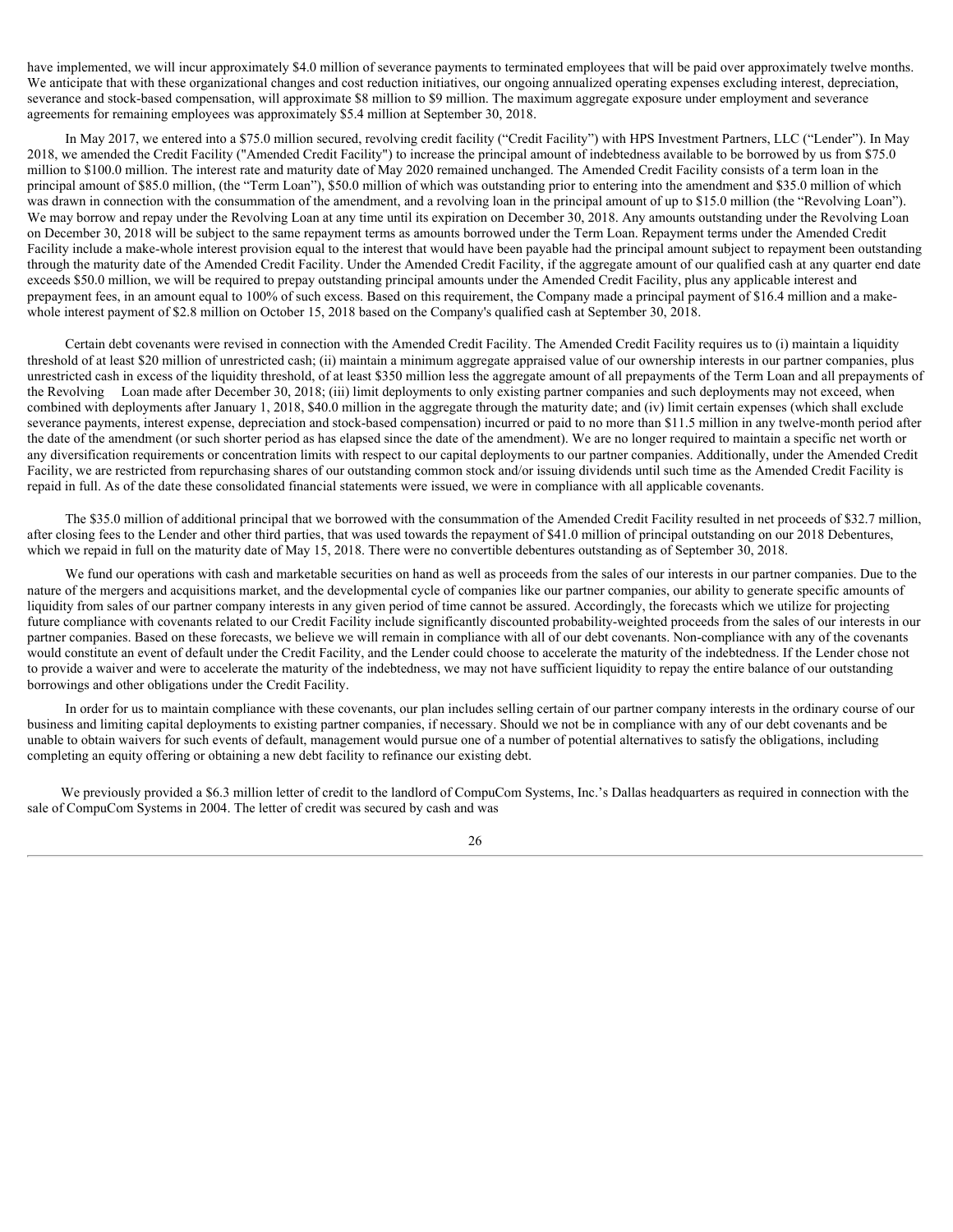have implemented, we will incur approximately $4.0 million of severance payments to terminated employees that will be paid over approximately twelve months. We anticipate that with these organizational changes and cost reduction initiatives, our ongoing annualized operating expenses excluding interest, depreciation, severance and stock-based compensation, will approximate $8 million to $9 million. The maximum aggregate exposure under employment and severance agreements for remaining employees was approximately $5.4 million at September 30, 2018.

In May 2017, we entered into a $75.0 million secured, revolving credit facility ("Credit Facility") with HPS Investment Partners, LLC ("Lender"). In May 2018, we amended the Credit Facility ("Amended Credit Facility") to increase the principal amount of indebtedness available to be borrowed by us from $75.0 million to $100.0 million. The interest rate and maturity date of May 2020 remained unchanged. The Amended Credit Facility consists of a term loan in the principal amount of $85.0 million, (the "Term Loan"), $50.0 million of which was outstanding prior to entering into the amendment and $35.0 million of which was drawn in connection with the consummation of the amendment, and a revolving loan in the principal amount of up to $15.0 million (the "Revolving Loan"). We may borrow and repay under the Revolving Loan at any time until its expiration on December 30, 2018. Any amounts outstanding under the Revolving Loan on December 30, 2018 will be subject to the same repayment terms as amounts borrowed under the Term Loan. Repayment terms under the Amended Credit Facility include a make-whole interest provision equal to the interest that would have been payable had the principal amount subject to repayment been outstanding through the maturity date of the Amended Credit Facility. Under the Amended Credit Facility, if the aggregate amount of our qualified cash at any quarter end date exceeds $50.0 million, we will be required to prepay outstanding principal amounts under the Amended Credit Facility, plus any applicable interest and prepayment fees, in an amount equal to 100% of such excess. Based on this requirement, the Company made a principal payment of $16.4 million and a make-whole interest payment of $2.8 million on October 15, 2018 based on the Company's qualified cash at September 30, 2018.

Certain debt covenants were revised in connection with the Amended Credit Facility. The Amended Credit Facility requires us to (i) maintain a liquidity threshold of at least $20 million of unrestricted cash; (ii) maintain a minimum aggregate appraised value of our ownership interests in our partner companies, plus unrestricted cash in excess of the liquidity threshold, of at least $350 million less the aggregate amount of all prepayments of the Term Loan and all prepayments of the Revolving Loan made after December 30, 2018; (iii) limit deployments to only existing partner companies and such deployments may not exceed, when combined with deployments after January 1, 2018, $40.0 million in the aggregate through the maturity date; and (iv) limit certain expenses (which shall exclude severance payments, interest expense, depreciation and stock-based compensation) incurred or paid to no more than $11.5 million in any twelve-month period after the date of the amendment (or such shorter period as has elapsed since the date of the amendment). We are no longer required to maintain a specific net worth or any diversification requirements or concentration limits with respect to our capital deployments to our partner companies. Additionally, under the Amended Credit Facility, we are restricted from repurchasing shares of our outstanding common stock and/or issuing dividends until such time as the Amended Credit Facility is repaid in full. As of the date these consolidated financial statements were issued, we were in compliance with all applicable covenants.

The $35.0 million of additional principal that we borrowed with the consummation of the Amended Credit Facility resulted in net proceeds of $32.7 million, after closing fees to the Lender and other third parties, that was used towards the repayment of $41.0 million of principal outstanding on our 2018 Debentures, which we repaid in full on the maturity date of May 15, 2018. There were no convertible debentures outstanding as of September 30, 2018.

We fund our operations with cash and marketable securities on hand as well as proceeds from the sales of our interests in our partner companies. Due to the nature of the mergers and acquisitions market, and the developmental cycle of companies like our partner companies, our ability to generate specific amounts of liquidity from sales of our partner company interests in any given period of time cannot be assured. Accordingly, the forecasts which we utilize for projecting future compliance with covenants related to our Credit Facility include significantly discounted probability-weighted proceeds from the sales of our interests in our partner companies. Based on these forecasts, we believe we will remain in compliance with all of our debt covenants. Non-compliance with any of the covenants would constitute an event of default under the Credit Facility, and the Lender could choose to accelerate the maturity of the indebtedness. If the Lender chose not to provide a waiver and were to accelerate the maturity of the indebtedness, we may not have sufficient liquidity to repay the entire balance of our outstanding borrowings and other obligations under the Credit Facility.

In order for us to maintain compliance with these covenants, our plan includes selling certain of our partner company interests in the ordinary course of our business and limiting capital deployments to existing partner companies, if necessary. Should we not be in compliance with any of our debt covenants and be unable to obtain waivers for such events of default, management would pursue one of a number of potential alternatives to satisfy the obligations, including completing an equity offering or obtaining a new debt facility to refinance our existing debt.

We previously provided a $6.3 million letter of credit to the landlord of CompuCom Systems, Inc.'s Dallas headquarters as required in connection with the sale of CompuCom Systems in 2004. The letter of credit was secured by cash and was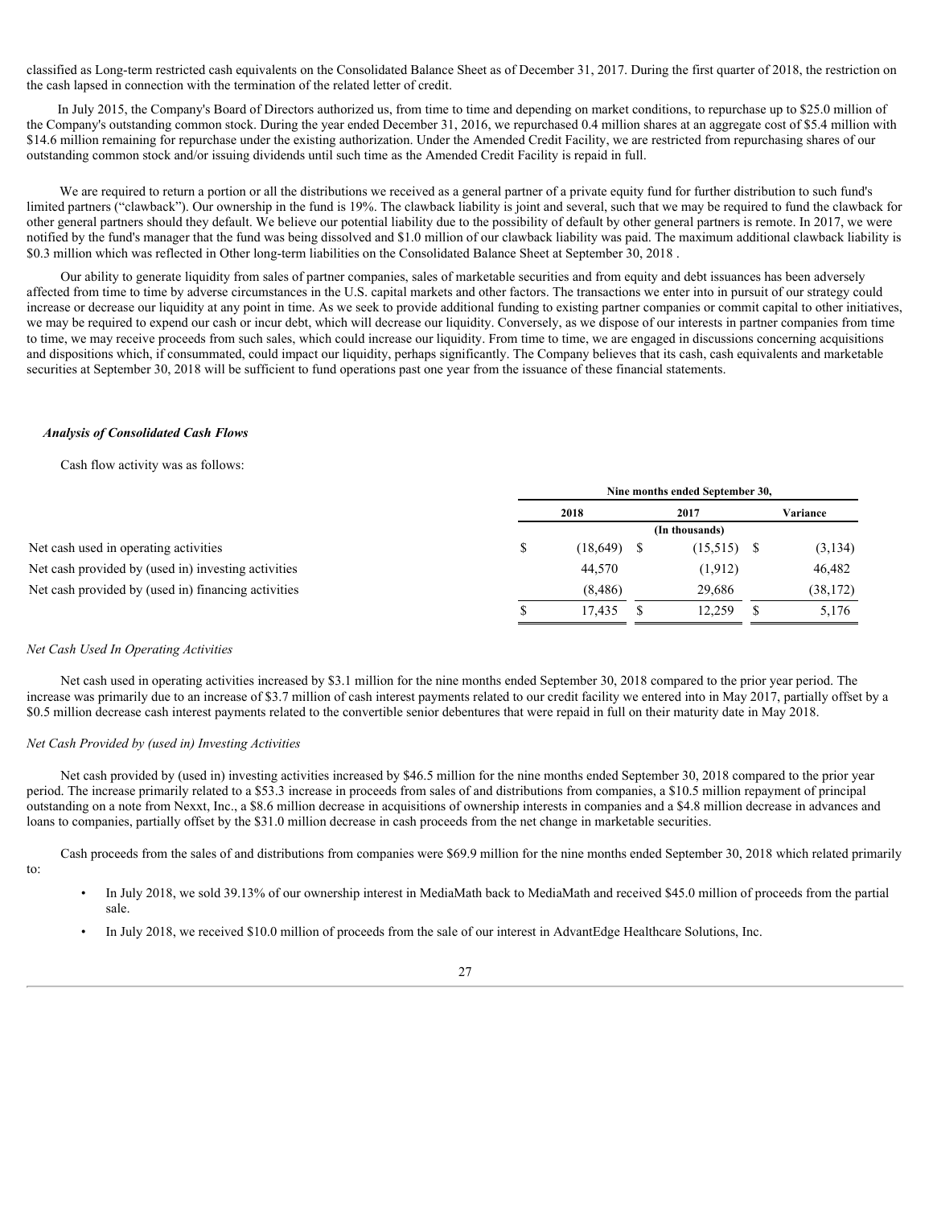classified as Long-term restricted cash equivalents on the Consolidated Balance Sheet as of December 31, 2017. During the first quarter of 2018, the restriction on the cash lapsed in connection with the termination of the related letter of credit.

In July 2015, the Company's Board of Directors authorized us, from time to time and depending on market conditions, to repurchase up to $25.0 million of the Company's outstanding common stock. During the year ended December 31, 2016, we repurchased 0.4 million shares at an aggregate cost of $5.4 million with $14.6 million remaining for repurchase under the existing authorization. Under the Amended Credit Facility, we are restricted from repurchasing shares of our outstanding common stock and/or issuing dividends until such time as the Amended Credit Facility is repaid in full.

We are required to return a portion or all the distributions we received as a general partner of a private equity fund for further distribution to such fund's limited partners ("clawback"). Our ownership in the fund is 19%. The clawback liability is joint and several, such that we may be required to fund the clawback for other general partners should they default. We believe our potential liability due to the possibility of default by other general partners is remote. In 2017, we were notified by the fund's manager that the fund was being dissolved and $1.0 million of our clawback liability was paid. The maximum additional clawback liability is $0.3 million which was reflected in Other long-term liabilities on the Consolidated Balance Sheet at September 30, 2018 .

Our ability to generate liquidity from sales of partner companies, sales of marketable securities and from equity and debt issuances has been adversely affected from time to time by adverse circumstances in the U.S. capital markets and other factors. The transactions we enter into in pursuit of our strategy could increase or decrease our liquidity at any point in time. As we seek to provide additional funding to existing partner companies or commit capital to other initiatives, we may be required to expend our cash or incur debt, which will decrease our liquidity. Conversely, as we dispose of our interests in partner companies from time to time, we may receive proceeds from such sales, which could increase our liquidity. From time to time, we are engaged in discussions concerning acquisitions and dispositions which, if consummated, could impact our liquidity, perhaps significantly. The Company believes that its cash, cash equivalents and marketable securities at September 30, 2018 will be sufficient to fund operations past one year from the issuance of these financial statements.

***Analysis of Consolidated Cash Flows***

Cash flow activity was as follows:

| | Nine months ended September 30, | | |
|---|---|---|---|
| | 2018 | 2017 | Variance |
| | (In thousands) | | |
| Net cash used in operating activities | $ (18,649) | $ (15,515) | $ (3,134) |
| Net cash provided by (used in) investing activities | 44,570 | (1,912) | 46,482 |
| Net cash provided by (used in) financing activities | (8,486) | 29,686 | (38,172) |
| | $ 17,435 | $ 12,259 | $ 5,176 |

*Net Cash Used In Operating Activities*

Net cash used in operating activities increased by $3.1 million for the nine months ended September 30, 2018 compared to the prior year period. The increase was primarily due to an increase of $3.7 million of cash interest payments related to our credit facility we entered into in May 2017, partially offset by a $0.5 million decrease cash interest payments related to the convertible senior debentures that were repaid in full on their maturity date in May 2018.

*Net Cash Provided by (used in) Investing Activities*

Net cash provided by (used in) investing activities increased by $46.5 million for the nine months ended September 30, 2018 compared to the prior year period. The increase primarily related to a $53.3 increase in proceeds from sales of and distributions from companies, a $10.5 million repayment of principal outstanding on a note from Nexxt, Inc., a $8.6 million decrease in acquisitions of ownership interests in companies and a $4.8 million decrease in advances and loans to companies, partially offset by the $31.0 million decrease in cash proceeds from the net change in marketable securities.

Cash proceeds from the sales of and distributions from companies were $69.9 million for the nine months ended September 30, 2018 which related primarily to:

- In July 2018, we sold 39.13% of our ownership interest in MediaMath back to MediaMath and received $45.0 million of proceeds from the partial sale.
- In July 2018, we received $10.0 million of proceeds from the sale of our interest in AdvantEdge Healthcare Solutions, Inc.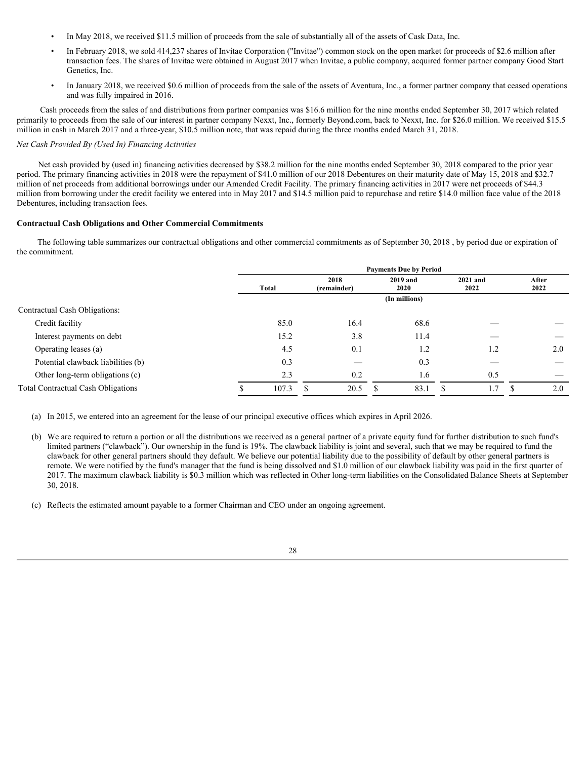- In May 2018, we received $11.5 million of proceeds from the sale of substantially all of the assets of Cask Data, Inc.
- In February 2018, we sold 414,237 shares of Invitae Corporation ("Invitae") common stock on the open market for proceeds of $2.6 million after transaction fees. The shares of Invitae were obtained in August 2017 when Invitae, a public company, acquired former partner company Good Start Genetics, Inc.
- In January 2018, we received $0.6 million of proceeds from the sale of the assets of Aventura, Inc., a former partner company that ceased operations and was fully impaired in 2016.

Cash proceeds from the sales of and distributions from partner companies was $16.6 million for the nine months ended September 30, 2017 which related primarily to proceeds from the sale of our interest in partner company Nexxt, Inc., formerly Beyond.com, back to Nexxt, Inc. for $26.0 million. We received $15.5 million in cash in March 2017 and a three-year, $10.5 million note, that was repaid during the three months ended March 31, 2018.

*Net Cash Provided By (Used In) Financing Activities*

Net cash provided by (used in) financing activities decreased by $38.2 million for the nine months ended September 30, 2018 compared to the prior year period. The primary financing activities in 2018 were the repayment of $41.0 million of our 2018 Debentures on their maturity date of May 15, 2018 and $32.7 million of net proceeds from additional borrowings under our Amended Credit Facility. The primary financing activities in 2017 were net proceeds of $44.3 million from borrowing under the credit facility we entered into in May 2017 and $14.5 million paid to repurchase and retire $14.0 million face value of the 2018 Debentures, including transaction fees.

**Contractual Cash Obligations and Other Commercial Commitments**

The following table summarizes our contractual obligations and other commercial commitments as of September 30, 2018 , by period due or expiration of the commitment.

| | Payments Due by Period | | | | |
|---|---|---|---|---|---|
| | Total | 2018 (remainder) | 2019 and 2020 | 2021 and 2022 | After 2022 |
| | | | (In millions) | | |
| Contractual Cash Obligations: | | | | | |
| Credit facility | 85.0 | 16.4 | 68.6 | — | — |
| Interest payments on debt | 15.2 | 3.8 | 11.4 | — | — |
| Operating leases (a) | 4.5 | 0.1 | 1.2 | 1.2 | 2.0 |
| Potential clawback liabilities (b) | 0.3 | — | 0.3 | — | — |
| Other long-term obligations (c) | 2.3 | 0.2 | 1.6 | 0.5 | — |
| Total Contractual Cash Obligations | $ 107.3 | $ 20.5 | $ 83.1 | $ 1.7 | $ 2.0 |

(a) In 2015, we entered into an agreement for the lease of our principal executive offices which expires in April 2026.

(b) We are required to return a portion or all the distributions we received as a general partner of a private equity fund for further distribution to such fund's limited partners ("clawback"). Our ownership in the fund is 19%. The clawback liability is joint and several, such that we may be required to fund the clawback for other general partners should they default. We believe our potential liability due to the possibility of default by other general partners is remote. We were notified by the fund's manager that the fund is being dissolved and $1.0 million of our clawback liability was paid in the first quarter of 2017. The maximum clawback liability is $0.3 million which was reflected in Other long-term liabilities on the Consolidated Balance Sheets at September 30, 2018.

(c) Reflects the estimated amount payable to a former Chairman and CEO under an ongoing agreement.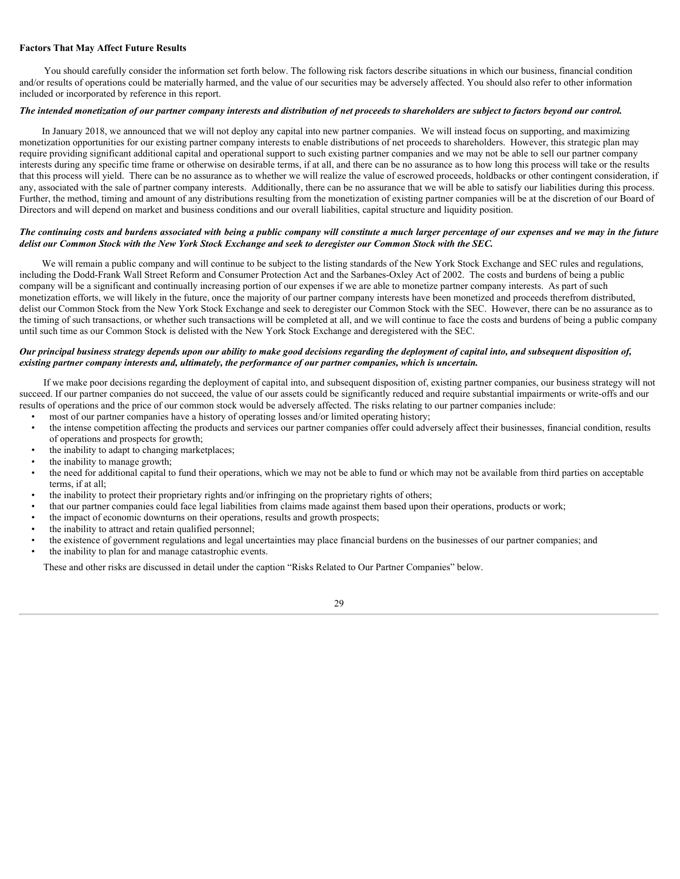**Factors That May Affect Future Results**

You should carefully consider the information set forth below. The following risk factors describe situations in which our business, financial condition and/or results of operations could be materially harmed, and the value of our securities may be adversely affected. You should also refer to other information included or incorporated by reference in this report.

***The intended monetization of our partner company interests and distribution of net proceeds to shareholders are subject to factors beyond our control.***

In January 2018, we announced that we will not deploy any capital into new partner companies. We will instead focus on supporting, and maximizing monetization opportunities for our existing partner company interests to enable distributions of net proceeds to shareholders. However, this strategic plan may require providing significant additional capital and operational support to such existing partner companies and we may not be able to sell our partner company interests during any specific time frame or otherwise on desirable terms, if at all, and there can be no assurance as to how long this process will take or the results that this process will yield. There can be no assurance as to whether we will realize the value of escrowed proceeds, holdbacks or other contingent consideration, if any, associated with the sale of partner company interests. Additionally, there can be no assurance that we will be able to satisfy our liabilities during this process. Further, the method, timing and amount of any distributions resulting from the monetization of existing partner companies will be at the discretion of our Board of Directors and will depend on market and business conditions and our overall liabilities, capital structure and liquidity position.

***The continuing costs and burdens associated with being a public company will constitute a much larger percentage of our expenses and we may in the future delist our Common Stock with the New York Stock Exchange and seek to deregister our Common Stock with the SEC.***

We will remain a public company and will continue to be subject to the listing standards of the New York Stock Exchange and SEC rules and regulations, including the Dodd-Frank Wall Street Reform and Consumer Protection Act and the Sarbanes-Oxley Act of 2002. The costs and burdens of being a public company will be a significant and continually increasing portion of our expenses if we are able to monetize partner company interests. As part of such monetization efforts, we will likely in the future, once the majority of our partner company interests have been monetized and proceeds therefrom distributed, delist our Common Stock from the New York Stock Exchange and seek to deregister our Common Stock with the SEC. However, there can be no assurance as to the timing of such transactions, or whether such transactions will be completed at all, and we will continue to face the costs and burdens of being a public company until such time as our Common Stock is delisted with the New York Stock Exchange and deregistered with the SEC.

***Our principal business strategy depends upon our ability to make good decisions regarding the deployment of capital into, and subsequent disposition of, existing partner company interests and, ultimately, the performance of our partner companies, which is uncertain.***

If we make poor decisions regarding the deployment of capital into, and subsequent disposition of, existing partner companies, our business strategy will not succeed. If our partner companies do not succeed, the value of our assets could be significantly reduced and require substantial impairments or write-offs and our results of operations and the price of our common stock would be adversely affected. The risks relating to our partner companies include:

- most of our partner companies have a history of operating losses and/or limited operating history;
- the intense competition affecting the products and services our partner companies offer could adversely affect their businesses, financial condition, results of operations and prospects for growth;
- the inability to adapt to changing marketplaces;
- the inability to manage growth;
- the need for additional capital to fund their operations, which we may not be able to fund or which may not be available from third parties on acceptable terms, if at all;
- the inability to protect their proprietary rights and/or infringing on the proprietary rights of others;
- that our partner companies could face legal liabilities from claims made against them based upon their operations, products or work;
- the impact of economic downturns on their operations, results and growth prospects;
- the inability to attract and retain qualified personnel;
- the existence of government regulations and legal uncertainties may place financial burdens on the businesses of our partner companies; and
- the inability to plan for and manage catastrophic events.

These and other risks are discussed in detail under the caption "Risks Related to Our Partner Companies" below.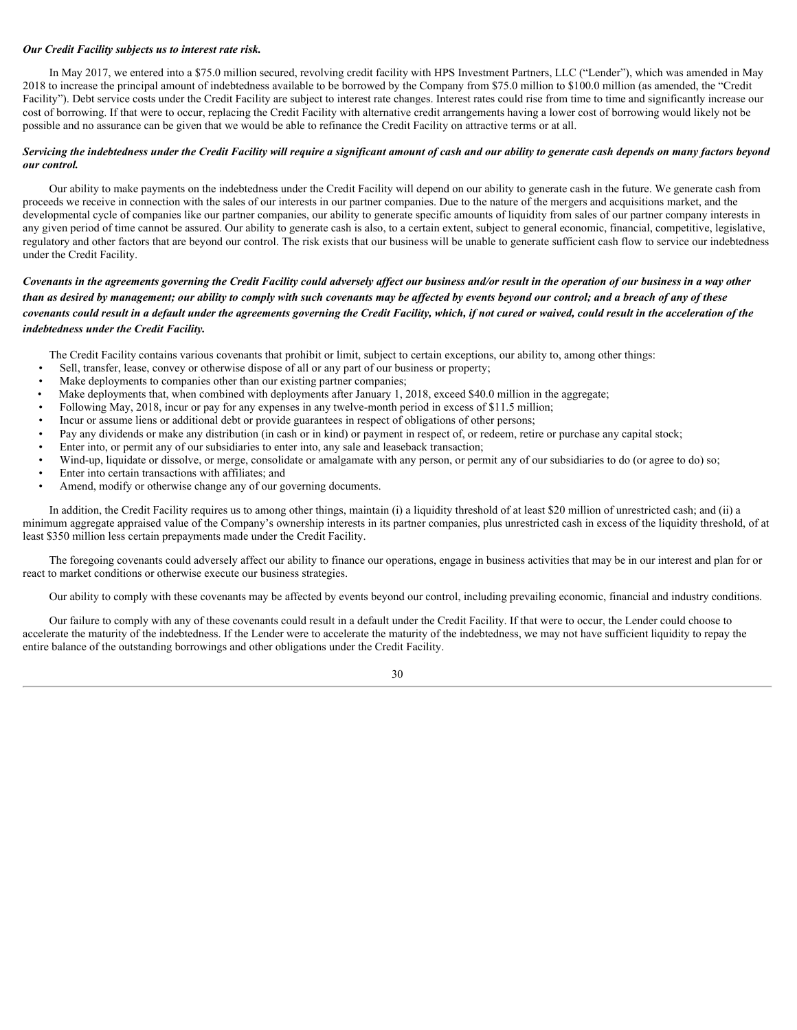***Our Credit Facility subjects us to interest rate risk.***

In May 2017, we entered into a $75.0 million secured, revolving credit facility with HPS Investment Partners, LLC (“Lender”), which was amended in May 2018 to increase the principal amount of indebtedness available to be borrowed by the Company from $75.0 million to $100.0 million (as amended, the “Credit Facility”). Debt service costs under the Credit Facility are subject to interest rate changes. Interest rates could rise from time to time and significantly increase our cost of borrowing. If that were to occur, replacing the Credit Facility with alternative credit arrangements having a lower cost of borrowing would likely not be possible and no assurance can be given that we would be able to refinance the Credit Facility on attractive terms or at all.

***Servicing the indebtedness under the Credit Facility will require a significant amount of cash and our ability to generate cash depends on many factors beyond our control.***

Our ability to make payments on the indebtedness under the Credit Facility will depend on our ability to generate cash in the future. We generate cash from proceeds we receive in connection with the sales of our interests in our partner companies. Due to the nature of the mergers and acquisitions market, and the developmental cycle of companies like our partner companies, our ability to generate specific amounts of liquidity from sales of our partner company interests in any given period of time cannot be assured. Our ability to generate cash is also, to a certain extent, subject to general economic, financial, competitive, legislative, regulatory and other factors that are beyond our control. The risk exists that our business will be unable to generate sufficient cash flow to service our indebtedness under the Credit Facility.

***Covenants in the agreements governing the Credit Facility could adversely affect our business and/or result in the operation of our business in a way other than as desired by management; our ability to comply with such covenants may be affected by events beyond our control; and a breach of any of these covenants could result in a default under the agreements governing the Credit Facility, which, if not cured or waived, could result in the acceleration of the indebtedness under the Credit Facility.***

The Credit Facility contains various covenants that prohibit or limit, subject to certain exceptions, our ability to, among other things:

- Sell, transfer, lease, convey or otherwise dispose of all or any part of our business or property;
- Make deployments to companies other than our existing partner companies;
- Make deployments that, when combined with deployments after January 1, 2018, exceed $40.0 million in the aggregate;
- Following May, 2018, incur or pay for any expenses in any twelve-month period in excess of $11.5 million;
- Incur or assume liens or additional debt or provide guarantees in respect of obligations of other persons;
- Pay any dividends or make any distribution (in cash or in kind) or payment in respect of, or redeem, retire or purchase any capital stock;
- Enter into, or permit any of our subsidiaries to enter into, any sale and leaseback transaction;
- Wind-up, liquidate or dissolve, or merge, consolidate or amalgamate with any person, or permit any of our subsidiaries to do (or agree to do) so;
- Enter into certain transactions with affiliates; and
- Amend, modify or otherwise change any of our governing documents.

In addition, the Credit Facility requires us to among other things, maintain (i) a liquidity threshold of at least $20 million of unrestricted cash; and (ii) a minimum aggregate appraised value of the Company’s ownership interests in its partner companies, plus unrestricted cash in excess of the liquidity threshold, of at least $350 million less certain prepayments made under the Credit Facility.

The foregoing covenants could adversely affect our ability to finance our operations, engage in business activities that may be in our interest and plan for or react to market conditions or otherwise execute our business strategies.

Our ability to comply with these covenants may be affected by events beyond our control, including prevailing economic, financial and industry conditions.

Our failure to comply with any of these covenants could result in a default under the Credit Facility. If that were to occur, the Lender could choose to accelerate the maturity of the indebtedness. If the Lender were to accelerate the maturity of the indebtedness, we may not have sufficient liquidity to repay the entire balance of the outstanding borrowings and other obligations under the Credit Facility.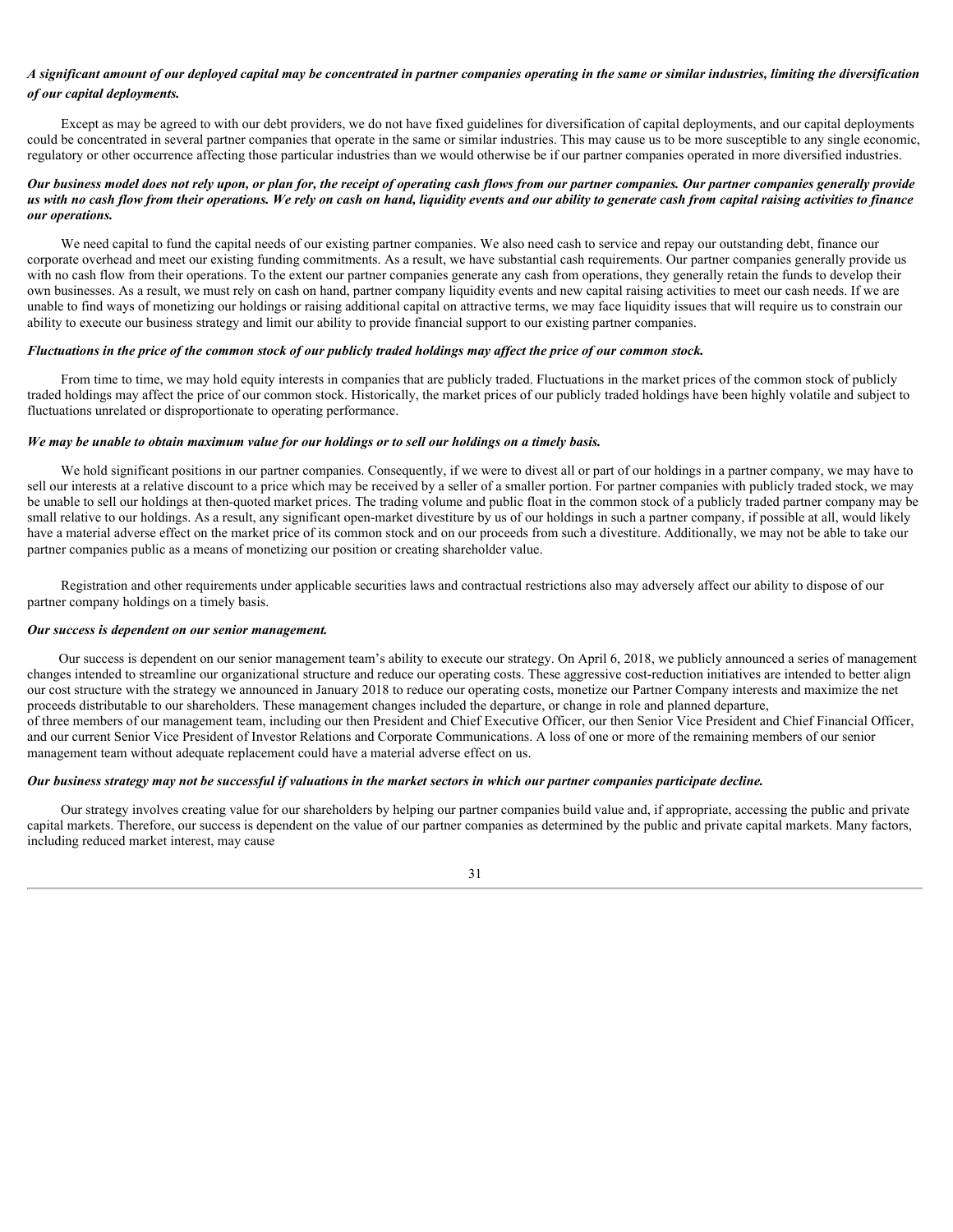***A significant amount of our deployed capital may be concentrated in partner companies operating in the same or similar industries, limiting the diversification of our capital deployments.***

Except as may be agreed to with our debt providers, we do not have fixed guidelines for diversification of capital deployments, and our capital deployments could be concentrated in several partner companies that operate in the same or similar industries. This may cause us to be more susceptible to any single economic, regulatory or other occurrence affecting those particular industries than we would otherwise be if our partner companies operated in more diversified industries.

***Our business model does not rely upon, or plan for, the receipt of operating cash flows from our partner companies. Our partner companies generally provide us with no cash flow from their operations. We rely on cash on hand, liquidity events and our ability to generate cash from capital raising activities to finance our operations.***

We need capital to fund the capital needs of our existing partner companies. We also need cash to service and repay our outstanding debt, finance our corporate overhead and meet our existing funding commitments. As a result, we have substantial cash requirements. Our partner companies generally provide us with no cash flow from their operations. To the extent our partner companies generate any cash from operations, they generally retain the funds to develop their own businesses. As a result, we must rely on cash on hand, partner company liquidity events and new capital raising activities to meet our cash needs. If we are unable to find ways of monetizing our holdings or raising additional capital on attractive terms, we may face liquidity issues that will require us to constrain our ability to execute our business strategy and limit our ability to provide financial support to our existing partner companies.

***Fluctuations in the price of the common stock of our publicly traded holdings may affect the price of our common stock.***

From time to time, we may hold equity interests in companies that are publicly traded. Fluctuations in the market prices of the common stock of publicly traded holdings may affect the price of our common stock. Historically, the market prices of our publicly traded holdings have been highly volatile and subject to fluctuations unrelated or disproportionate to operating performance.

***We may be unable to obtain maximum value for our holdings or to sell our holdings on a timely basis.***

We hold significant positions in our partner companies. Consequently, if we were to divest all or part of our holdings in a partner company, we may have to sell our interests at a relative discount to a price which may be received by a seller of a smaller portion. For partner companies with publicly traded stock, we may be unable to sell our holdings at then-quoted market prices. The trading volume and public float in the common stock of a publicly traded partner company may be small relative to our holdings. As a result, any significant open-market divestiture by us of our holdings in such a partner company, if possible at all, would likely have a material adverse effect on the market price of its common stock and on our proceeds from such a divestiture. Additionally, we may not be able to take our partner companies public as a means of monetizing our position or creating shareholder value.

Registration and other requirements under applicable securities laws and contractual restrictions also may adversely affect our ability to dispose of our partner company holdings on a timely basis.

***Our success is dependent on our senior management.***

Our success is dependent on our senior management team's ability to execute our strategy. On April 6, 2018, we publicly announced a series of management changes intended to streamline our organizational structure and reduce our operating costs. These aggressive cost-reduction initiatives are intended to better align our cost structure with the strategy we announced in January 2018 to reduce our operating costs, monetize our Partner Company interests and maximize the net proceeds distributable to our shareholders. These management changes included the departure, or change in role and planned departure, of three members of our management team, including our then President and Chief Executive Officer, our then Senior Vice President and Chief Financial Officer, and our current Senior Vice President of Investor Relations and Corporate Communications. A loss of one or more of the remaining members of our senior management team without adequate replacement could have a material adverse effect on us.

***Our business strategy may not be successful if valuations in the market sectors in which our partner companies participate decline.***

Our strategy involves creating value for our shareholders by helping our partner companies build value and, if appropriate, accessing the public and private capital markets. Therefore, our success is dependent on the value of our partner companies as determined by the public and private capital markets. Many factors, including reduced market interest, may cause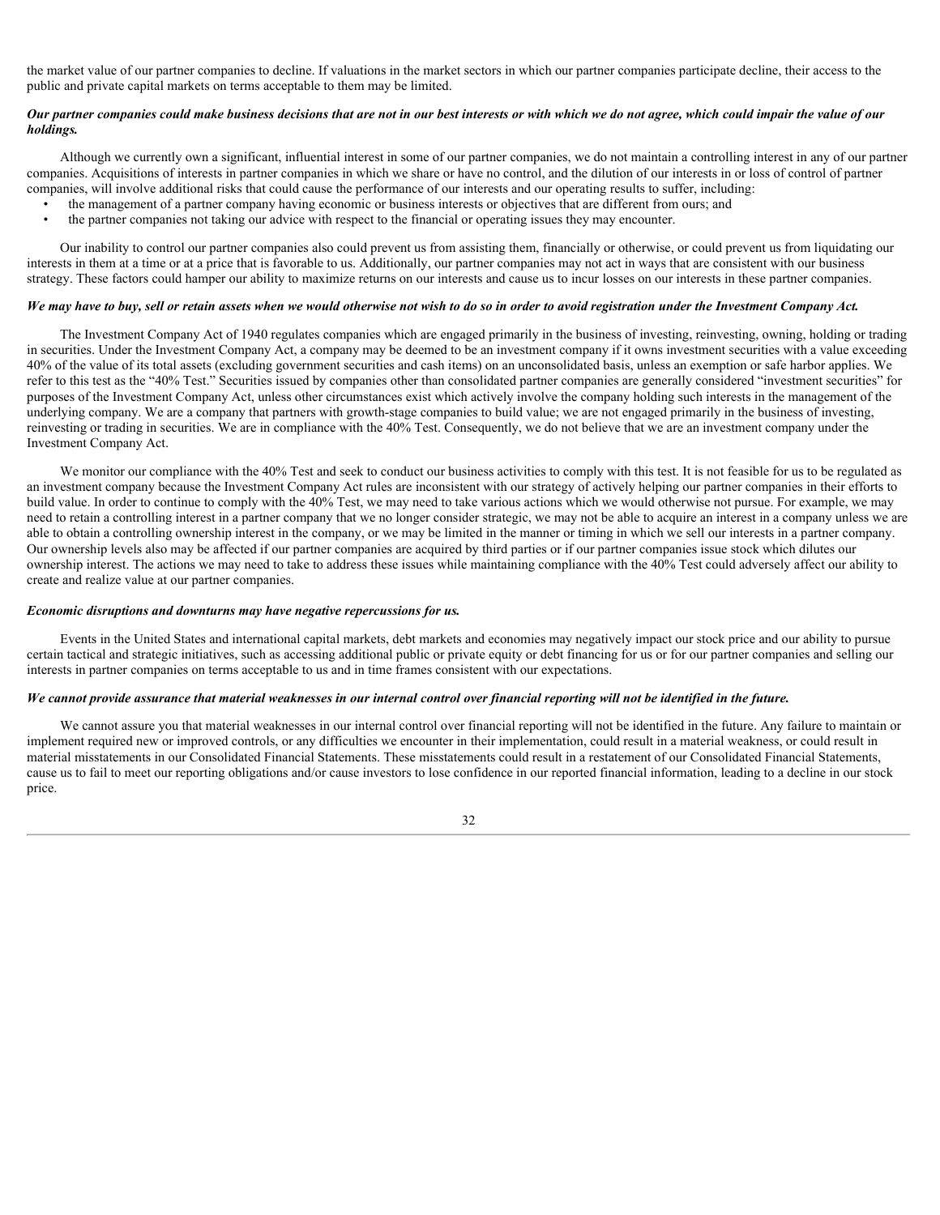the market value of our partner companies to decline. If valuations in the market sectors in which our partner companies participate decline, their access to the public and private capital markets on terms acceptable to them may be limited.

***Our partner companies could make business decisions that are not in our best interests or with which we do not agree, which could impair the value of our holdings.***

Although we currently own a significant, influential interest in some of our partner companies, we do not maintain a controlling interest in any of our partner companies. Acquisitions of interests in partner companies in which we share or have no control, and the dilution of our interests in or loss of control of partner companies, will involve additional risks that could cause the performance of our interests and our operating results to suffer, including:

- the management of a partner company having economic or business interests or objectives that are different from ours; and
- the partner companies not taking our advice with respect to the financial or operating issues they may encounter.

Our inability to control our partner companies also could prevent us from assisting them, financially or otherwise, or could prevent us from liquidating our interests in them at a time or at a price that is favorable to us. Additionally, our partner companies may not act in ways that are consistent with our business strategy. These factors could hamper our ability to maximize returns on our interests and cause us to incur losses on our interests in these partner companies.

***We may have to buy, sell or retain assets when we would otherwise not wish to do so in order to avoid registration under the Investment Company Act.***

The Investment Company Act of 1940 regulates companies which are engaged primarily in the business of investing, reinvesting, owning, holding or trading in securities. Under the Investment Company Act, a company may be deemed to be an investment company if it owns investment securities with a value exceeding 40% of the value of its total assets (excluding government securities and cash items) on an unconsolidated basis, unless an exemption or safe harbor applies. We refer to this test as the "40% Test." Securities issued by companies other than consolidated partner companies are generally considered "investment securities" for purposes of the Investment Company Act, unless other circumstances exist which actively involve the company holding such interests in the management of the underlying company. We are a company that partners with growth-stage companies to build value; we are not engaged primarily in the business of investing, reinvesting or trading in securities. We are in compliance with the 40% Test. Consequently, we do not believe that we are an investment company under the Investment Company Act.

We monitor our compliance with the 40% Test and seek to conduct our business activities to comply with this test. It is not feasible for us to be regulated as an investment company because the Investment Company Act rules are inconsistent with our strategy of actively helping our partner companies in their efforts to build value. In order to continue to comply with the 40% Test, we may need to take various actions which we would otherwise not pursue. For example, we may need to retain a controlling interest in a partner company that we no longer consider strategic, we may not be able to acquire an interest in a company unless we are able to obtain a controlling ownership interest in the company, or we may be limited in the manner or timing in which we sell our interests in a partner company. Our ownership levels also may be affected if our partner companies are acquired by third parties or if our partner companies issue stock which dilutes our ownership interest. The actions we may need to take to address these issues while maintaining compliance with the 40% Test could adversely affect our ability to create and realize value at our partner companies.

***Economic disruptions and downturns may have negative repercussions for us.***

Events in the United States and international capital markets, debt markets and economies may negatively impact our stock price and our ability to pursue certain tactical and strategic initiatives, such as accessing additional public or private equity or debt financing for us or for our partner companies and selling our interests in partner companies on terms acceptable to us and in time frames consistent with our expectations.

***We cannot provide assurance that material weaknesses in our internal control over financial reporting will not be identified in the future.***

We cannot assure you that material weaknesses in our internal control over financial reporting will not be identified in the future. Any failure to maintain or implement required new or improved controls, or any difficulties we encounter in their implementation, could result in a material weakness, or could result in material misstatements in our Consolidated Financial Statements. These misstatements could result in a restatement of our Consolidated Financial Statements, cause us to fail to meet our reporting obligations and/or cause investors to lose confidence in our reported financial information, leading to a decline in our stock price.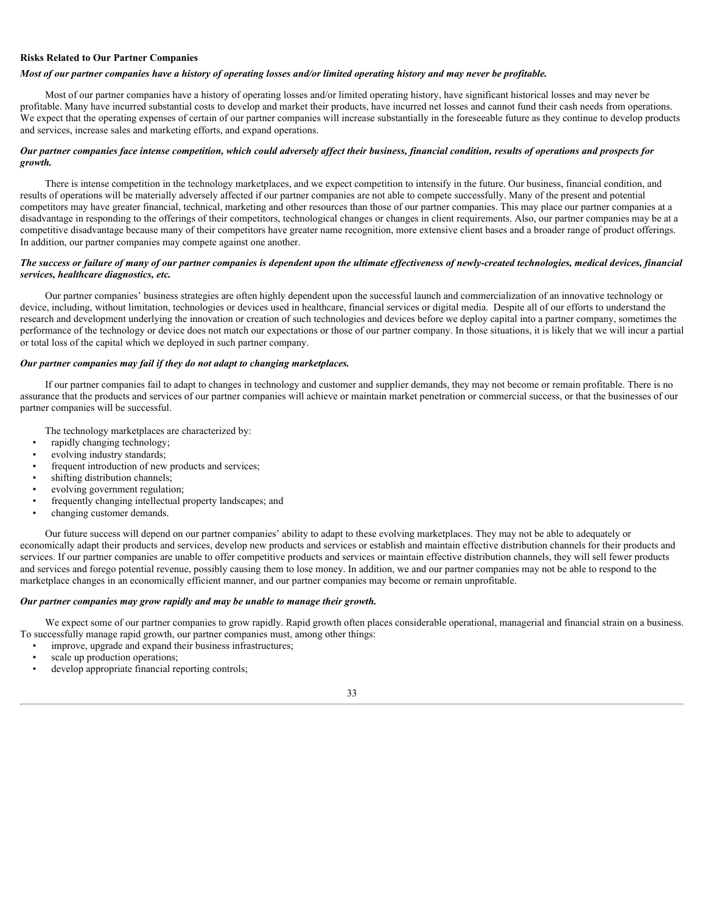**Risks Related to Our Partner Companies**

***Most of our partner companies have a history of operating losses and/or limited operating history and may never be profitable.***

Most of our partner companies have a history of operating losses and/or limited operating history, have significant historical losses and may never be profitable. Many have incurred substantial costs to develop and market their products, have incurred net losses and cannot fund their cash needs from operations. We expect that the operating expenses of certain of our partner companies will increase substantially in the foreseeable future as they continue to develop products and services, increase sales and marketing efforts, and expand operations.

***Our partner companies face intense competition, which could adversely affect their business, financial condition, results of operations and prospects for growth.***

There is intense competition in the technology marketplaces, and we expect competition to intensify in the future. Our business, financial condition, and results of operations will be materially adversely affected if our partner companies are not able to compete successfully. Many of the present and potential competitors may have greater financial, technical, marketing and other resources than those of our partner companies. This may place our partner companies at a disadvantage in responding to the offerings of their competitors, technological changes or changes in client requirements. Also, our partner companies may be at a competitive disadvantage because many of their competitors have greater name recognition, more extensive client bases and a broader range of product offerings. In addition, our partner companies may compete against one another.

***The success or failure of many of our partner companies is dependent upon the ultimate effectiveness of newly-created technologies, medical devices, financial services, healthcare diagnostics, etc.***

Our partner companies' business strategies are often highly dependent upon the successful launch and commercialization of an innovative technology or device, including, without limitation, technologies or devices used in healthcare, financial services or digital media. Despite all of our efforts to understand the research and development underlying the innovation or creation of such technologies and devices before we deploy capital into a partner company, sometimes the performance of the technology or device does not match our expectations or those of our partner company. In those situations, it is likely that we will incur a partial or total loss of the capital which we deployed in such partner company.

***Our partner companies may fail if they do not adapt to changing marketplaces.***

If our partner companies fail to adapt to changes in technology and customer and supplier demands, they may not become or remain profitable. There is no assurance that the products and services of our partner companies will achieve or maintain market penetration or commercial success, or that the businesses of our partner companies will be successful.

The technology marketplaces are characterized by:

- rapidly changing technology;
- evolving industry standards;
- frequent introduction of new products and services;
- shifting distribution channels;
- evolving government regulation;
- frequently changing intellectual property landscapes; and
- changing customer demands.

Our future success will depend on our partner companies' ability to adapt to these evolving marketplaces. They may not be able to adequately or economically adapt their products and services, develop new products and services or establish and maintain effective distribution channels for their products and services. If our partner companies are unable to offer competitive products and services or maintain effective distribution channels, they will sell fewer products and services and forego potential revenue, possibly causing them to lose money. In addition, we and our partner companies may not be able to respond to the marketplace changes in an economically efficient manner, and our partner companies may become or remain unprofitable.

***Our partner companies may grow rapidly and may be unable to manage their growth.***

We expect some of our partner companies to grow rapidly. Rapid growth often places considerable operational, managerial and financial strain on a business. To successfully manage rapid growth, our partner companies must, among other things:

- improve, upgrade and expand their business infrastructures;
- scale up production operations;
- develop appropriate financial reporting controls;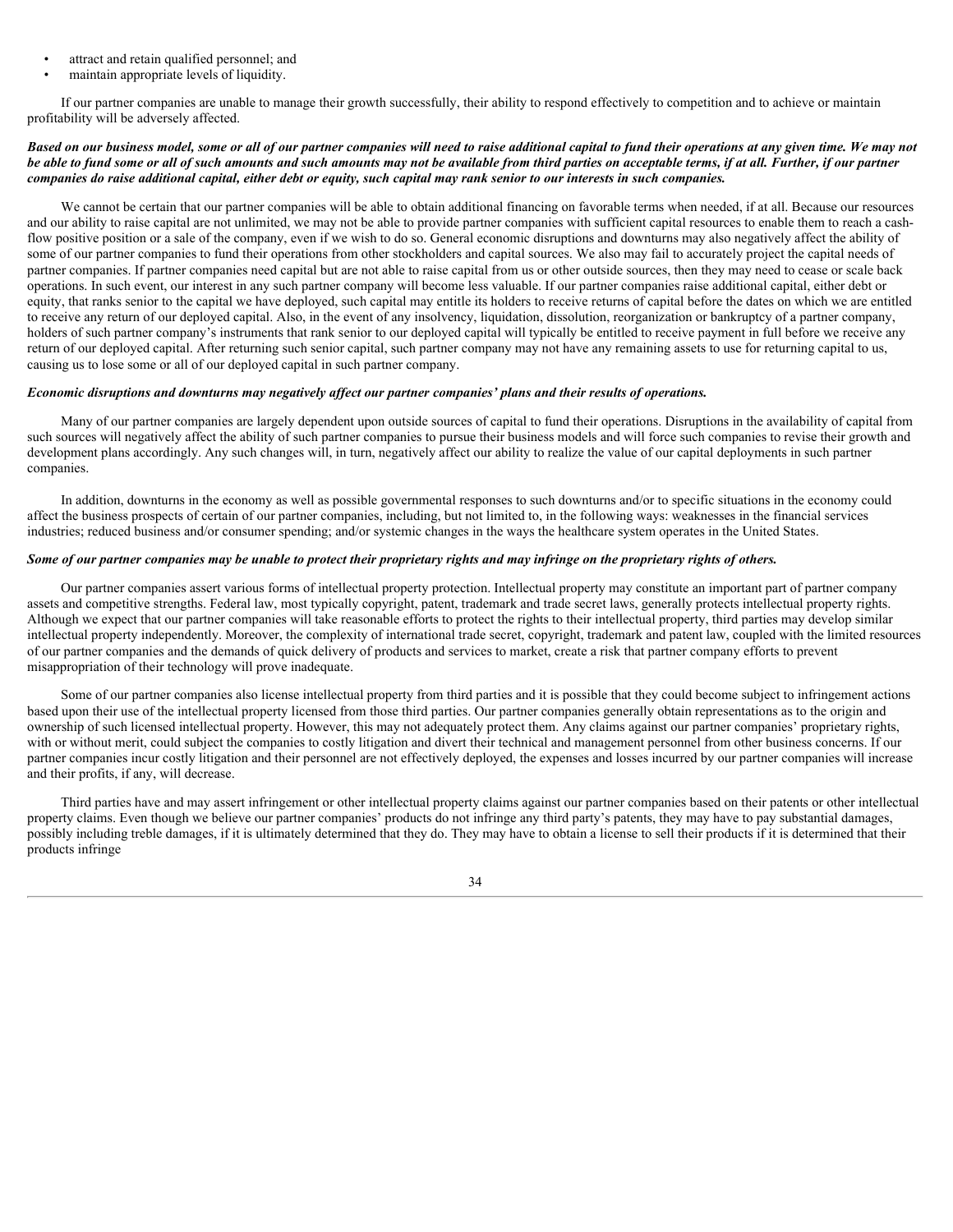- attract and retain qualified personnel; and
- maintain appropriate levels of liquidity.

If our partner companies are unable to manage their growth successfully, their ability to respond effectively to competition and to achieve or maintain profitability will be adversely affected.

***Based on our business model, some or all of our partner companies will need to raise additional capital to fund their operations at any given time. We may not be able to fund some or all of such amounts and such amounts may not be available from third parties on acceptable terms, if at all. Further, if our partner companies do raise additional capital, either debt or equity, such capital may rank senior to our interests in such companies.***

We cannot be certain that our partner companies will be able to obtain additional financing on favorable terms when needed, if at all. Because our resources and our ability to raise capital are not unlimited, we may not be able to provide partner companies with sufficient capital resources to enable them to reach a cash-flow positive position or a sale of the company, even if we wish to do so. General economic disruptions and downturns may also negatively affect the ability of some of our partner companies to fund their operations from other stockholders and capital sources. We also may fail to accurately project the capital needs of partner companies. If partner companies need capital but are not able to raise capital from us or other outside sources, then they may need to cease or scale back operations. In such event, our interest in any such partner company will become less valuable. If our partner companies raise additional capital, either debt or equity, that ranks senior to the capital we have deployed, such capital may entitle its holders to receive returns of capital before the dates on which we are entitled to receive any return of our deployed capital. Also, in the event of any insolvency, liquidation, dissolution, reorganization or bankruptcy of a partner company, holders of such partner company's instruments that rank senior to our deployed capital will typically be entitled to receive payment in full before we receive any return of our deployed capital. After returning such senior capital, such partner company may not have any remaining assets to use for returning capital to us, causing us to lose some or all of our deployed capital in such partner company.

***Economic disruptions and downturns may negatively affect our partner companies' plans and their results of operations.***

Many of our partner companies are largely dependent upon outside sources of capital to fund their operations. Disruptions in the availability of capital from such sources will negatively affect the ability of such partner companies to pursue their business models and will force such companies to revise their growth and development plans accordingly. Any such changes will, in turn, negatively affect our ability to realize the value of our capital deployments in such partner companies.

In addition, downturns in the economy as well as possible governmental responses to such downturns and/or to specific situations in the economy could affect the business prospects of certain of our partner companies, including, but not limited to, in the following ways: weaknesses in the financial services industries; reduced business and/or consumer spending; and/or systemic changes in the ways the healthcare system operates in the United States.

***Some of our partner companies may be unable to protect their proprietary rights and may infringe on the proprietary rights of others.***

Our partner companies assert various forms of intellectual property protection. Intellectual property may constitute an important part of partner company assets and competitive strengths. Federal law, most typically copyright, patent, trademark and trade secret laws, generally protects intellectual property rights. Although we expect that our partner companies will take reasonable efforts to protect the rights to their intellectual property, third parties may develop similar intellectual property independently. Moreover, the complexity of international trade secret, copyright, trademark and patent law, coupled with the limited resources of our partner companies and the demands of quick delivery of products and services to market, create a risk that partner company efforts to prevent misappropriation of their technology will prove inadequate.

Some of our partner companies also license intellectual property from third parties and it is possible that they could become subject to infringement actions based upon their use of the intellectual property licensed from those third parties. Our partner companies generally obtain representations as to the origin and ownership of such licensed intellectual property. However, this may not adequately protect them. Any claims against our partner companies' proprietary rights, with or without merit, could subject the companies to costly litigation and divert their technical and management personnel from other business concerns. If our partner companies incur costly litigation and their personnel are not effectively deployed, the expenses and losses incurred by our partner companies will increase and their profits, if any, will decrease.

Third parties have and may assert infringement or other intellectual property claims against our partner companies based on their patents or other intellectual property claims. Even though we believe our partner companies' products do not infringe any third party's patents, they may have to pay substantial damages, possibly including treble damages, if it is ultimately determined that they do. They may have to obtain a license to sell their products if it is determined that their products infringe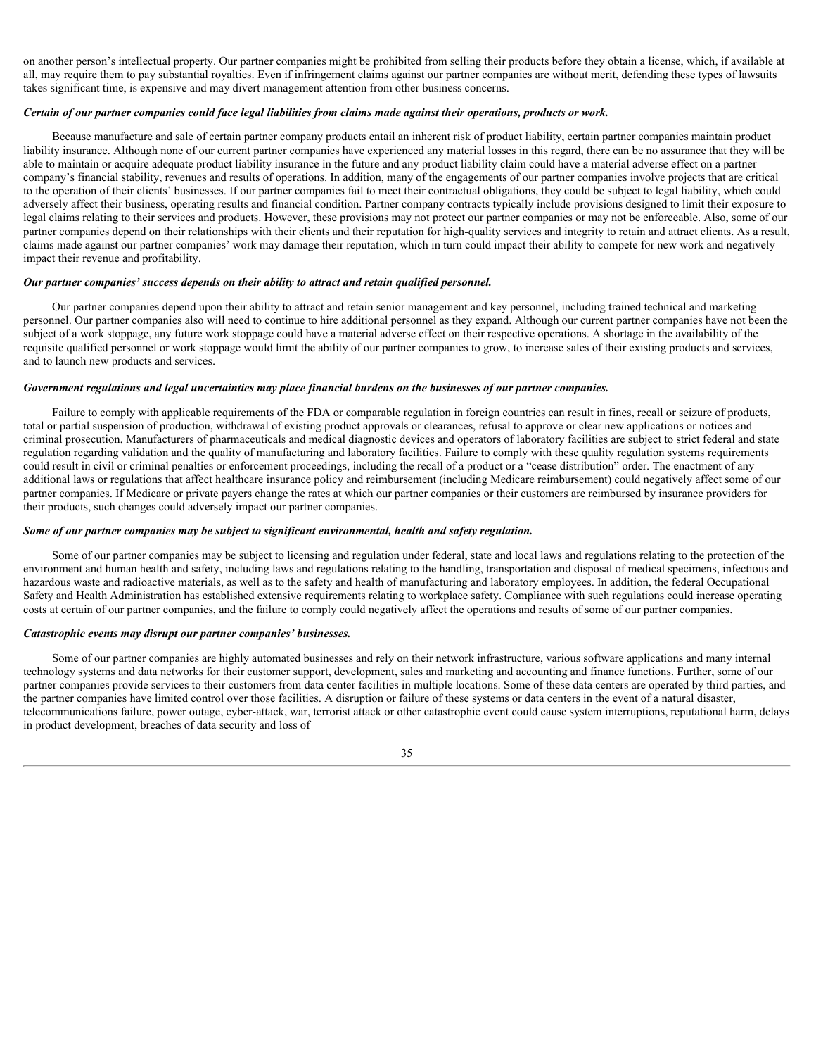on another person's intellectual property. Our partner companies might be prohibited from selling their products before they obtain a license, which, if available at all, may require them to pay substantial royalties. Even if infringement claims against our partner companies are without merit, defending these types of lawsuits takes significant time, is expensive and may divert management attention from other business concerns.

***Certain of our partner companies could face legal liabilities from claims made against their operations, products or work.***

Because manufacture and sale of certain partner company products entail an inherent risk of product liability, certain partner companies maintain product liability insurance. Although none of our current partner companies have experienced any material losses in this regard, there can be no assurance that they will be able to maintain or acquire adequate product liability insurance in the future and any product liability claim could have a material adverse effect on a partner company's financial stability, revenues and results of operations. In addition, many of the engagements of our partner companies involve projects that are critical to the operation of their clients' businesses. If our partner companies fail to meet their contractual obligations, they could be subject to legal liability, which could adversely affect their business, operating results and financial condition. Partner company contracts typically include provisions designed to limit their exposure to legal claims relating to their services and products. However, these provisions may not protect our partner companies or may not be enforceable. Also, some of our partner companies depend on their relationships with their clients and their reputation for high-quality services and integrity to retain and attract clients. As a result, claims made against our partner companies' work may damage their reputation, which in turn could impact their ability to compete for new work and negatively impact their revenue and profitability.

***Our partner companies' success depends on their ability to attract and retain qualified personnel.***

Our partner companies depend upon their ability to attract and retain senior management and key personnel, including trained technical and marketing personnel. Our partner companies also will need to continue to hire additional personnel as they expand. Although our current partner companies have not been the subject of a work stoppage, any future work stoppage could have a material adverse effect on their respective operations. A shortage in the availability of the requisite qualified personnel or work stoppage would limit the ability of our partner companies to grow, to increase sales of their existing products and services, and to launch new products and services.

***Government regulations and legal uncertainties may place financial burdens on the businesses of our partner companies.***

Failure to comply with applicable requirements of the FDA or comparable regulation in foreign countries can result in fines, recall or seizure of products, total or partial suspension of production, withdrawal of existing product approvals or clearances, refusal to approve or clear new applications or notices and criminal prosecution. Manufacturers of pharmaceuticals and medical diagnostic devices and operators of laboratory facilities are subject to strict federal and state regulation regarding validation and the quality of manufacturing and laboratory facilities. Failure to comply with these quality regulation systems requirements could result in civil or criminal penalties or enforcement proceedings, including the recall of a product or a "cease distribution" order. The enactment of any additional laws or regulations that affect healthcare insurance policy and reimbursement (including Medicare reimbursement) could negatively affect some of our partner companies. If Medicare or private payers change the rates at which our partner companies or their customers are reimbursed by insurance providers for their products, such changes could adversely impact our partner companies.

***Some of our partner companies may be subject to significant environmental, health and safety regulation.***

Some of our partner companies may be subject to licensing and regulation under federal, state and local laws and regulations relating to the protection of the environment and human health and safety, including laws and regulations relating to the handling, transportation and disposal of medical specimens, infectious and hazardous waste and radioactive materials, as well as to the safety and health of manufacturing and laboratory employees. In addition, the federal Occupational Safety and Health Administration has established extensive requirements relating to workplace safety. Compliance with such regulations could increase operating costs at certain of our partner companies, and the failure to comply could negatively affect the operations and results of some of our partner companies.

***Catastrophic events may disrupt our partner companies' businesses.***

Some of our partner companies are highly automated businesses and rely on their network infrastructure, various software applications and many internal technology systems and data networks for their customer support, development, sales and marketing and accounting and finance functions. Further, some of our partner companies provide services to their customers from data center facilities in multiple locations. Some of these data centers are operated by third parties, and the partner companies have limited control over those facilities. A disruption or failure of these systems or data centers in the event of a natural disaster, telecommunications failure, power outage, cyber-attack, war, terrorist attack or other catastrophic event could cause system interruptions, reputational harm, delays in product development, breaches of data security and loss of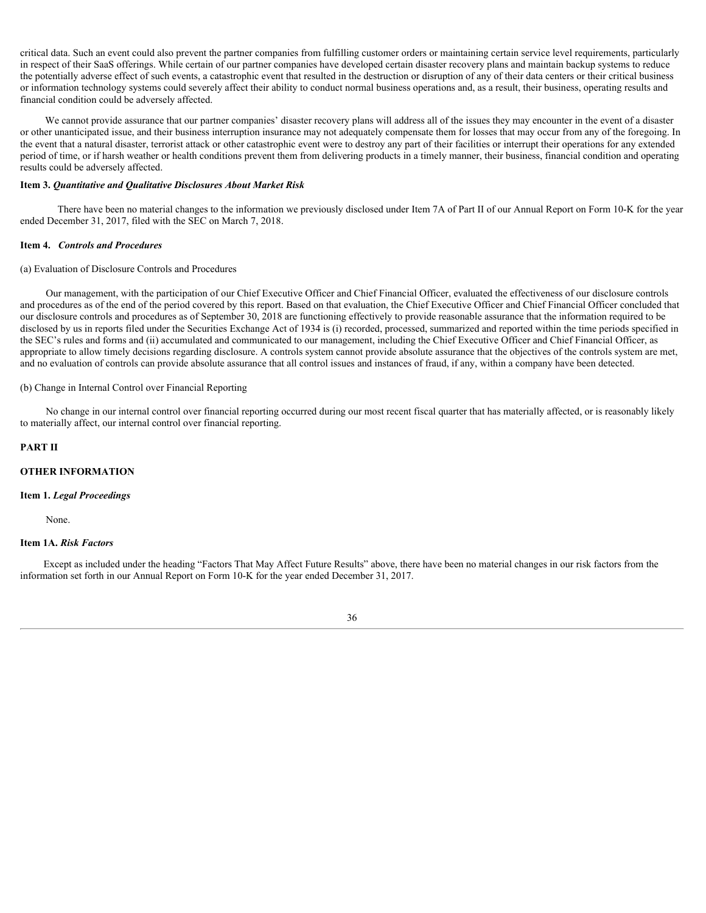critical data. Such an event could also prevent the partner companies from fulfilling customer orders or maintaining certain service level requirements, particularly in respect of their SaaS offerings. While certain of our partner companies have developed certain disaster recovery plans and maintain backup systems to reduce the potentially adverse effect of such events, a catastrophic event that resulted in the destruction or disruption of any of their data centers or their critical business or information technology systems could severely affect their ability to conduct normal business operations and, as a result, their business, operating results and financial condition could be adversely affected.

We cannot provide assurance that our partner companies' disaster recovery plans will address all of the issues they may encounter in the event of a disaster or other unanticipated issue, and their business interruption insurance may not adequately compensate them for losses that may occur from any of the foregoing. In the event that a natural disaster, terrorist attack or other catastrophic event were to destroy any part of their facilities or interrupt their operations for any extended period of time, or if harsh weather or health conditions prevent them from delivering products in a timely manner, their business, financial condition and operating results could be adversely affected.

### Item 3. *Quantitative and Qualitative Disclosures About Market Risk*

There have been no material changes to the information we previously disclosed under Item 7A of Part II of our Annual Report on Form 10-K for the year ended December 31, 2017, filed with the SEC on March 7, 2018.

### Item 4. *Controls and Procedures*

(a) Evaluation of Disclosure Controls and Procedures

Our management, with the participation of our Chief Executive Officer and Chief Financial Officer, evaluated the effectiveness of our disclosure controls and procedures as of the end of the period covered by this report. Based on that evaluation, the Chief Executive Officer and Chief Financial Officer concluded that our disclosure controls and procedures as of September 30, 2018 are functioning effectively to provide reasonable assurance that the information required to be disclosed by us in reports filed under the Securities Exchange Act of 1934 is (i) recorded, processed, summarized and reported within the time periods specified in the SEC's rules and forms and (ii) accumulated and communicated to our management, including the Chief Executive Officer and Chief Financial Officer, as appropriate to allow timely decisions regarding disclosure. A controls system cannot provide absolute assurance that the objectives of the controls system are met, and no evaluation of controls can provide absolute assurance that all control issues and instances of fraud, if any, within a company have been detected.

(b) Change in Internal Control over Financial Reporting

No change in our internal control over financial reporting occurred during our most recent fiscal quarter that has materially affected, or is reasonably likely to materially affect, our internal control over financial reporting.

## PART II

## OTHER INFORMATION

### Item 1. *Legal Proceedings*

None.

### Item 1A. *Risk Factors*

Except as included under the heading "Factors That May Affect Future Results" above, there have been no material changes in our risk factors from the information set forth in our Annual Report on Form 10-K for the year ended December 31, 2017.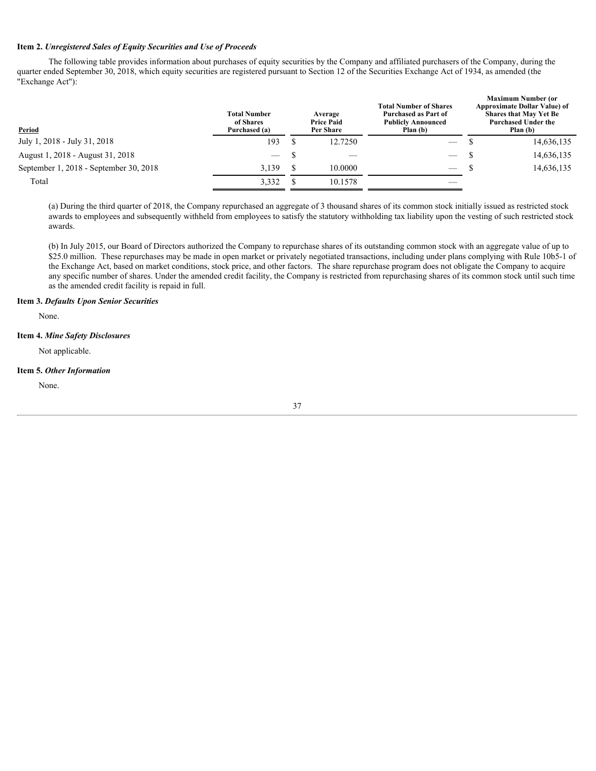**Item 2.** ***Unregistered Sales of Equity Securities and Use of Proceeds***

The following table provides information about purchases of equity securities by the Company and affiliated purchasers of the Company, during the quarter ended September 30, 2018, which equity securities are registered pursuant to Section 12 of the Securities Exchange Act of 1934, as amended (the "Exchange Act"):

| Period | Total Number of Shares Purchased (a) | Average Price Paid Per Share | Total Number of Shares Purchased as Part of Publicly Announced Plan (b) | Maximum Number (or Approximate Dollar Value) of Shares that May Yet Be Purchased Under the Plan (b) |
|---|---|---|---|---|
| July 1, 2018 - July 31, 2018 | 193 | $ 12.7250 | — | $ 14,636,135 |
| August 1, 2018 - August 31, 2018 | — | $ — | — | $ 14,636,135 |
| September 1, 2018 - September 30, 2018 | 3,139 | $ 10.0000 | — | $ 14,636,135 |
| Total | 3,332 | $ 10.1578 | — | |

(a) During the third quarter of 2018, the Company repurchased an aggregate of 3 thousand shares of its common stock initially issued as restricted stock awards to employees and subsequently withheld from employees to satisfy the statutory withholding tax liability upon the vesting of such restricted stock awards.

(b) In July 2015, our Board of Directors authorized the Company to repurchase shares of its outstanding common stock with an aggregate value of up to $25.0 million. These repurchases may be made in open market or privately negotiated transactions, including under plans complying with Rule 10b5-1 of the Exchange Act, based on market conditions, stock price, and other factors. The share repurchase program does not obligate the Company to acquire any specific number of shares. Under the amended credit facility, the Company is restricted from repurchasing shares of its common stock until such time as the amended credit facility is repaid in full.

**Item 3.** ***Defaults Upon Senior Securities***

None.

**Item 4.** ***Mine Safety Disclosures***

Not applicable.

**Item 5.** ***Other Information***

None.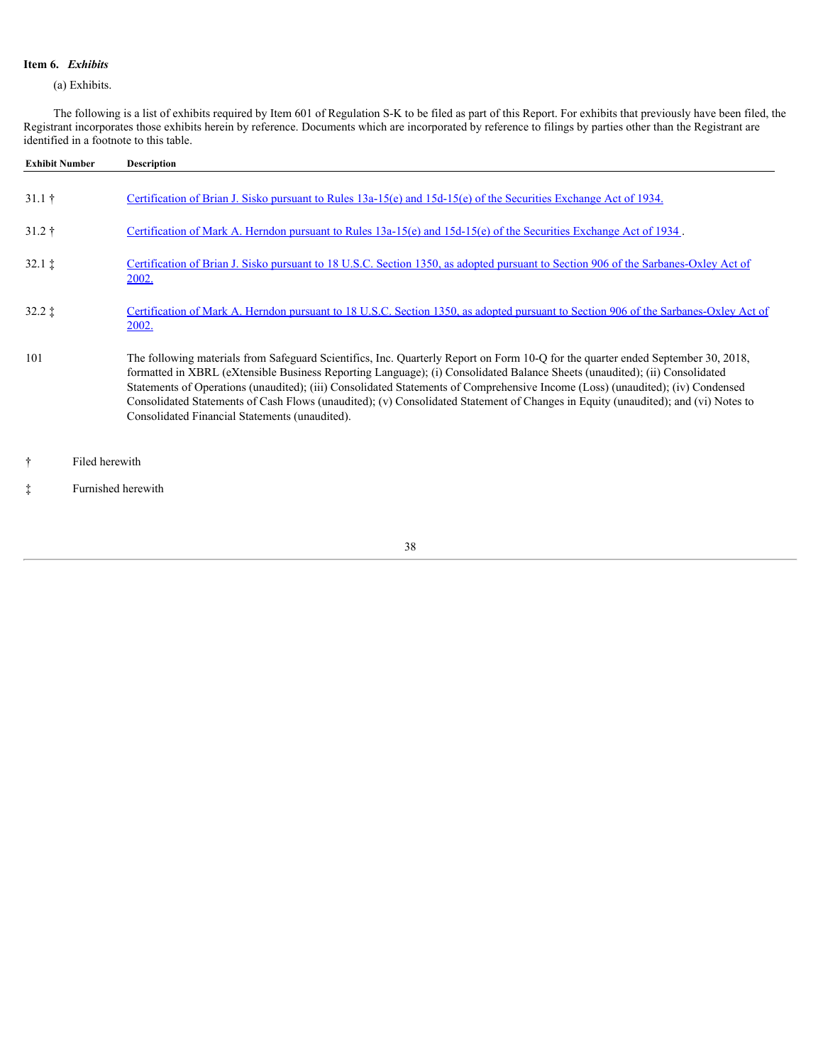**Item 6.** ***Exhibits***

(a) Exhibits.

The following is a list of exhibits required by Item 601 of Regulation S-K to be filed as part of this Report. For exhibits that previously have been filed, the Registrant incorporates those exhibits herein by reference. Documents which are incorporated by reference to filings by parties other than the Registrant are identified in a footnote to this table.

| Exhibit Number | Description |
|---|---|
| 31.1 † | Certification of Brian J. Sisko pursuant to Rules 13a-15(e) and 15d-15(e) of the Securities Exchange Act of 1934. |
| 31.2 † | Certification of Mark A. Herndon pursuant to Rules 13a-15(e) and 15d-15(e) of the Securities Exchange Act of 1934 . |
| 32.1 ‡ | Certification of Brian J. Sisko pursuant to 18 U.S.C. Section 1350, as adopted pursuant to Section 906 of the Sarbanes-Oxley Act of 2002. |
| 32.2 ‡ | Certification of Mark A. Herndon pursuant to 18 U.S.C. Section 1350, as adopted pursuant to Section 906 of the Sarbanes-Oxley Act of 2002. |
| 101 | The following materials from Safeguard Scientifics, Inc. Quarterly Report on Form 10-Q for the quarter ended September 30, 2018, formatted in XBRL (eXtensible Business Reporting Language); (i) Consolidated Balance Sheets (unaudited); (ii) Consolidated Statements of Operations (unaudited); (iii) Consolidated Statements of Comprehensive Income (Loss) (unaudited); (iv) Condensed Consolidated Statements of Cash Flows (unaudited); (v) Consolidated Statement of Changes in Equity (unaudited); and (vi) Notes to Consolidated Financial Statements (unaudited). |

† Filed herewith

‡ Furnished herewith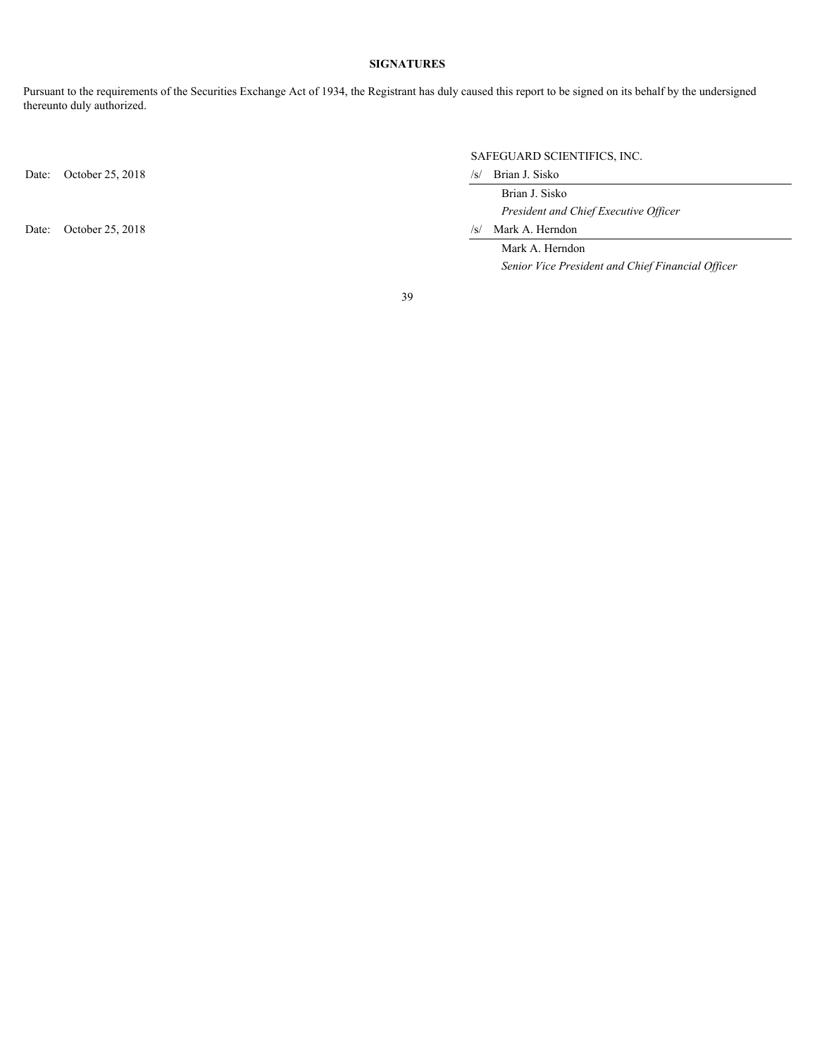**SIGNATURES**

Pursuant to the requirements of the Securities Exchange Act of 1934, the Registrant has duly caused this report to be signed on its behalf by the undersigned thereunto duly authorized.

| | SAFEGUARD SCIENTIFICS, INC. |
|---|---|
| Date: October 25, 2018 | /s/ Brian J. Sisko |
| | Brian J. Sisko |
| | *President and Chief Executive Officer* |
| Date: October 25, 2018 | /s/ Mark A. Herndon |
| | Mark A. Herndon |
| | *Senior Vice President and Chief Financial Officer* |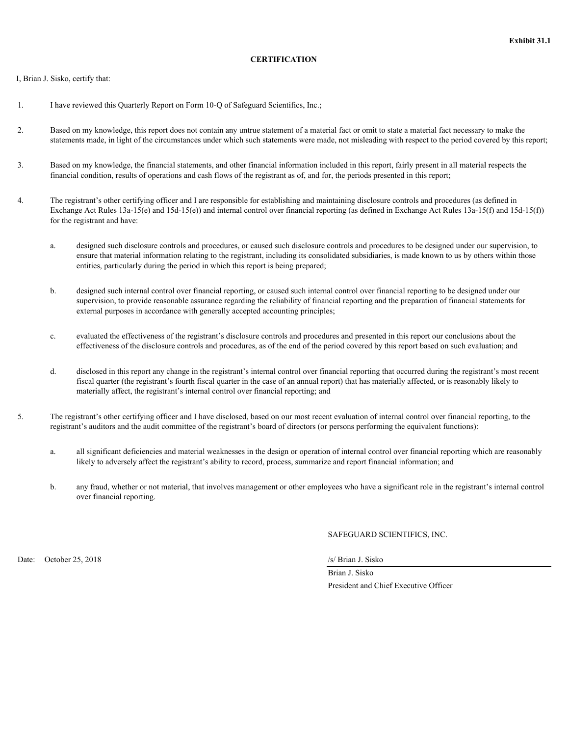**Exhibit 31.1**

**CERTIFICATION**

I, Brian J. Sisko, certify that:

1. I have reviewed this Quarterly Report on Form 10-Q of Safeguard Scientifics, Inc.;

2. Based on my knowledge, this report does not contain any untrue statement of a material fact or omit to state a material fact necessary to make the statements made, in light of the circumstances under which such statements were made, not misleading with respect to the period covered by this report;

3. Based on my knowledge, the financial statements, and other financial information included in this report, fairly present in all material respects the financial condition, results of operations and cash flows of the registrant as of, and for, the periods presented in this report;

4. The registrant's other certifying officer and I are responsible for establishing and maintaining disclosure controls and procedures (as defined in Exchange Act Rules 13a-15(e) and 15d-15(e)) and internal control over financial reporting (as defined in Exchange Act Rules 13a-15(f) and 15d-15(f)) for the registrant and have:

   a. designed such disclosure controls and procedures, or caused such disclosure controls and procedures to be designed under our supervision, to ensure that material information relating to the registrant, including its consolidated subsidiaries, is made known to us by others within those entities, particularly during the period in which this report is being prepared;

   b. designed such internal control over financial reporting, or caused such internal control over financial reporting to be designed under our supervision, to provide reasonable assurance regarding the reliability of financial reporting and the preparation of financial statements for external purposes in accordance with generally accepted accounting principles;

   c. evaluated the effectiveness of the registrant's disclosure controls and procedures and presented in this report our conclusions about the effectiveness of the disclosure controls and procedures, as of the end of the period covered by this report based on such evaluation; and

   d. disclosed in this report any change in the registrant's internal control over financial reporting that occurred during the registrant's most recent fiscal quarter (the registrant's fourth fiscal quarter in the case of an annual report) that has materially affected, or is reasonably likely to materially affect, the registrant's internal control over financial reporting; and

5. The registrant's other certifying officer and I have disclosed, based on our most recent evaluation of internal control over financial reporting, to the registrant's auditors and the audit committee of the registrant's board of directors (or persons performing the equivalent functions):

   a. all significant deficiencies and material weaknesses in the design or operation of internal control over financial reporting which are reasonably likely to adversely affect the registrant's ability to record, process, summarize and report financial information; and

   b. any fraud, whether or not material, that involves management or other employees who have a significant role in the registrant's internal control over financial reporting.

SAFEGUARD SCIENTIFICS, INC.

Date: October 25, 2018

/s/ Brian J. Sisko

Brian J. Sisko

President and Chief Executive Officer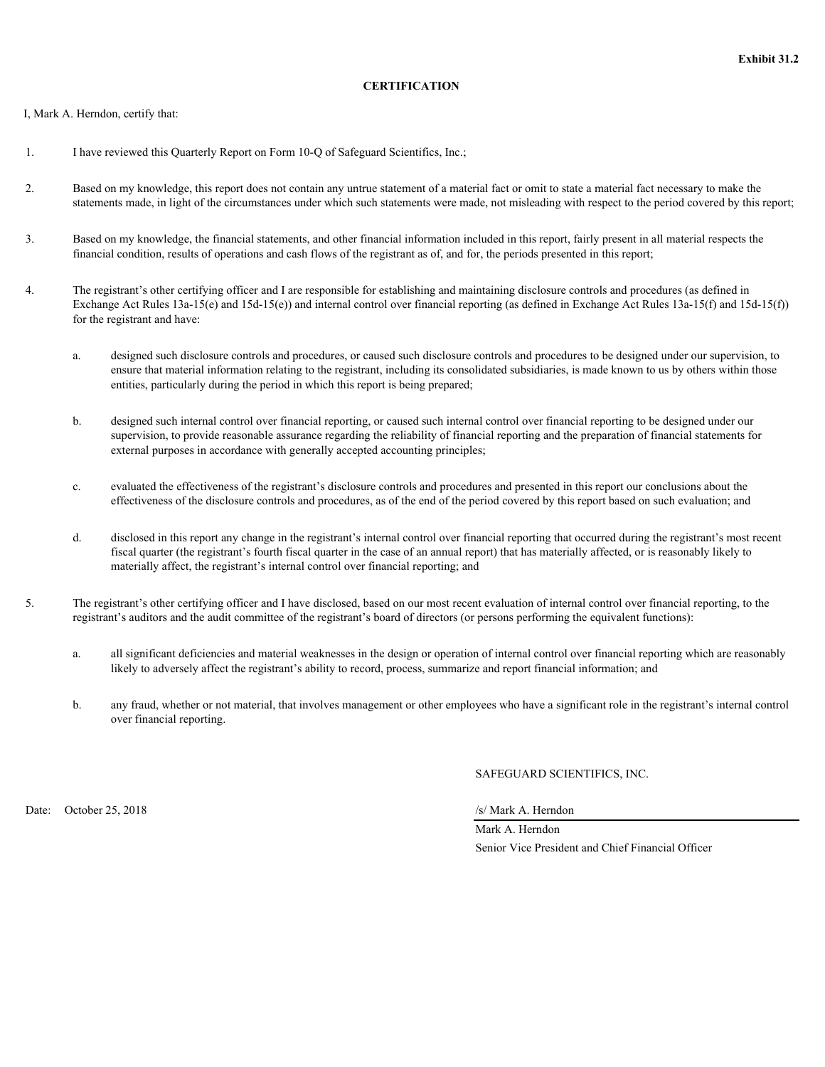**Exhibit 31.2**

**CERTIFICATION**

I, Mark A. Herndon, certify that:

1. I have reviewed this Quarterly Report on Form 10-Q of Safeguard Scientifics, Inc.;

2. Based on my knowledge, this report does not contain any untrue statement of a material fact or omit to state a material fact necessary to make the statements made, in light of the circumstances under which such statements were made, not misleading with respect to the period covered by this report;

3. Based on my knowledge, the financial statements, and other financial information included in this report, fairly present in all material respects the financial condition, results of operations and cash flows of the registrant as of, and for, the periods presented in this report;

4. The registrant's other certifying officer and I are responsible for establishing and maintaining disclosure controls and procedures (as defined in Exchange Act Rules 13a-15(e) and 15d-15(e)) and internal control over financial reporting (as defined in Exchange Act Rules 13a-15(f) and 15d-15(f)) for the registrant and have:

   a. designed such disclosure controls and procedures, or caused such disclosure controls and procedures to be designed under our supervision, to ensure that material information relating to the registrant, including its consolidated subsidiaries, is made known to us by others within those entities, particularly during the period in which this report is being prepared;

   b. designed such internal control over financial reporting, or caused such internal control over financial reporting to be designed under our supervision, to provide reasonable assurance regarding the reliability of financial reporting and the preparation of financial statements for external purposes in accordance with generally accepted accounting principles;

   c. evaluated the effectiveness of the registrant's disclosure controls and procedures and presented in this report our conclusions about the effectiveness of the disclosure controls and procedures, as of the end of the period covered by this report based on such evaluation; and

   d. disclosed in this report any change in the registrant's internal control over financial reporting that occurred during the registrant's most recent fiscal quarter (the registrant's fourth fiscal quarter in the case of an annual report) that has materially affected, or is reasonably likely to materially affect, the registrant's internal control over financial reporting; and

5. The registrant's other certifying officer and I have disclosed, based on our most recent evaluation of internal control over financial reporting, to the registrant's auditors and the audit committee of the registrant's board of directors (or persons performing the equivalent functions):

   a. all significant deficiencies and material weaknesses in the design or operation of internal control over financial reporting which are reasonably likely to adversely affect the registrant's ability to record, process, summarize and report financial information; and

   b. any fraud, whether or not material, that involves management or other employees who have a significant role in the registrant's internal control over financial reporting.

SAFEGUARD SCIENTIFICS, INC.

Date: October 25, 2018

/s/ Mark A. Herndon

Mark A. Herndon
Senior Vice President and Chief Financial Officer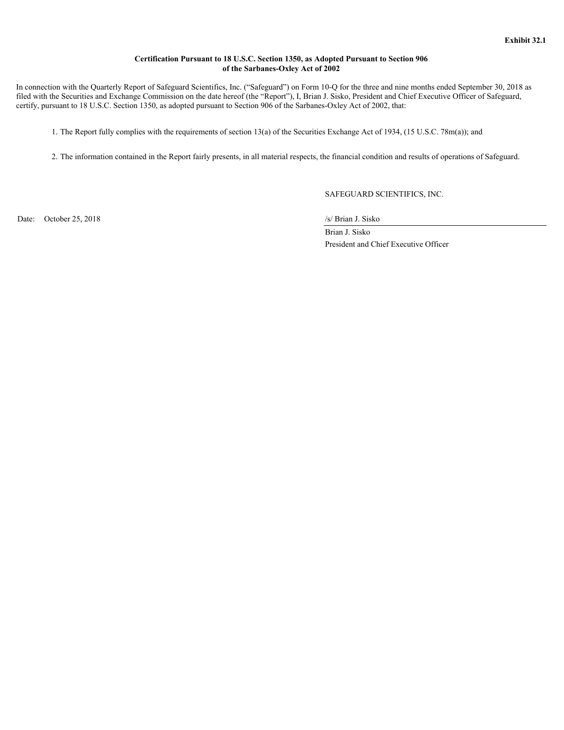**Exhibit 32.1**

**Certification Pursuant to 18 U.S.C. Section 1350, as Adopted Pursuant to Section 906 of the Sarbanes-Oxley Act of 2002**

In connection with the Quarterly Report of Safeguard Scientifics, Inc. ("Safeguard") on Form 10-Q for the three and nine months ended September 30, 2018 as filed with the Securities and Exchange Commission on the date hereof (the "Report"), I, Brian J. Sisko, President and Chief Executive Officer of Safeguard, certify, pursuant to 18 U.S.C. Section 1350, as adopted pursuant to Section 906 of the Sarbanes-Oxley Act of 2002, that:

1. The Report fully complies with the requirements of section 13(a) of the Securities Exchange Act of 1934, (15 U.S.C. 78m(a)); and

2. The information contained in the Report fairly presents, in all material respects, the financial condition and results of operations of Safeguard.

SAFEGUARD SCIENTIFICS, INC.

Date: October 25, 2018

/s/ Brian J. Sisko

Brian J. Sisko

President and Chief Executive Officer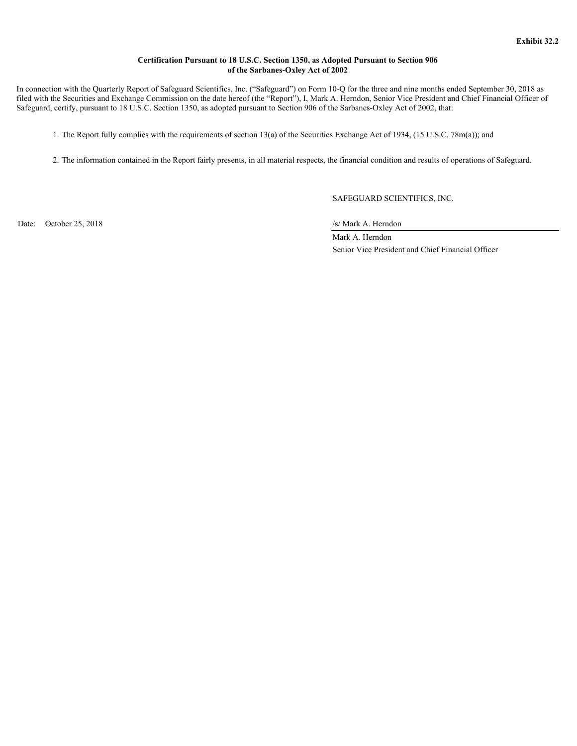**Exhibit 32.2**

**Certification Pursuant to 18 U.S.C. Section 1350, as Adopted Pursuant to Section 906 of the Sarbanes-Oxley Act of 2002**

In connection with the Quarterly Report of Safeguard Scientifics, Inc. ("Safeguard") on Form 10-Q for the three and nine months ended September 30, 2018 as filed with the Securities and Exchange Commission on the date hereof (the "Report"), I, Mark A. Herndon, Senior Vice President and Chief Financial Officer of Safeguard, certify, pursuant to 18 U.S.C. Section 1350, as adopted pursuant to Section 906 of the Sarbanes-Oxley Act of 2002, that:

1. The Report fully complies with the requirements of section 13(a) of the Securities Exchange Act of 1934, (15 U.S.C. 78m(a)); and

2. The information contained in the Report fairly presents, in all material respects, the financial condition and results of operations of Safeguard.

SAFEGUARD SCIENTIFICS, INC.

Date: October 25, 2018

/s/ Mark A. Herndon

Mark A. Herndon
Senior Vice President and Chief Financial Officer